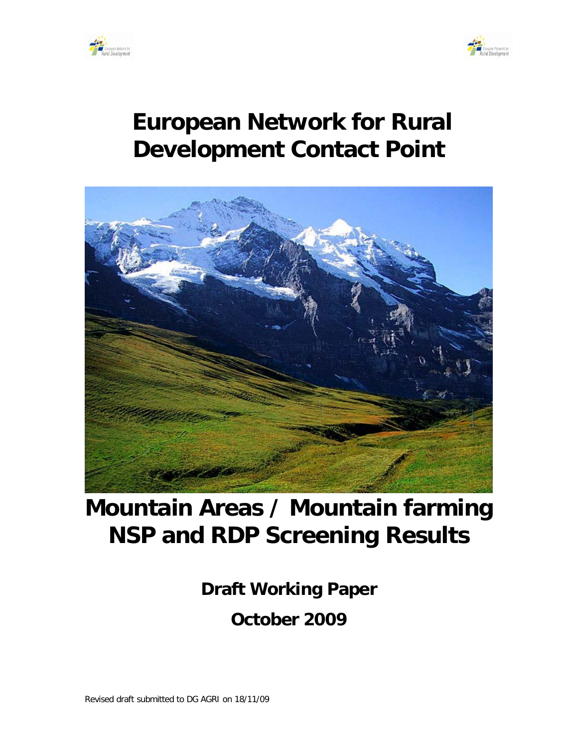# European Network for Rural Development Contact Point

# Mountain Areas / Mountain farming NSP and RDP Screening Results

**Draft Working Paper**

**October 2009**

Revised draft submitted to DG AGRI on 18/11/09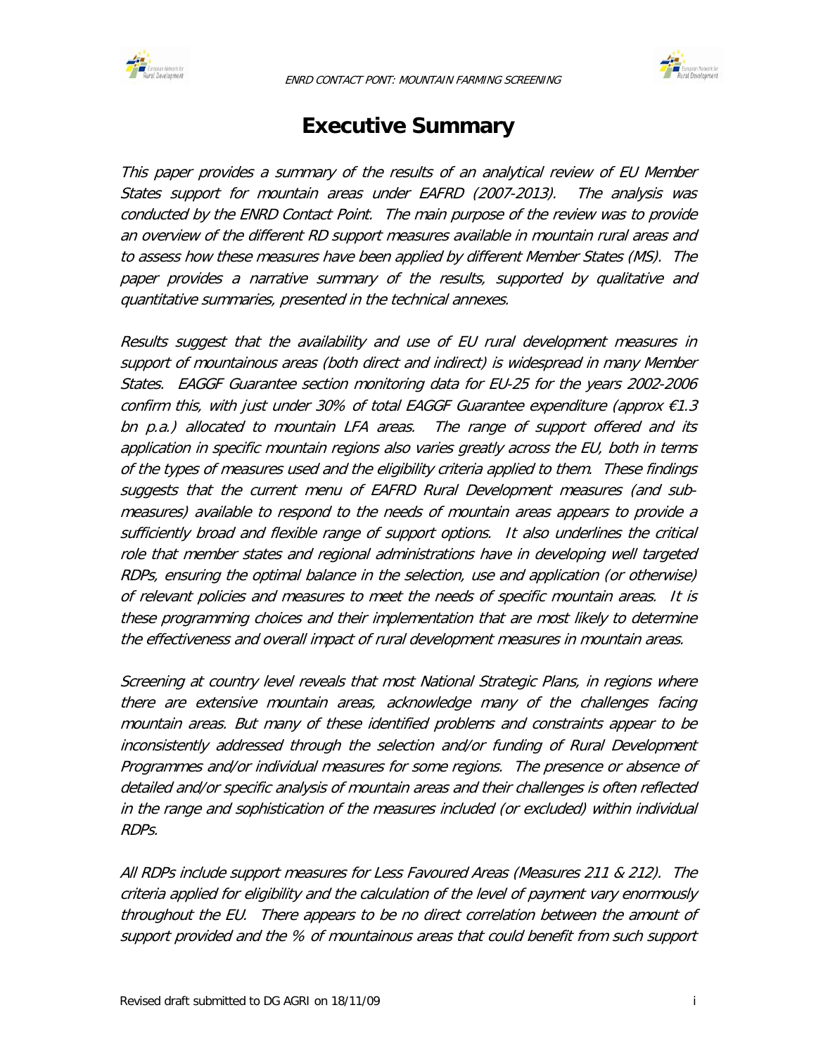# Executive Summary

*This paper provides a summary of the results of an analytical review of EU Member States support for mountain areas under EAFRD (2007-2013). The analysis was conducted by the ENRD Contact Point. The main purpose of the review was to provide an overview of the different RD support measures available in mountain rural areas and to assess how these measures have been applied by different Member States (MS). The paper provides a narrative summary of the results, supported by qualitative and quantitative summaries, presented in the technical annexes.*

*Results suggest that the availability and use of EU rural development measures in support of mountainous areas (both direct and indirect) is widespread in many Member States. EAGGF Guarantee section monitoring data for EU-25 for the years 2002-2006 confirm this, with just under 30% of total EAGGF Guarantee expenditure (approx €1.3 bn p.a.) allocated to mountain LFA areas. The range of support offered and its application in specific mountain regions also varies greatly across the EU, both in terms of the types of measures used and the eligibility criteria applied to them. These findings suggests that the current menu of EAFRD Rural Development measures (and sub-measures) available to respond to the needs of mountain areas appears to provide a sufficiently broad and flexible range of support options. It also underlines the critical role that member states and regional administrations have in developing well targeted RDPs, ensuring the optimal balance in the selection, use and application (or otherwise) of relevant policies and measures to meet the needs of specific mountain areas. It is these programming choices and their implementation that are most likely to determine the effectiveness and overall impact of rural development measures in mountain areas.*

*Screening at country level reveals that most National Strategic Plans, in regions where there are extensive mountain areas, acknowledge many of the challenges facing mountain areas. But many of these identified problems and constraints appear to be inconsistently addressed through the selection and/or funding of Rural Development Programmes and/or individual measures for some regions. The presence or absence of detailed and/or specific analysis of mountain areas and their challenges is often reflected in the range and sophistication of the measures included (or excluded) within individual RDPs.*

*All RDPs include support measures for Less Favoured Areas (Measures 211 & 212). The criteria applied for eligibility and the calculation of the level of payment vary enormously throughout the EU. There appears to be no direct correlation between the amount of support provided and the % of mountainous areas that could benefit from such support*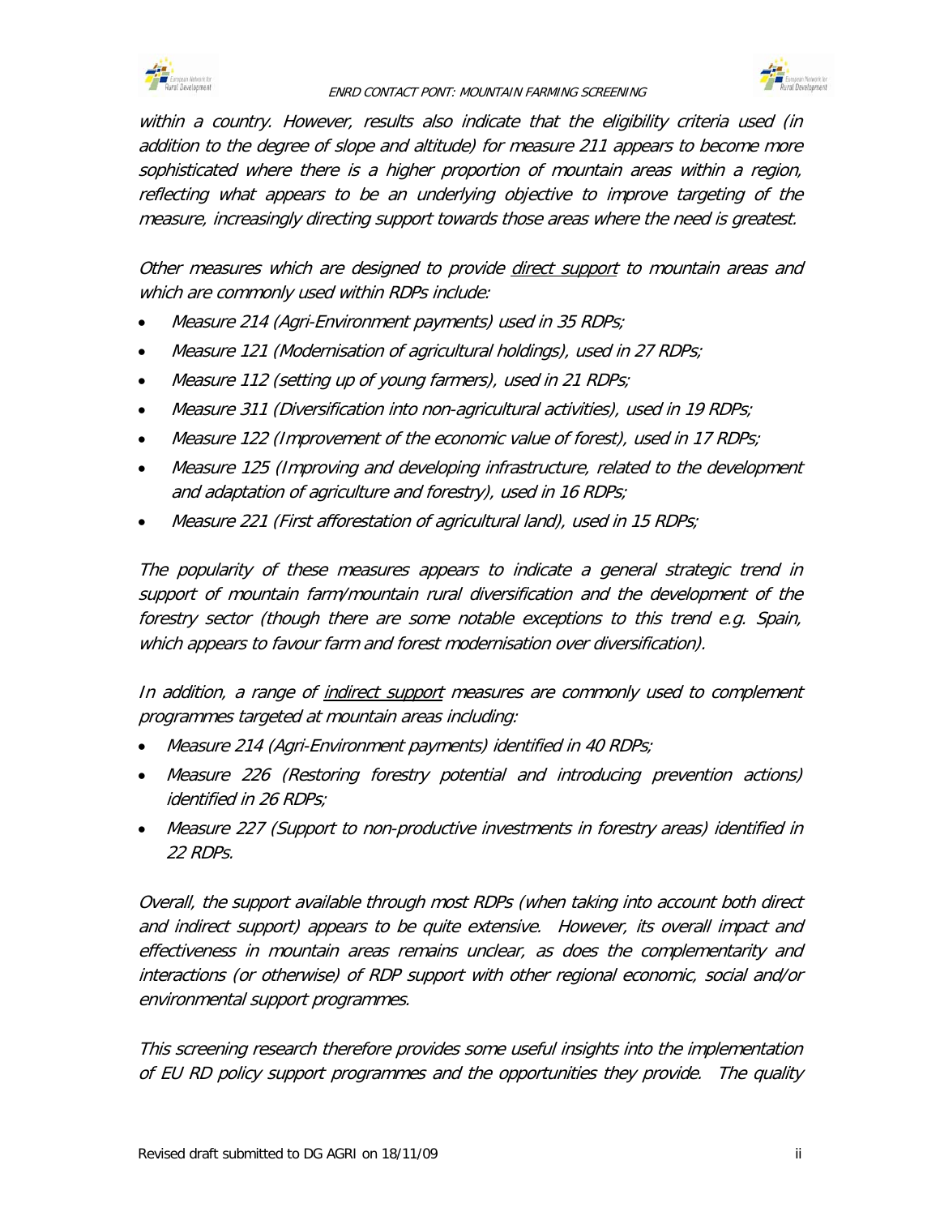*within a country. However, results also indicate that the eligibility criteria used (in addition to the degree of slope and altitude) for measure 211 appears to become more sophisticated where there is a higher proportion of mountain areas within a region, reflecting what appears to be an underlying objective to improve targeting of the measure, increasingly directing support towards those areas where the need is greatest.*

*Other measures which are designed to provide <u>direct support</u> to mountain areas and which are commonly used within RDPs include:*

- *Measure 214 (Agri-Environment payments) used in 35 RDPs;*
- *Measure 121 (Modernisation of agricultural holdings), used in 27 RDPs;*
- *Measure 112 (setting up of young farmers), used in 21 RDPs;*
- *Measure 311 (Diversification into non-agricultural activities), used in 19 RDPs;*
- *Measure 122 (Improvement of the economic value of forest), used in 17 RDPs;*
- *Measure 125 (Improving and developing infrastructure, related to the development and adaptation of agriculture and forestry), used in 16 RDPs;*
- *Measure 221 (First afforestation of agricultural land), used in 15 RDPs;*

*The popularity of these measures appears to indicate a general strategic trend in support of mountain farm/mountain rural diversification and the development of the forestry sector (though there are some notable exceptions to this trend e.g. Spain, which appears to favour farm and forest modernisation over diversification).*

*In addition, a range of <u>indirect support</u> measures are commonly used to complement programmes targeted at mountain areas including:*

- *Measure 214 (Agri-Environment payments) identified in 40 RDPs;*
- *Measure 226 (Restoring forestry potential and introducing prevention actions) identified in 26 RDPs;*
- *Measure 227 (Support to non-productive investments in forestry areas) identified in 22 RDPs.*

*Overall, the support available through most RDPs (when taking into account both direct and indirect support) appears to be quite extensive. However, its overall impact and effectiveness in mountain areas remains unclear, as does the complementarity and interactions (or otherwise) of RDP support with other regional economic, social and/or environmental support programmes.*

*This screening research therefore provides some useful insights into the implementation of EU RD policy support programmes and the opportunities they provide. The quality*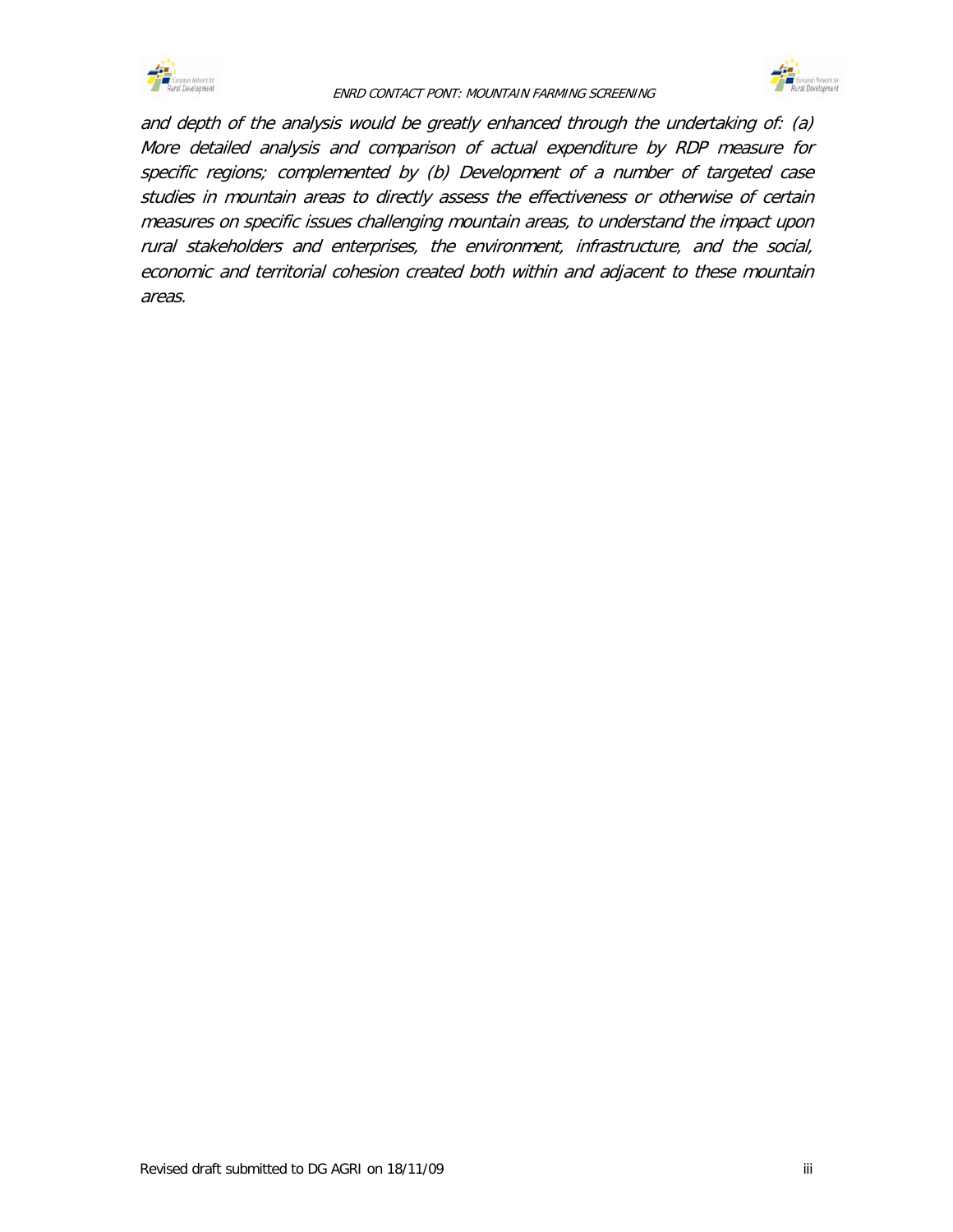*and depth of the analysis would be greatly enhanced through the undertaking of: (a) More detailed analysis and comparison of actual expenditure by RDP measure for specific regions; complemented by (b) Development of a number of targeted case studies in mountain areas to directly assess the effectiveness or otherwise of certain measures on specific issues challenging mountain areas, to understand the impact upon rural stakeholders and enterprises, the environment, infrastructure, and the social, economic and territorial cohesion created both within and adjacent to these mountain areas.*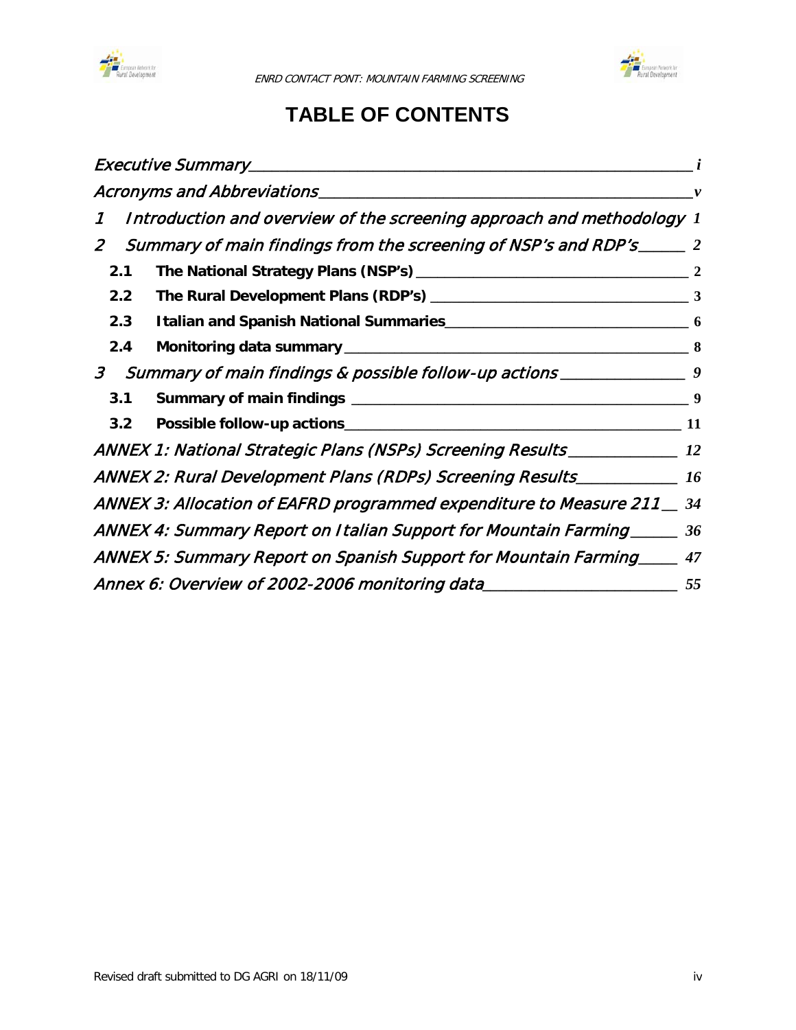# TABLE OF CONTENTS

*Executive Summary* ____ *i*

*Acronyms and Abbreviations* ____ *v*

*1 Introduction and overview of the screening approach and methodology* *1*

*2 Summary of main findings from the screening of NSP's and RDP's* ____ *2*

**2.1 The National Strategy Plans (NSP's)** ____ **2**

**2.2 The Rural Development Plans (RDP's)** ____ **3**

**2.3 Italian and Spanish National Summaries** ____ **6**

**2.4 Monitoring data summary** ____ **8**

*3 Summary of main findings & possible follow-up actions* ____ *9*

**3.1 Summary of main findings** ____ **9**

**3.2 Possible follow-up actions** ____ **11**

*ANNEX 1: National Strategic Plans (NSPs) Screening Results* ____ *12*

*ANNEX 2: Rural Development Plans (RDPs) Screening Results* ____ *16*

*ANNEX 3: Allocation of EAFRD programmed expenditure to Measure 211* __ *34*

*ANNEX 4: Summary Report on Italian Support for Mountain Farming* ____ *36*

*ANNEX 5: Summary Report on Spanish Support for Mountain Farming* ____ *47*

*Annex 6: Overview of 2002-2006 monitoring data* ____ *55*

Revised draft submitted to DG AGRI on 18/11/09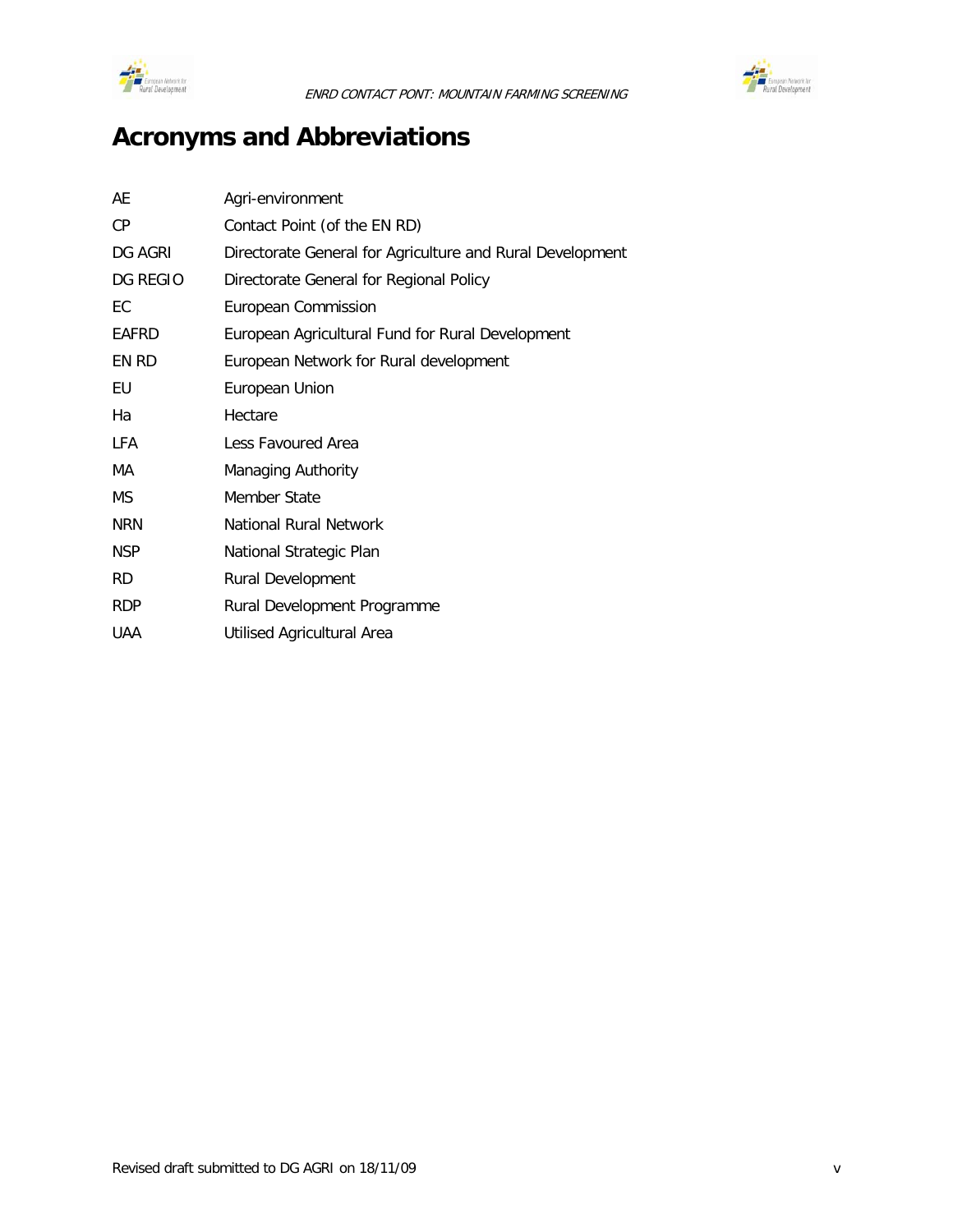# Acronyms and Abbreviations

| | |
|---|---|
| AE | Agri-environment |
| CP | Contact Point (of the EN RD) |
| DG AGRI | Directorate General for Agriculture and Rural Development |
| DG REGIO | Directorate General for Regional Policy |
| EC | European Commission |
| EAFRD | European Agricultural Fund for Rural Development |
| EN RD | European Network for Rural development |
| EU | European Union |
| Ha | Hectare |
| LFA | Less Favoured Area |
| MA | Managing Authority |
| MS | Member State |
| NRN | National Rural Network |
| NSP | National Strategic Plan |
| RD | Rural Development |
| RDP | Rural Development Programme |
| UAA | Utilised Agricultural Area |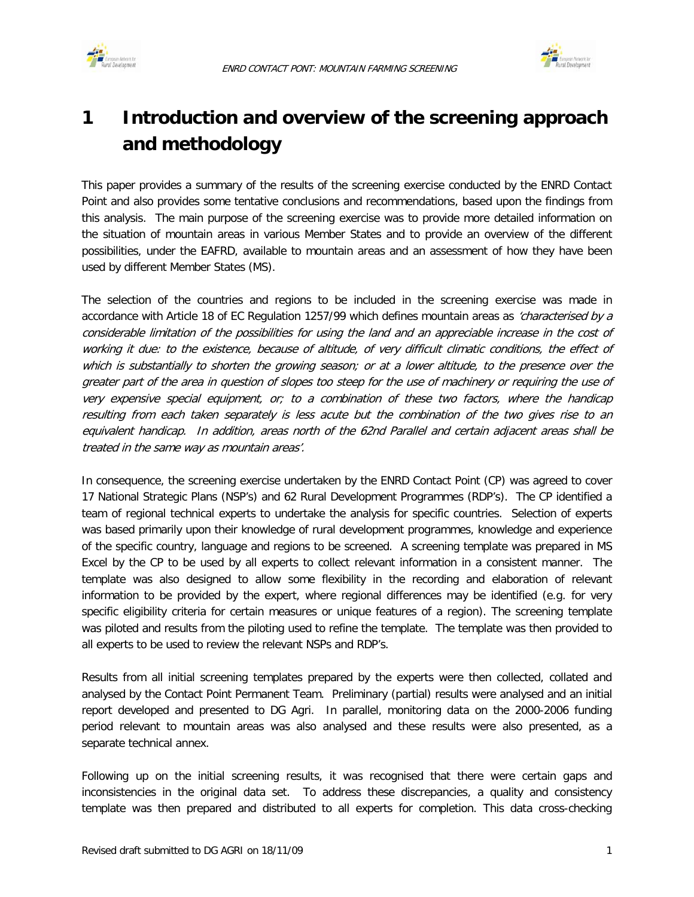# 1 Introduction and overview of the screening approach and methodology

This paper provides a summary of the results of the screening exercise conducted by the ENRD Contact Point and also provides some tentative conclusions and recommendations, based upon the findings from this analysis. The main purpose of the screening exercise was to provide more detailed information on the situation of mountain areas in various Member States and to provide an overview of the different possibilities, under the EAFRD, available to mountain areas and an assessment of how they have been used by different Member States (MS).

The selection of the countries and regions to be included in the screening exercise was made in accordance with Article 18 of EC Regulation 1257/99 which defines mountain areas as *'characterised by a considerable limitation of the possibilities for using the land and an appreciable increase in the cost of working it due: to the existence, because of altitude, of very difficult climatic conditions, the effect of which is substantially to shorten the growing season; or at a lower altitude, to the presence over the greater part of the area in question of slopes too steep for the use of machinery or requiring the use of very expensive special equipment, or; to a combination of these two factors, where the handicap resulting from each taken separately is less acute but the combination of the two gives rise to an equivalent handicap. In addition, areas north of the 62nd Parallel and certain adjacent areas shall be treated in the same way as mountain areas'.*

In consequence, the screening exercise undertaken by the ENRD Contact Point (CP) was agreed to cover 17 National Strategic Plans (NSP's) and 62 Rural Development Programmes (RDP's). The CP identified a team of regional technical experts to undertake the analysis for specific countries. Selection of experts was based primarily upon their knowledge of rural development programmes, knowledge and experience of the specific country, language and regions to be screened. A screening template was prepared in MS Excel by the CP to be used by all experts to collect relevant information in a consistent manner. The template was also designed to allow some flexibility in the recording and elaboration of relevant information to be provided by the expert, where regional differences may be identified (e.g. for very specific eligibility criteria for certain measures or unique features of a region). The screening template was piloted and results from the piloting used to refine the template. The template was then provided to all experts to be used to review the relevant NSPs and RDP's.

Results from all initial screening templates prepared by the experts were then collected, collated and analysed by the Contact Point Permanent Team. Preliminary (partial) results were analysed and an initial report developed and presented to DG Agri. In parallel, monitoring data on the 2000-2006 funding period relevant to mountain areas was also analysed and these results were also presented, as a separate technical annex.

Following up on the initial screening results, it was recognised that there were certain gaps and inconsistencies in the original data set. To address these discrepancies, a quality and consistency template was then prepared and distributed to all experts for completion. This data cross-checking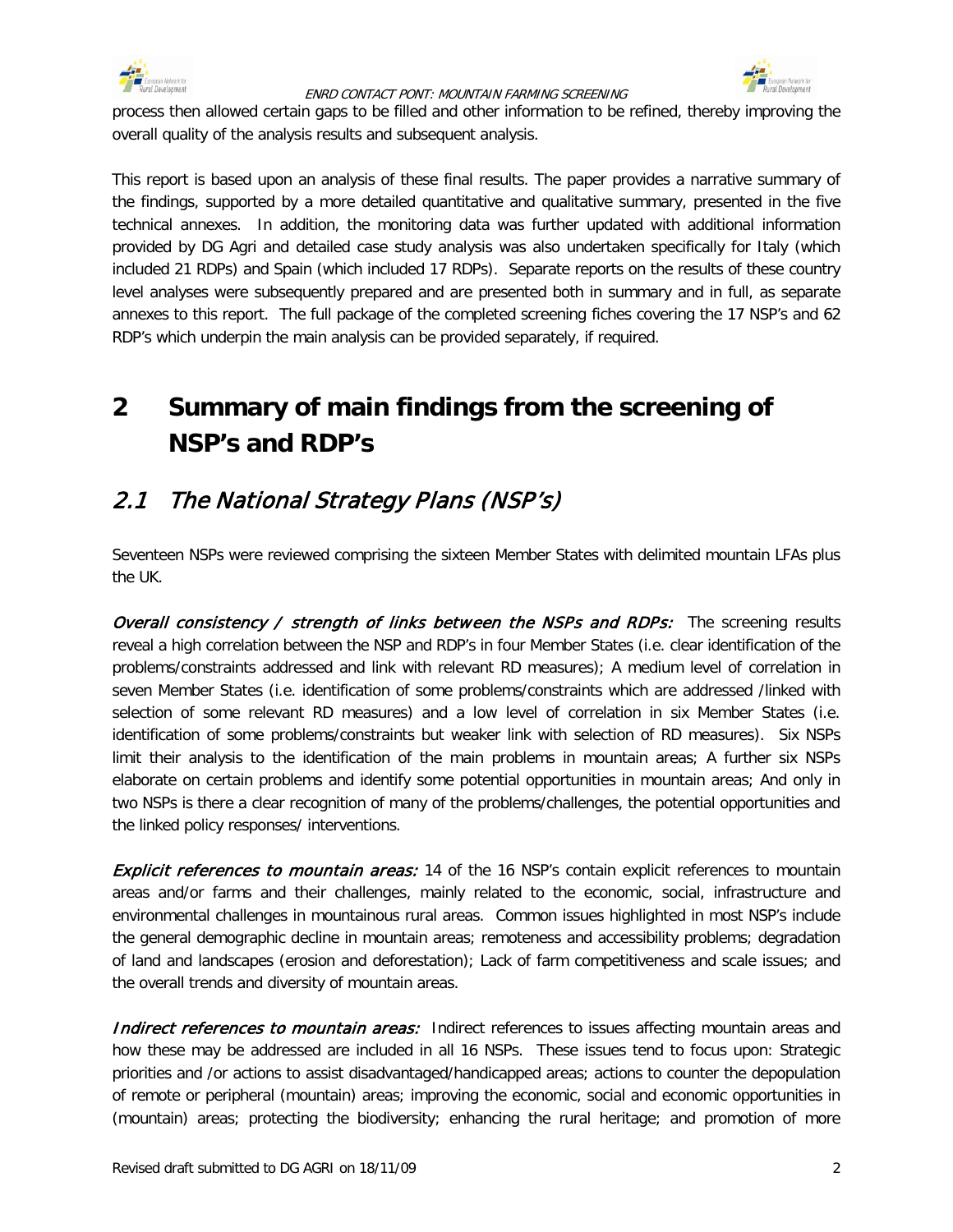process then allowed certain gaps to be filled and other information to be refined, thereby improving the overall quality of the analysis results and subsequent analysis.

This report is based upon an analysis of these final results. The paper provides a narrative summary of the findings, supported by a more detailed quantitative and qualitative summary, presented in the five technical annexes. In addition, the monitoring data was further updated with additional information provided by DG Agri and detailed case study analysis was also undertaken specifically for Italy (which included 21 RDPs) and Spain (which included 17 RDPs). Separate reports on the results of these country level analyses were subsequently prepared and are presented both in summary and in full, as separate annexes to this report. The full package of the completed screening fiches covering the 17 NSP's and 62 RDP's which underpin the main analysis can be provided separately, if required.

# 2 Summary of main findings from the screening of NSP's and RDP's

## 2.1 The National Strategy Plans (NSP's)

Seventeen NSPs were reviewed comprising the sixteen Member States with delimited mountain LFAs plus the UK.

*Overall consistency / strength of links between the NSPs and RDPs:* The screening results reveal a high correlation between the NSP and RDP's in four Member States (i.e. clear identification of the problems/constraints addressed and link with relevant RD measures); A medium level of correlation in seven Member States (i.e. identification of some problems/constraints which are addressed /linked with selection of some relevant RD measures) and a low level of correlation in six Member States (i.e. identification of some problems/constraints but weaker link with selection of RD measures). Six NSPs limit their analysis to the identification of the main problems in mountain areas; A further six NSPs elaborate on certain problems and identify some potential opportunities in mountain areas; And only in two NSPs is there a clear recognition of many of the problems/challenges, the potential opportunities and the linked policy responses/ interventions.

*Explicit references to mountain areas:* 14 of the 16 NSP's contain explicit references to mountain areas and/or farms and their challenges, mainly related to the economic, social, infrastructure and environmental challenges in mountainous rural areas. Common issues highlighted in most NSP's include the general demographic decline in mountain areas; remoteness and accessibility problems; degradation of land and landscapes (erosion and deforestation); Lack of farm competitiveness and scale issues; and the overall trends and diversity of mountain areas.

*Indirect references to mountain areas:* Indirect references to issues affecting mountain areas and how these may be addressed are included in all 16 NSPs. These issues tend to focus upon: Strategic priorities and /or actions to assist disadvantaged/handicapped areas; actions to counter the depopulation of remote or peripheral (mountain) areas; improving the economic, social and economic opportunities in (mountain) areas; protecting the biodiversity; enhancing the rural heritage; and promotion of more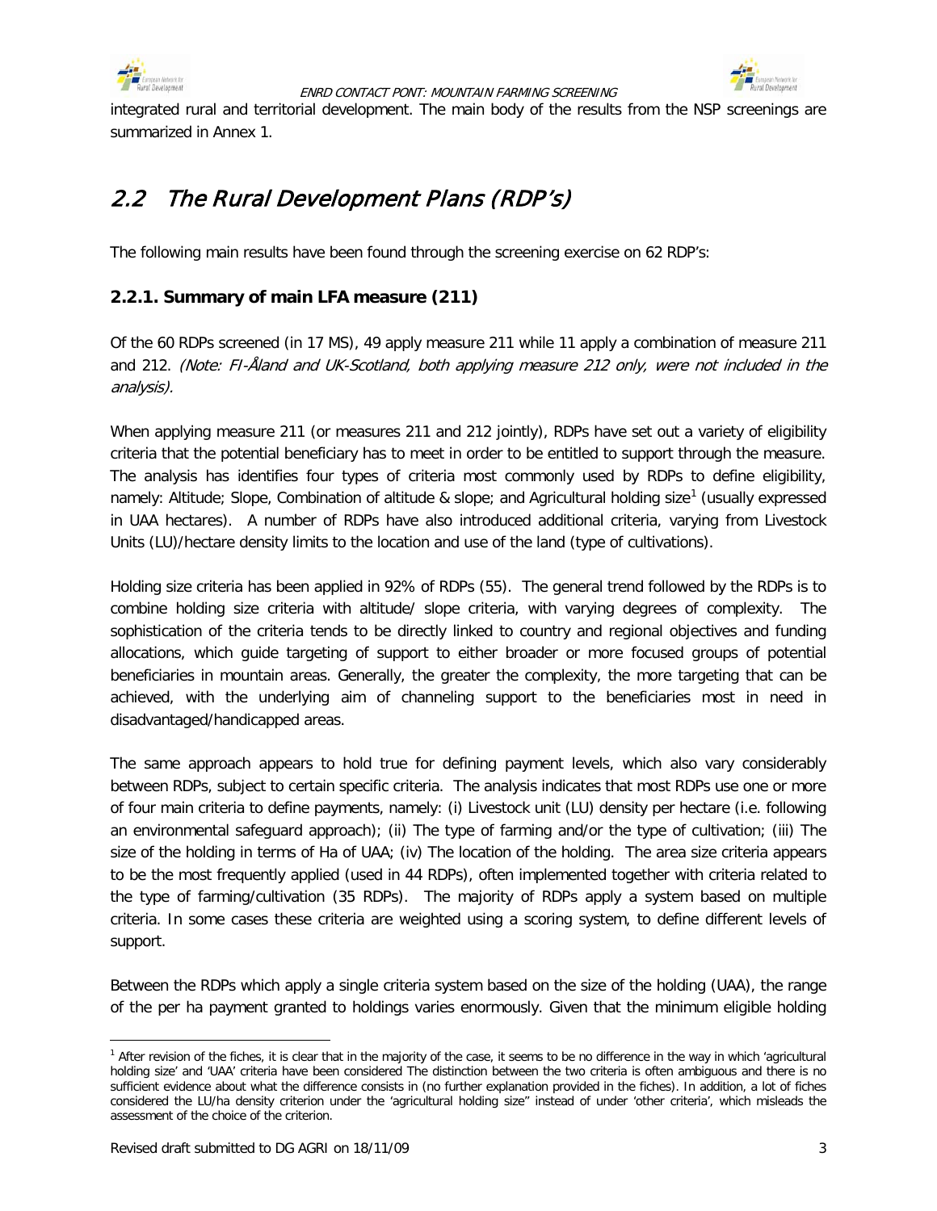integrated rural and territorial development. The main body of the results from the NSP screenings are summarized in Annex 1.

## *2.2 The Rural Development Plans (RDP's)*

The following main results have been found through the screening exercise on 62 RDP's:

### 2.2.1. Summary of main LFA measure (211)

Of the 60 RDPs screened (in 17 MS), 49 apply measure 211 while 11 apply a combination of measure 211 and 212. *(Note: FI-Åland and UK-Scotland, both applying measure 212 only, were not included in the analysis).*

When applying measure 211 (or measures 211 and 212 jointly), RDPs have set out a variety of eligibility criteria that the potential beneficiary has to meet in order to be entitled to support through the measure. The analysis has identifies four types of criteria most commonly used by RDPs to define eligibility, namely: Altitude; Slope, Combination of altitude & slope; and Agricultural holding size[1] (usually expressed in UAA hectares). A number of RDPs have also introduced additional criteria, varying from Livestock Units (LU)/hectare density limits to the location and use of the land (type of cultivations).

Holding size criteria has been applied in 92% of RDPs (55). The general trend followed by the RDPs is to combine holding size criteria with altitude/ slope criteria, with varying degrees of complexity. The sophistication of the criteria tends to be directly linked to country and regional objectives and funding allocations, which guide targeting of support to either broader or more focused groups of potential beneficiaries in mountain areas. Generally, the greater the complexity, the more targeting that can be achieved, with the underlying aim of channeling support to the beneficiaries most in need in disadvantaged/handicapped areas.

The same approach appears to hold true for defining payment levels, which also vary considerably between RDPs, subject to certain specific criteria. The analysis indicates that most RDPs use one or more of four main criteria to define payments, namely: (i) Livestock unit (LU) density per hectare (i.e. following an environmental safeguard approach); (ii) The type of farming and/or the type of cultivation; (iii) The size of the holding in terms of Ha of UAA; (iv) The location of the holding. The area size criteria appears to be the most frequently applied (used in 44 RDPs), often implemented together with criteria related to the type of farming/cultivation (35 RDPs). The majority of RDPs apply a system based on multiple criteria. In some cases these criteria are weighted using a scoring system, to define different levels of support.

Between the RDPs which apply a single criteria system based on the size of the holding (UAA), the range of the per ha payment granted to holdings varies enormously. Given that the minimum eligible holding

---

[1] After revision of the fiches, it is clear that in the majority of the case, it seems to be no difference in the way in which 'agricultural holding size' and 'UAA' criteria have been considered The distinction between the two criteria is often ambiguous and there is no sufficient evidence about what the difference consists in (no further explanation provided in the fiches). In addition, a lot of fiches considered the LU/ha density criterion under the 'agricultural holding size" instead of under 'other criteria', which misleads the assessment of the choice of the criterion.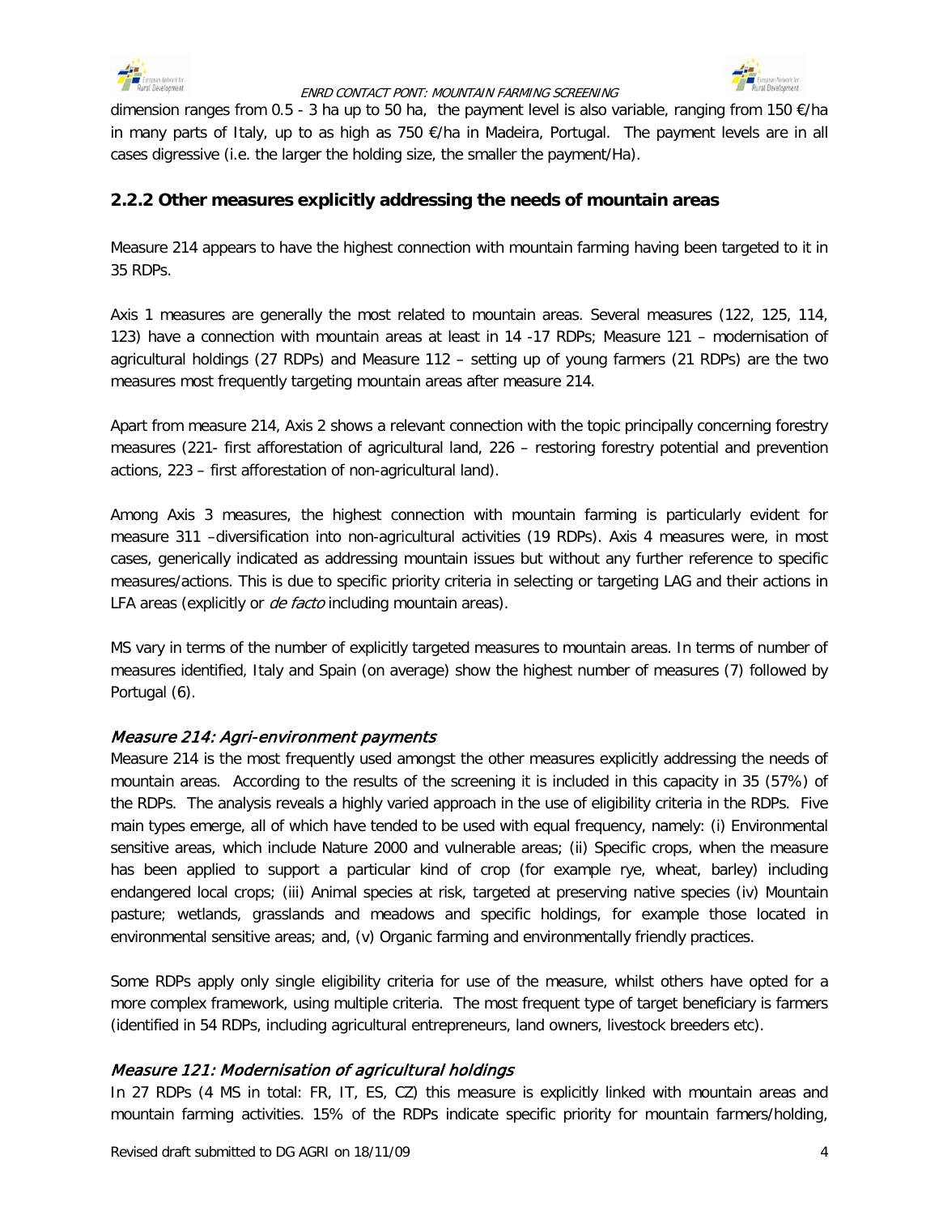dimension ranges from 0.5 - 3 ha up to 50 ha, the payment level is also variable, ranging from 150 €/ha in many parts of Italy, up to as high as 750 €/ha in Madeira, Portugal. The payment levels are in all cases digressive (i.e. the larger the holding size, the smaller the payment/Ha).

### 2.2.2 Other measures explicitly addressing the needs of mountain areas

Measure 214 appears to have the highest connection with mountain farming having been targeted to it in 35 RDPs.

Axis 1 measures are generally the most related to mountain areas. Several measures (122, 125, 114, 123) have a connection with mountain areas at least in 14 -17 RDPs; Measure 121 – modernisation of agricultural holdings (27 RDPs) and Measure 112 – setting up of young farmers (21 RDPs) are the two measures most frequently targeting mountain areas after measure 214.

Apart from measure 214, Axis 2 shows a relevant connection with the topic principally concerning forestry measures (221- first afforestation of agricultural land, 226 – restoring forestry potential and prevention actions, 223 – first afforestation of non-agricultural land).

Among Axis 3 measures, the highest connection with mountain farming is particularly evident for measure 311 –diversification into non-agricultural activities (19 RDPs). Axis 4 measures were, in most cases, generically indicated as addressing mountain issues but without any further reference to specific measures/actions. This is due to specific priority criteria in selecting or targeting LAG and their actions in LFA areas (explicitly or *de facto* including mountain areas).

MS vary in terms of the number of explicitly targeted measures to mountain areas. In terms of number of measures identified, Italy and Spain (on average) show the highest number of measures (7) followed by Portugal (6).

#### *Measure 214: Agri-environment payments*

Measure 214 is the most frequently used amongst the other measures explicitly addressing the needs of mountain areas. According to the results of the screening it is included in this capacity in 35 (57%) of the RDPs. The analysis reveals a highly varied approach in the use of eligibility criteria in the RDPs. Five main types emerge, all of which have tended to be used with equal frequency, namely: (i) Environmental sensitive areas, which include Nature 2000 and vulnerable areas; (ii) Specific crops, when the measure has been applied to support a particular kind of crop (for example rye, wheat, barley) including endangered local crops; (iii) Animal species at risk, targeted at preserving native species (iv) Mountain pasture; wetlands, grasslands and meadows and specific holdings, for example those located in environmental sensitive areas; and, (v) Organic farming and environmentally friendly practices.

Some RDPs apply only single eligibility criteria for use of the measure, whilst others have opted for a more complex framework, using multiple criteria. The most frequent type of target beneficiary is farmers (identified in 54 RDPs, including agricultural entrepreneurs, land owners, livestock breeders etc).

#### *Measure 121: Modernisation of agricultural holdings*

In 27 RDPs (4 MS in total: FR, IT, ES, CZ) this measure is explicitly linked with mountain areas and mountain farming activities. 15% of the RDPs indicate specific priority for mountain farmers/holding,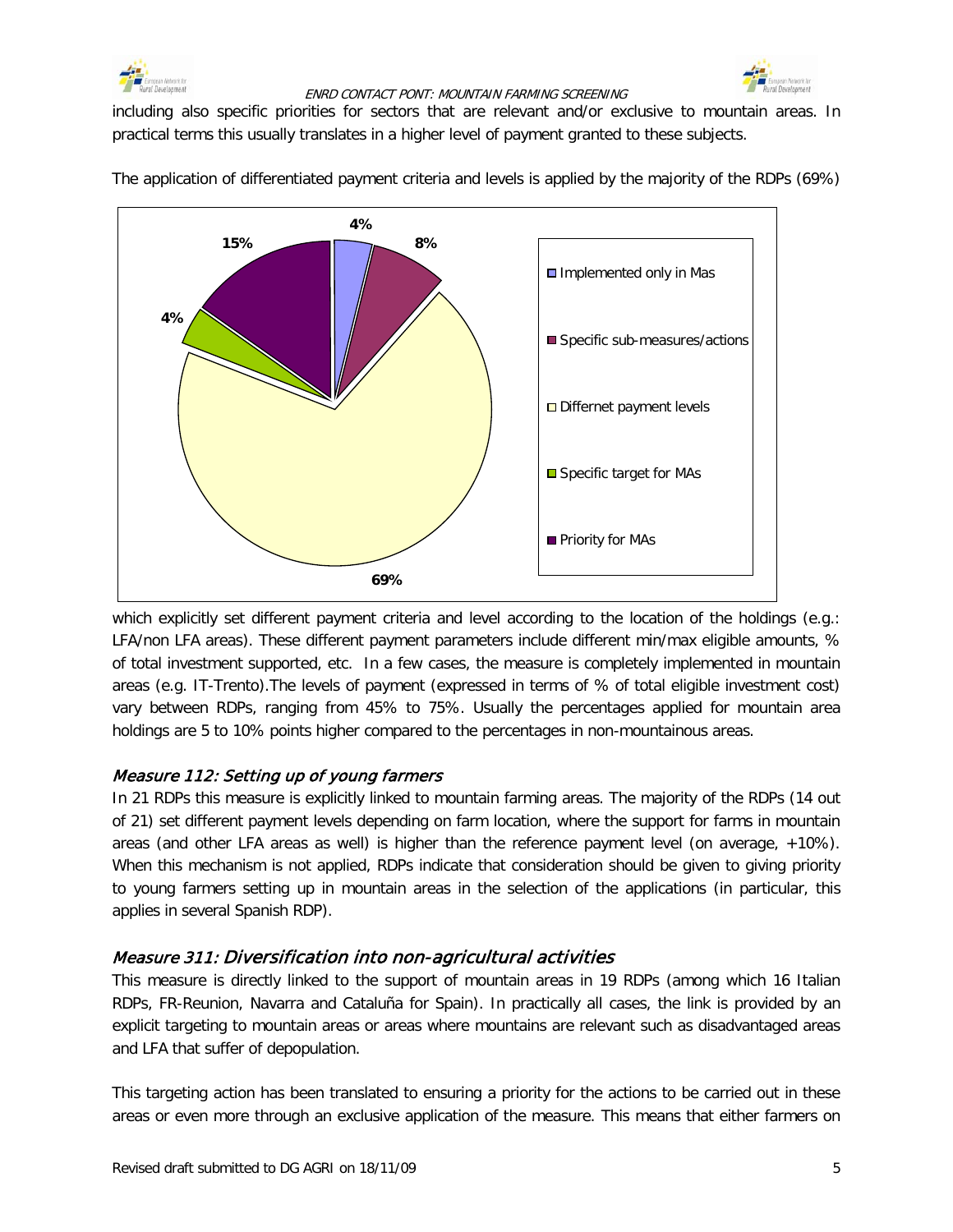including also specific priorities for sectors that are relevant and/or exclusive to mountain areas. In practical terms this usually translates in a higher level of payment granted to these subjects.

The application of differentiated payment criteria and levels is applied by the majority of the RDPs (69%)

| Category | % |
|---|---|
| Implemented only in Mas | 4% |
| Specific sub-measures/actions | 8% |
| Differnet payment levels | 69% |
| Specific target for MAs | 4% |
| Priority for MAs | 15% |

which explicitly set different payment criteria and level according to the location of the holdings (e.g.: LFA/non LFA areas). These different payment parameters include different min/max eligible amounts, % of total investment supported, etc. In a few cases, the measure is completely implemented in mountain areas (e.g. IT-Trento).The levels of payment (expressed in terms of % of total eligible investment cost) vary between RDPs, ranging from 45% to 75%. Usually the percentages applied for mountain area holdings are 5 to 10% points higher compared to the percentages in non-mountainous areas.

### *Measure 112: Setting up of young farmers*

In 21 RDPs this measure is explicitly linked to mountain farming areas. The majority of the RDPs (14 out of 21) set different payment levels depending on farm location, where the support for farms in mountain areas (and other LFA areas as well) is higher than the reference payment level (on average, +10%). When this mechanism is not applied, RDPs indicate that consideration should be given to giving priority to young farmers setting up in mountain areas in the selection of the applications (in particular, this applies in several Spanish RDP).

### *Measure 311: Diversification into non-agricultural activities*

This measure is directly linked to the support of mountain areas in 19 RDPs (among which 16 Italian RDPs, FR-Reunion, Navarra and Cataluña for Spain). In practically all cases, the link is provided by an explicit targeting to mountain areas or areas where mountains are relevant such as disadvantaged areas and LFA that suffer of depopulation.

This targeting action has been translated to ensuring a priority for the actions to be carried out in these areas or even more through an exclusive application of the measure. This means that either farmers on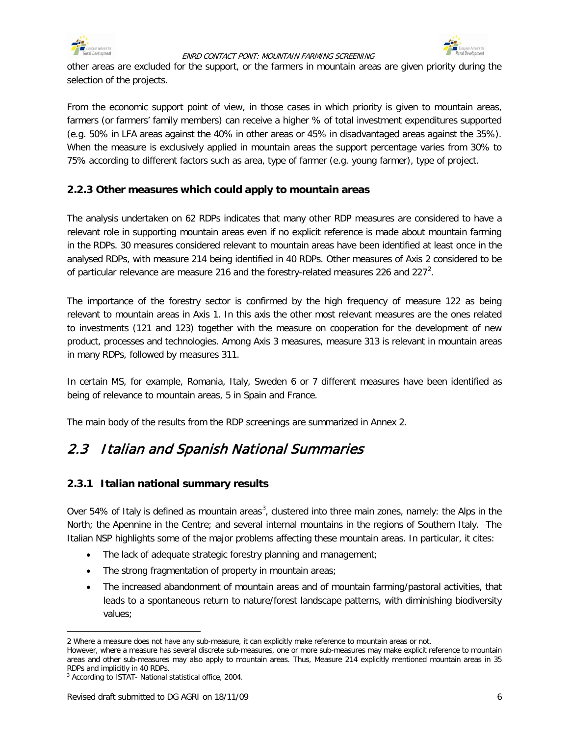other areas are excluded for the support, or the farmers in mountain areas are given priority during the selection of the projects.

From the economic support point of view, in those cases in which priority is given to mountain areas, farmers (or farmers' family members) can receive a higher % of total investment expenditures supported (e.g. 50% in LFA areas against the 40% in other areas or 45% in disadvantaged areas against the 35%). When the measure is exclusively applied in mountain areas the support percentage varies from 30% to 75% according to different factors such as area, type of farmer (e.g. young farmer), type of project.

### 2.2.3 Other measures which could apply to mountain areas

The analysis undertaken on 62 RDPs indicates that many other RDP measures are considered to have a relevant role in supporting mountain areas even if no explicit reference is made about mountain farming in the RDPs. 30 measures considered relevant to mountain areas have been identified at least once in the analysed RDPs, with measure 214 being identified in 40 RDPs. Other measures of Axis 2 considered to be of particular relevance are measure 216 and the forestry-related measures 226 and 227[2].

The importance of the forestry sector is confirmed by the high frequency of measure 122 as being relevant to mountain areas in Axis 1. In this axis the other most relevant measures are the ones related to investments (121 and 123) together with the measure on cooperation for the development of new product, processes and technologies. Among Axis 3 measures, measure 313 is relevant in mountain areas in many RDPs, followed by measures 311.

In certain MS, for example, Romania, Italy, Sweden 6 or 7 different measures have been identified as being of relevance to mountain areas, 5 in Spain and France.

The main body of the results from the RDP screenings are summarized in Annex 2.

## *2.3 Italian and Spanish National Summaries*

### 2.3.1 Italian national summary results

Over 54% of Italy is defined as mountain areas[3], clustered into three main zones, namely: the Alps in the North; the Apennine in the Centre; and several internal mountains in the regions of Southern Italy. The Italian NSP highlights some of the major problems affecting these mountain areas. In particular, it cites:

- The lack of adequate strategic forestry planning and management;
- The strong fragmentation of property in mountain areas;
- The increased abandonment of mountain areas and of mountain farming/pastoral activities, that leads to a spontaneous return to nature/forest landscape patterns, with diminishing biodiversity values;

---

2 Where a measure does not have any sub-measure, it can explicitly make reference to mountain areas or not. However, where a measure has several discrete sub-measures, one or more sub-measures may make explicit reference to mountain areas and other sub-measures may also apply to mountain areas. Thus, Measure 214 explicitly mentioned mountain areas in 35 RDPs and implicitly in 40 RDPs.

3 According to ISTAT- National statistical office, 2004.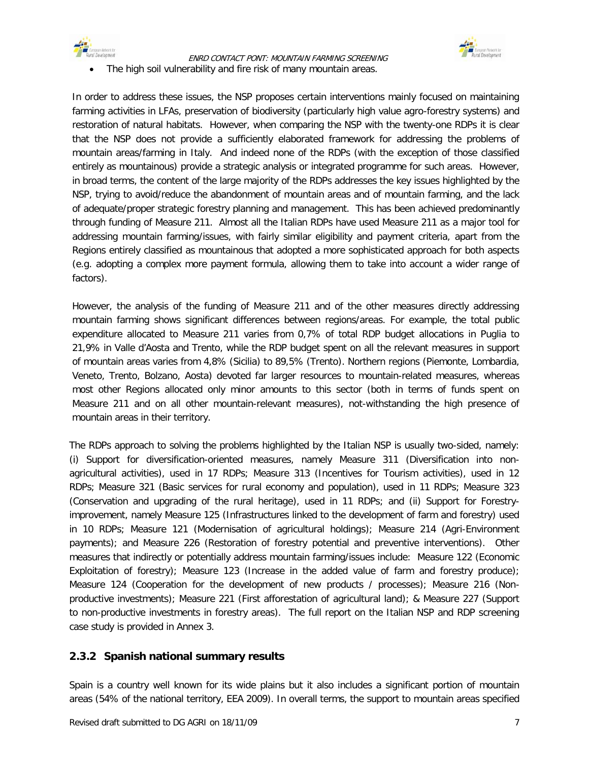- The high soil vulnerability and fire risk of many mountain areas.

In order to address these issues, the NSP proposes certain interventions mainly focused on maintaining farming activities in LFAs, preservation of biodiversity (particularly high value agro-forestry systems) and restoration of natural habitats. However, when comparing the NSP with the twenty-one RDPs it is clear that the NSP does not provide a sufficiently elaborated framework for addressing the problems of mountain areas/farming in Italy. And indeed none of the RDPs (with the exception of those classified entirely as mountainous) provide a strategic analysis or integrated programme for such areas. However, in broad terms, the content of the large majority of the RDPs addresses the key issues highlighted by the NSP, trying to avoid/reduce the abandonment of mountain areas and of mountain farming, and the lack of adequate/proper strategic forestry planning and management. This has been achieved predominantly through funding of Measure 211. Almost all the Italian RDPs have used Measure 211 as a major tool for addressing mountain farming/issues, with fairly similar eligibility and payment criteria, apart from the Regions entirely classified as mountainous that adopted a more sophisticated approach for both aspects (e.g. adopting a complex more payment formula, allowing them to take into account a wider range of factors).

However, the analysis of the funding of Measure 211 and of the other measures directly addressing mountain farming shows significant differences between regions/areas. For example, the total public expenditure allocated to Measure 211 varies from 0,7% of total RDP budget allocations in Puglia to 21,9% in Valle d'Aosta and Trento, while the RDP budget spent on all the relevant measures in support of mountain areas varies from 4,8% (Sicilia) to 89,5% (Trento). Northern regions (Piemonte, Lombardia, Veneto, Trento, Bolzano, Aosta) devoted far larger resources to mountain-related measures, whereas most other Regions allocated only minor amounts to this sector (both in terms of funds spent on Measure 211 and on all other mountain-relevant measures), not-withstanding the high presence of mountain areas in their territory.

The RDPs approach to solving the problems highlighted by the Italian NSP is usually two-sided, namely: (i) Support for diversification-oriented measures, namely Measure 311 (Diversification into non-agricultural activities), used in 17 RDPs; Measure 313 (Incentives for Tourism activities), used in 12 RDPs; Measure 321 (Basic services for rural economy and population), used in 11 RDPs; Measure 323 (Conservation and upgrading of the rural heritage), used in 11 RDPs; and (ii) Support for Forestry-improvement, namely Measure 125 (Infrastructures linked to the development of farm and forestry) used in 10 RDPs; Measure 121 (Modernisation of agricultural holdings); Measure 214 (Agri-Environment payments); and Measure 226 (Restoration of forestry potential and preventive interventions). Other measures that indirectly or potentially address mountain farming/issues include: Measure 122 (Economic Exploitation of forestry); Measure 123 (Increase in the added value of farm and forestry produce); Measure 124 (Cooperation for the development of new products / processes); Measure 216 (Non-productive investments); Measure 221 (First afforestation of agricultural land); & Measure 227 (Support to non-productive investments in forestry areas). The full report on the Italian NSP and RDP screening case study is provided in Annex 3.

### 2.3.2 Spanish national summary results

Spain is a country well known for its wide plains but it also includes a significant portion of mountain areas (54% of the national territory, EEA 2009). In overall terms, the support to mountain areas specified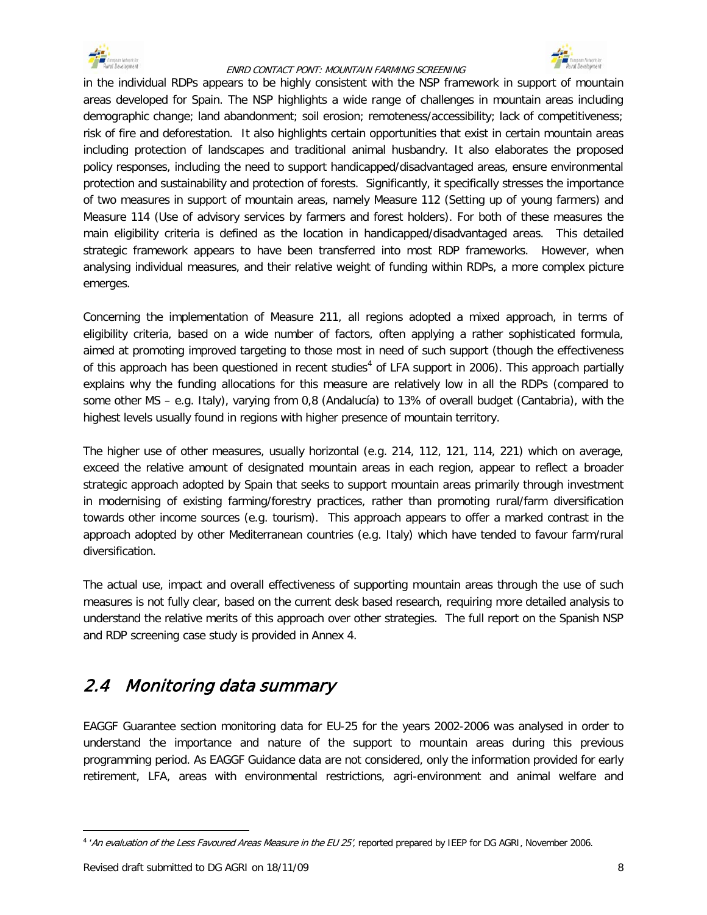in the individual RDPs appears to be highly consistent with the NSP framework in support of mountain areas developed for Spain. The NSP highlights a wide range of challenges in mountain areas including demographic change; land abandonment; soil erosion; remoteness/accessibility; lack of competitiveness; risk of fire and deforestation. It also highlights certain opportunities that exist in certain mountain areas including protection of landscapes and traditional animal husbandry. It also elaborates the proposed policy responses, including the need to support handicapped/disadvantaged areas, ensure environmental protection and sustainability and protection of forests. Significantly, it specifically stresses the importance of two measures in support of mountain areas, namely Measure 112 (Setting up of young farmers) and Measure 114 (Use of advisory services by farmers and forest holders). For both of these measures the main eligibility criteria is defined as the location in handicapped/disadvantaged areas. This detailed strategic framework appears to have been transferred into most RDP frameworks. However, when analysing individual measures, and their relative weight of funding within RDPs, a more complex picture emerges.

Concerning the implementation of Measure 211, all regions adopted a mixed approach, in terms of eligibility criteria, based on a wide number of factors, often applying a rather sophisticated formula, aimed at promoting improved targeting to those most in need of such support (though the effectiveness of this approach has been questioned in recent studies[4] of LFA support in 2006). This approach partially explains why the funding allocations for this measure are relatively low in all the RDPs (compared to some other MS – e.g. Italy), varying from 0,8 (Andalucía) to 13% of overall budget (Cantabria), with the highest levels usually found in regions with higher presence of mountain territory.

The higher use of other measures, usually horizontal (e.g. 214, 112, 121, 114, 221) which on average, exceed the relative amount of designated mountain areas in each region, appear to reflect a broader strategic approach adopted by Spain that seeks to support mountain areas primarily through investment in modernising of existing farming/forestry practices, rather than promoting rural/farm diversification towards other income sources (e.g. tourism). This approach appears to offer a marked contrast in the approach adopted by other Mediterranean countries (e.g. Italy) which have tended to favour farm/rural diversification.

The actual use, impact and overall effectiveness of supporting mountain areas through the use of such measures is not fully clear, based on the current desk based research, requiring more detailed analysis to understand the relative merits of this approach over other strategies. The full report on the Spanish NSP and RDP screening case study is provided in Annex 4.

## 2.4 *Monitoring data summary*

EAGGF Guarantee section monitoring data for EU-25 for the years 2002-2006 was analysed in order to understand the importance and nature of the support to mountain areas during this previous programming period. As EAGGF Guidance data are not considered, only the information provided for early retirement, LFA, areas with environmental restrictions, agri-environment and animal welfare and

[4] '*An evaluation of the Less Favoured Areas Measure in the EU 25*', reported prepared by IEEP for DG AGRI, November 2006.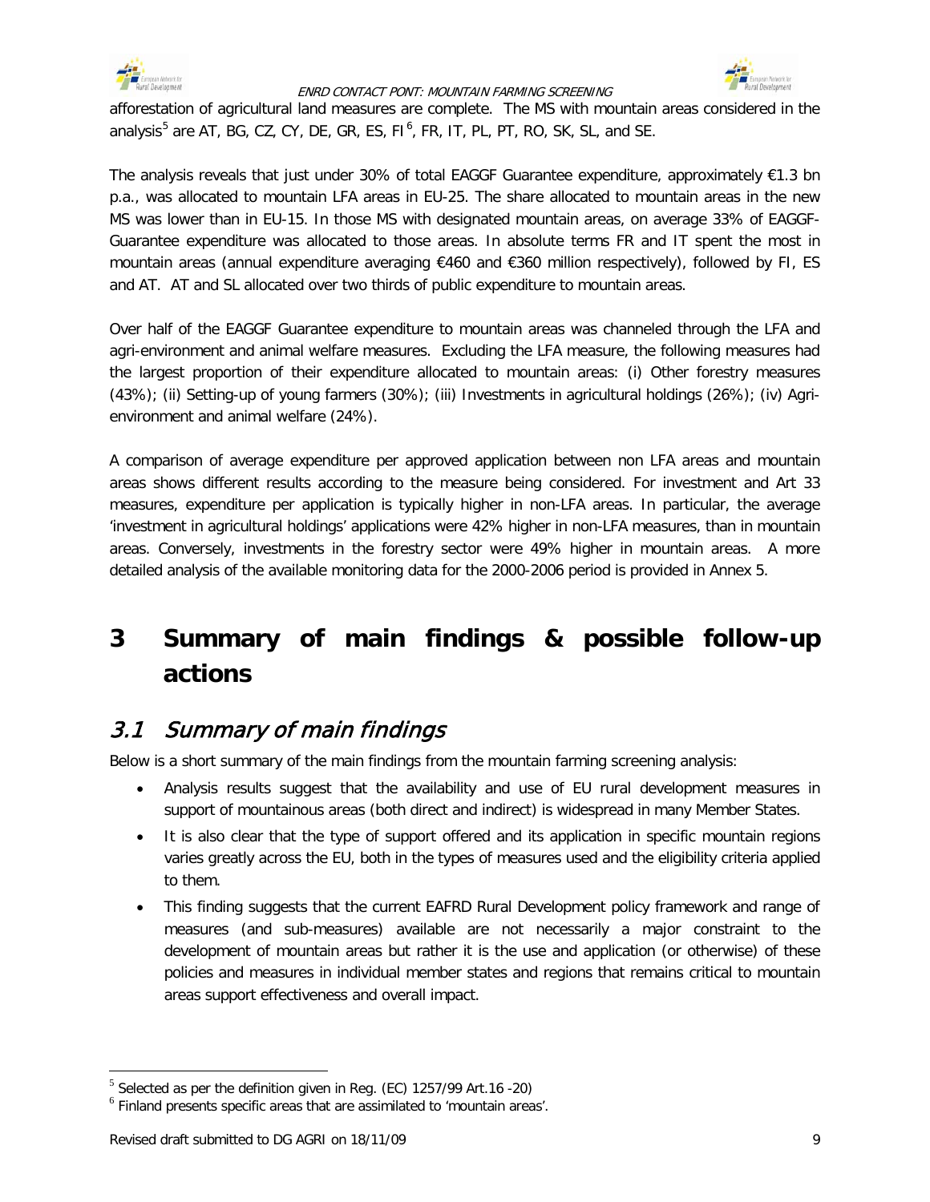afforestation of agricultural land measures are complete. The MS with mountain areas considered in the analysis[5] are AT, BG, CZ, CY, DE, GR, ES, FI[6], FR, IT, PL, PT, RO, SK, SL, and SE.

The analysis reveals that just under 30% of total EAGGF Guarantee expenditure, approximately €1.3 bn p.a., was allocated to mountain LFA areas in EU-25. The share allocated to mountain areas in the new MS was lower than in EU-15. In those MS with designated mountain areas, on average 33% of EAGGF-Guarantee expenditure was allocated to those areas. In absolute terms FR and IT spent the most in mountain areas (annual expenditure averaging €460 and €360 million respectively), followed by FI, ES and AT. AT and SL allocated over two thirds of public expenditure to mountain areas.

Over half of the EAGGF Guarantee expenditure to mountain areas was channeled through the LFA and agri-environment and animal welfare measures. Excluding the LFA measure, the following measures had the largest proportion of their expenditure allocated to mountain areas: (i) Other forestry measures (43%); (ii) Setting-up of young farmers (30%); (iii) Investments in agricultural holdings (26%); (iv) Agri-environment and animal welfare (24%).

A comparison of average expenditure per approved application between non LFA areas and mountain areas shows different results according to the measure being considered. For investment and Art 33 measures, expenditure per application is typically higher in non-LFA areas. In particular, the average 'investment in agricultural holdings' applications were 42% higher in non-LFA measures, than in mountain areas. Conversely, investments in the forestry sector were 49% higher in mountain areas. A more detailed analysis of the available monitoring data for the 2000-2006 period is provided in Annex 5.

# 3 Summary of main findings & possible follow-up actions

## 3.1 *Summary of main findings*

Below is a short summary of the main findings from the mountain farming screening analysis:

- Analysis results suggest that the availability and use of EU rural development measures in support of mountainous areas (both direct and indirect) is widespread in many Member States.
- It is also clear that the type of support offered and its application in specific mountain regions varies greatly across the EU, both in the types of measures used and the eligibility criteria applied to them.
- This finding suggests that the current EAFRD Rural Development policy framework and range of measures (and sub-measures) available are not necessarily a major constraint to the development of mountain areas but rather it is the use and application (or otherwise) of these policies and measures in individual member states and regions that remains critical to mountain areas support effectiveness and overall impact.

---

[5] Selected as per the definition given in Reg. (EC) 1257/99 Art.16 -20)

[6] Finland presents specific areas that are assimilated to 'mountain areas'.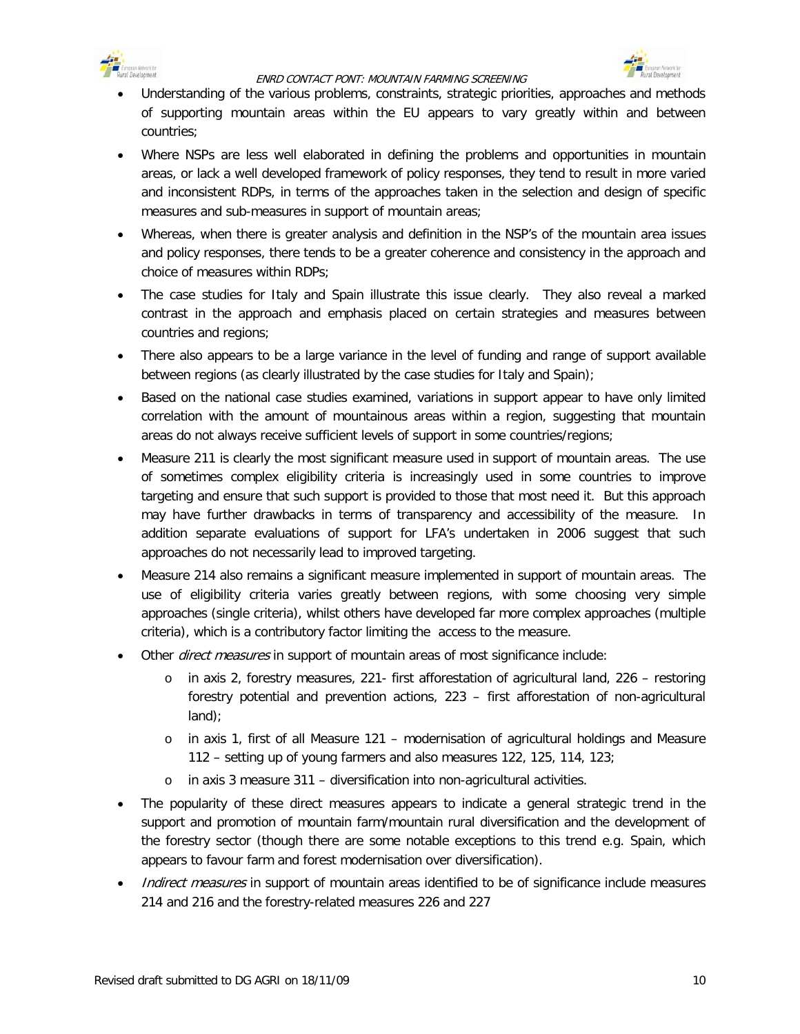- Understanding of the various problems, constraints, strategic priorities, approaches and methods of supporting mountain areas within the EU appears to vary greatly within and between countries;
- Where NSPs are less well elaborated in defining the problems and opportunities in mountain areas, or lack a well developed framework of policy responses, they tend to result in more varied and inconsistent RDPs, in terms of the approaches taken in the selection and design of specific measures and sub-measures in support of mountain areas;
- Whereas, when there is greater analysis and definition in the NSP's of the mountain area issues and policy responses, there tends to be a greater coherence and consistency in the approach and choice of measures within RDPs;
- The case studies for Italy and Spain illustrate this issue clearly. They also reveal a marked contrast in the approach and emphasis placed on certain strategies and measures between countries and regions;
- There also appears to be a large variance in the level of funding and range of support available between regions (as clearly illustrated by the case studies for Italy and Spain);
- Based on the national case studies examined, variations in support appear to have only limited correlation with the amount of mountainous areas within a region, suggesting that mountain areas do not always receive sufficient levels of support in some countries/regions;
- Measure 211 is clearly the most significant measure used in support of mountain areas. The use of sometimes complex eligibility criteria is increasingly used in some countries to improve targeting and ensure that such support is provided to those that most need it. But this approach may have further drawbacks in terms of transparency and accessibility of the measure. In addition separate evaluations of support for LFA's undertaken in 2006 suggest that such approaches do not necessarily lead to improved targeting.
- Measure 214 also remains a significant measure implemented in support of mountain areas. The use of eligibility criteria varies greatly between regions, with some choosing very simple approaches (single criteria), whilst others have developed far more complex approaches (multiple criteria), which is a contributory factor limiting the access to the measure.
- Other *direct measures* in support of mountain areas of most significance include:
  - in axis 2, forestry measures, 221- first afforestation of agricultural land, 226 – restoring forestry potential and prevention actions, 223 – first afforestation of non-agricultural land);
  - in axis 1, first of all Measure 121 – modernisation of agricultural holdings and Measure 112 – setting up of young farmers and also measures 122, 125, 114, 123;
  - in axis 3 measure 311 – diversification into non-agricultural activities.
- The popularity of these direct measures appears to indicate a general strategic trend in the support and promotion of mountain farm/mountain rural diversification and the development of the forestry sector (though there are some notable exceptions to this trend e.g. Spain, which appears to favour farm and forest modernisation over diversification).
- *Indirect measures* in support of mountain areas identified to be of significance include measures 214 and 216 and the forestry-related measures 226 and 227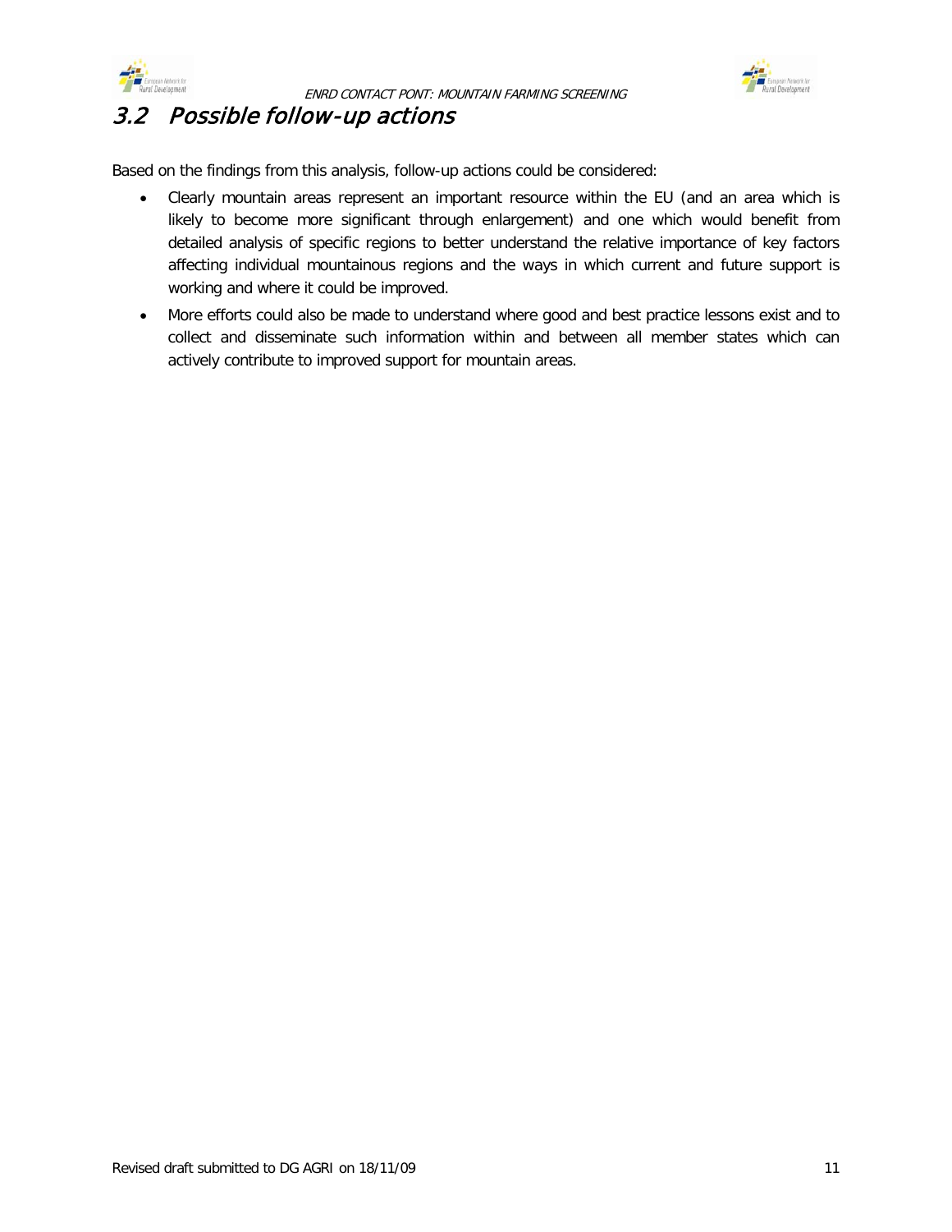## 3.2 Possible follow-up actions

Based on the findings from this analysis, follow-up actions could be considered:

- Clearly mountain areas represent an important resource within the EU (and an area which is likely to become more significant through enlargement) and one which would benefit from detailed analysis of specific regions to better understand the relative importance of key factors affecting individual mountainous regions and the ways in which current and future support is working and where it could be improved.
- More efforts could also be made to understand where good and best practice lessons exist and to collect and disseminate such information within and between all member states which can actively contribute to improved support for mountain areas.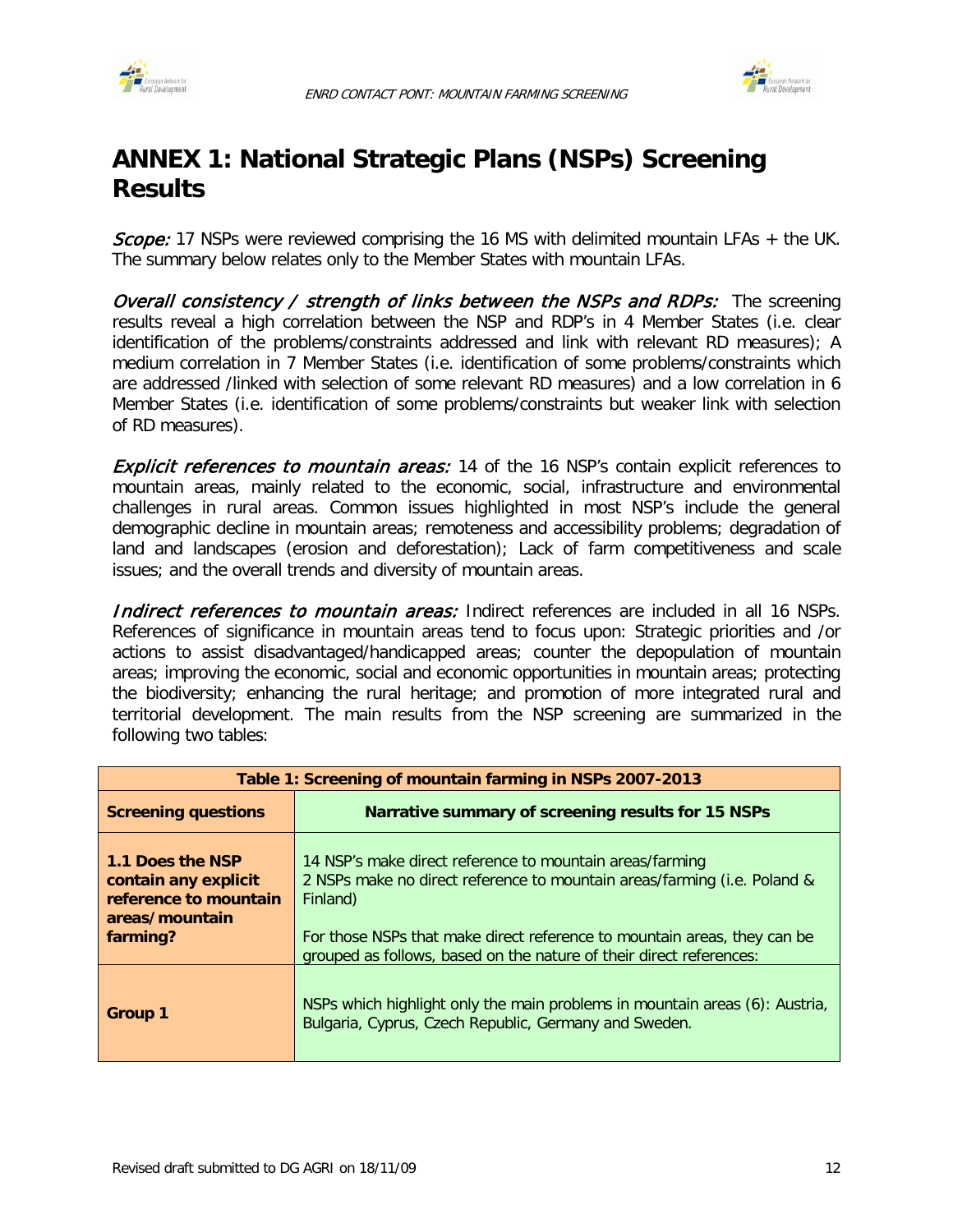# ANNEX 1: National Strategic Plans (NSPs) Screening Results

*Scope:* 17 NSPs were reviewed comprising the 16 MS with delimited mountain LFAs + the UK. The summary below relates only to the Member States with mountain LFAs.

*Overall consistency / strength of links between the NSPs and RDPs:* The screening results reveal a high correlation between the NSP and RDP's in 4 Member States (i.e. clear identification of the problems/constraints addressed and link with relevant RD measures); A medium correlation in 7 Member States (i.e. identification of some problems/constraints which are addressed /linked with selection of some relevant RD measures) and a low correlation in 6 Member States (i.e. identification of some problems/constraints but weaker link with selection of RD measures).

*Explicit references to mountain areas:* 14 of the 16 NSP's contain explicit references to mountain areas, mainly related to the economic, social, infrastructure and environmental challenges in rural areas. Common issues highlighted in most NSP's include the general demographic decline in mountain areas; remoteness and accessibility problems; degradation of land and landscapes (erosion and deforestation); Lack of farm competitiveness and scale issues; and the overall trends and diversity of mountain areas.

*Indirect references to mountain areas:* Indirect references are included in all 16 NSPs. References of significance in mountain areas tend to focus upon: Strategic priorities and /or actions to assist disadvantaged/handicapped areas; counter the depopulation of mountain areas; improving the economic, social and economic opportunities in mountain areas; protecting the biodiversity; enhancing the rural heritage; and promotion of more integrated rural and territorial development. The main results from the NSP screening are summarized in the following two tables:

| Table 1: Screening of mountain farming in NSPs 2007-2013 | |
|---|---|
| **Screening questions** | **Narrative summary of screening results for 15 NSPs** |
| **1.1 Does the NSP contain any explicit reference to mountain areas/mountain farming?** | 14 NSP's make direct reference to mountain areas/farming<br>2 NSPs make no direct reference to mountain areas/farming (i.e. Poland & Finland)<br><br>For those NSPs that make direct reference to mountain areas, they can be grouped as follows, based on the nature of their direct references: |
| **Group 1** | NSPs which highlight only the main problems in mountain areas (6): Austria, Bulgaria, Cyprus, Czech Republic, Germany and Sweden. |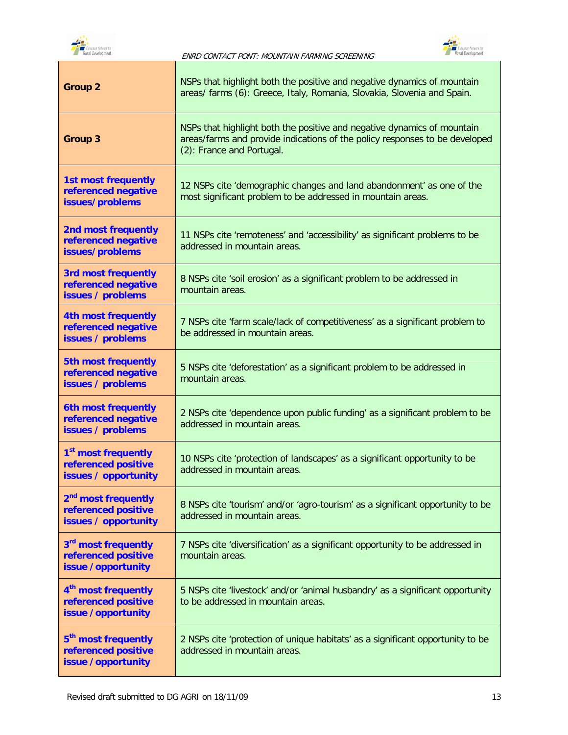| | |
|---|---|
| **Group 2** | NSPs that highlight both the positive and negative dynamics of mountain areas/ farms (6): Greece, Italy, Romania, Slovakia, Slovenia and Spain. |
| **Group 3** | NSPs that highlight both the positive and negative dynamics of mountain areas/farms and provide indications of the policy responses to be developed (2): France and Portugal. |
| **1st most frequently referenced negative issues/problems** | 12 NSPs cite 'demographic changes and land abandonment' as one of the most significant problem to be addressed in mountain areas. |
| **2nd most frequently referenced negative issues/problems** | 11 NSPs cite 'remoteness' and 'accessibility' as significant problems to be addressed in mountain areas. |
| **3rd most frequently referenced negative issues / problems** | 8 NSPs cite 'soil erosion' as a significant problem to be addressed in mountain areas. |
| **4th most frequently referenced negative issues / problems** | 7 NSPs cite 'farm scale/lack of competitiveness' as a significant problem to be addressed in mountain areas. |
| **5th most frequently referenced negative issues / problems** | 5 NSPs cite 'deforestation' as a significant problem to be addressed in mountain areas. |
| **6th most frequently referenced negative issues / problems** | 2 NSPs cite 'dependence upon public funding' as a significant problem to be addressed in mountain areas. |
| **1st most frequently referenced positive issues / opportunity** | 10 NSPs cite 'protection of landscapes' as a significant opportunity to be addressed in mountain areas. |
| **2nd most frequently referenced positive issues / opportunity** | 8 NSPs cite 'tourism' and/or 'agro-tourism' as a significant opportunity to be addressed in mountain areas. |
| **3rd most frequently referenced positive issue / opportunity** | 7 NSPs cite 'diversification' as a significant opportunity to be addressed in mountain areas. |
| **4th most frequently referenced positive issue / opportunity** | 5 NSPs cite 'livestock' and/or 'animal husbandry' as a significant opportunity to be addressed in mountain areas. |
| **5th most frequently referenced positive issue / opportunity** | 2 NSPs cite 'protection of unique habitats' as a significant opportunity to be addressed in mountain areas. |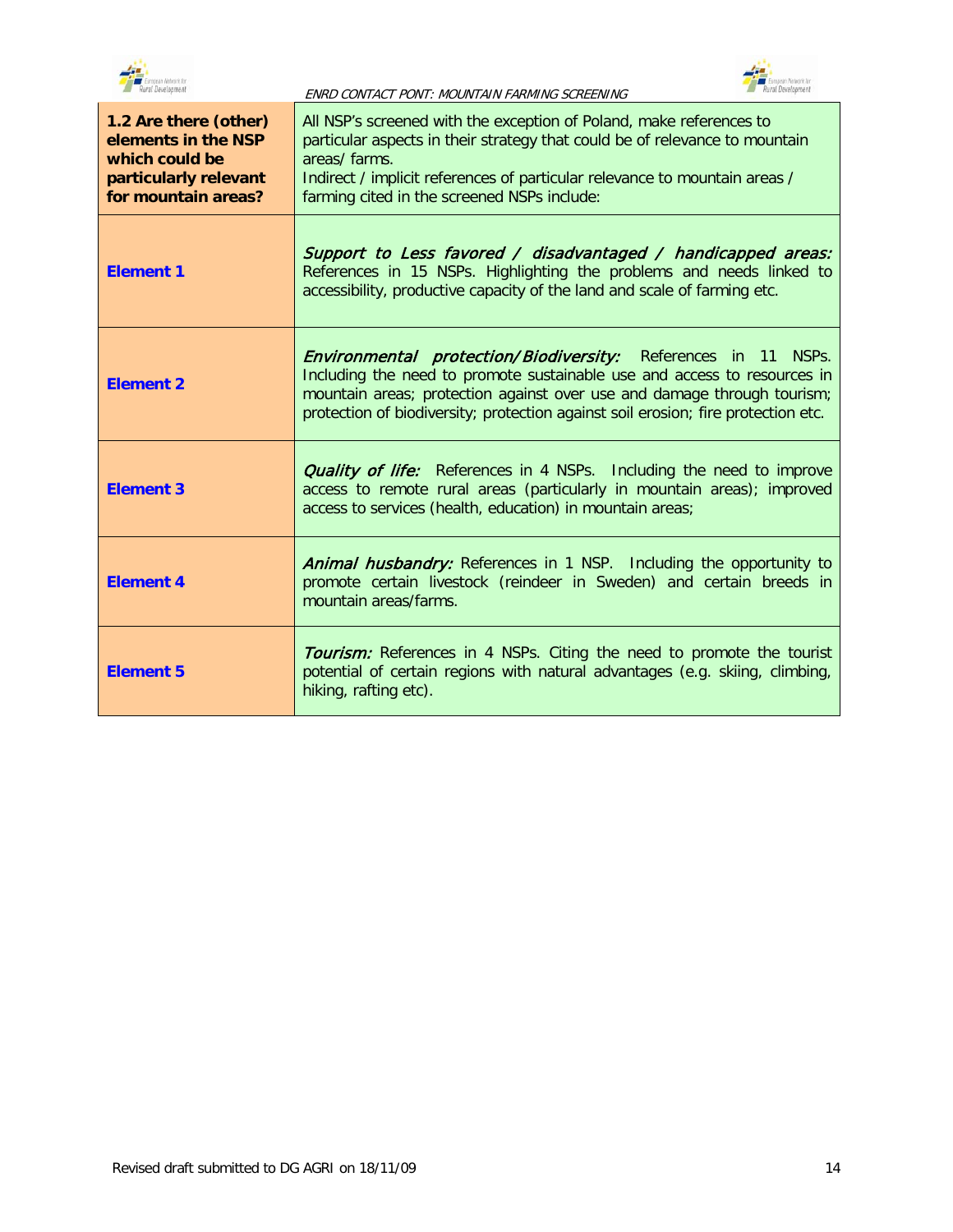| **1.2 Are there (other) elements in the NSP which could be particularly relevant for mountain areas?** | All NSP's screened with the exception of Poland, make references to particular aspects in their strategy that could be of relevance to mountain areas/ farms.<br>Indirect / implicit references of particular relevance to mountain areas / farming cited in the screened NSPs include: |
|---|---|
| **Element 1** | *Support to Less favored / disadvantaged / handicapped areas:* References in 15 NSPs. Highlighting the problems and needs linked to accessibility, productive capacity of the land and scale of farming etc. |
| **Element 2** | *Environmental protection/Biodiversity:* References in 11 NSPs. Including the need to promote sustainable use and access to resources in mountain areas; protection against over use and damage through tourism; protection of biodiversity; protection against soil erosion; fire protection etc. |
| **Element 3** | *Quality of life:* References in 4 NSPs. Including the need to improve access to remote rural areas (particularly in mountain areas); improved access to services (health, education) in mountain areas; |
| **Element 4** | *Animal husbandry:* References in 1 NSP. Including the opportunity to promote certain livestock (reindeer in Sweden) and certain breeds in mountain areas/farms. |
| **Element 5** | *Tourism:* References in 4 NSPs. Citing the need to promote the tourist potential of certain regions with natural advantages (e.g. skiing, climbing, hiking, rafting etc). |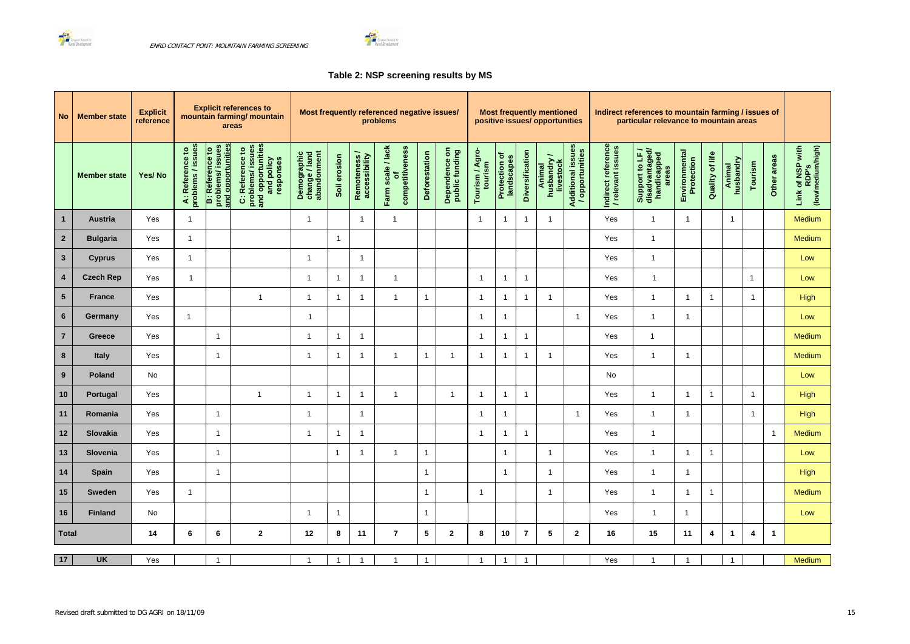## Table 2: NSP screening results by MS

| No | Member state | Explicit reference | Explicit references to mountain farming/ mountain areas | | | Most frequently referenced negative issues/ problems | | | | | | Most frequently mentioned positive issues/ opportunities | | | | | Indirect references to mountain farming / issues of particular relevance to mountain areas | | | | | | | |
|---|---|---|---|---|---|---|---|---|---|---|---|---|---|---|---|---|---|---|---|---|---|---|---|---|
| | Member state | Yes/ No | A: Reference to problems / issues | B: Reference to problems/ issues and opportunities | C: Reference to problems/ issues and opportunities and policy responses | Demographic change / land abandonment | Soil erosion | Remoteness / accessibility | Farm scale / lack of competitiveness | Deforestation | Dependence on public funding | Tourism / Agro-tourism | Protection of landscapes | Diversification | Animal husbandry / livestock | Additional issues / opportunities | Indirect reference / relevant issues | Support to LF / disadvantaged/ handicapped areas | Environmental Protection | Quality of life | Animal husbandry | Tourism | Other areas | Link of NSP with RDP's (low/medium/high) |
| 1 | Austria | Yes | 1 | | | 1 | | 1 | 1 | | | 1 | 1 | 1 | 1 | | Yes | 1 | 1 | | 1 | | | Medium |
| 2 | Bulgaria | Yes | 1 | | | | 1 | | | | | | | | | | Yes | 1 | | | | | | Medium |
| 3 | Cyprus | Yes | 1 | | | 1 | | 1 | | | | | | | | | Yes | 1 | | | | | | Low |
| 4 | Czech Rep | Yes | 1 | | | 1 | 1 | 1 | 1 | | | 1 | 1 | 1 | | | Yes | 1 | | | | 1 | | Low |
| 5 | France | Yes | | | 1 | 1 | 1 | 1 | 1 | 1 | | 1 | 1 | 1 | 1 | | Yes | 1 | 1 | 1 | | 1 | | High |
| 6 | Germany | Yes | 1 | | | 1 | | | | | | 1 | 1 | | | 1 | Yes | 1 | 1 | | | | | Low |
| 7 | Greece | Yes | | 1 | | 1 | 1 | 1 | | | | 1 | 1 | 1 | | | Yes | 1 | | | | | | Medium |
| 8 | Italy | Yes | | 1 | | 1 | 1 | 1 | 1 | 1 | 1 | 1 | 1 | 1 | 1 | | Yes | 1 | 1 | | | | | Medium |
| 9 | Poland | No | | | | | | | | | | | | | | | No | | | | | | | Low |
| 10 | Portugal | Yes | | | 1 | 1 | 1 | 1 | 1 | | 1 | 1 | 1 | 1 | | | Yes | 1 | 1 | 1 | | 1 | | High |
| 11 | Romania | Yes | | 1 | | 1 | | 1 | | | | 1 | 1 | | | 1 | Yes | 1 | 1 | | | 1 | | High |
| 12 | Slovakia | Yes | | 1 | | 1 | 1 | 1 | | | | 1 | 1 | 1 | | | Yes | 1 | | | | | 1 | Medium |
| 13 | Slovenia | Yes | | 1 | | | 1 | 1 | 1 | 1 | | | 1 | | 1 | | Yes | 1 | 1 | 1 | | | | Low |
| 14 | Spain | Yes | | 1 | | | | | | 1 | | | 1 | | 1 | | Yes | 1 | 1 | | | | | High |
| 15 | Sweden | Yes | 1 | | | | | | | 1 | | 1 | | | 1 | | Yes | 1 | 1 | 1 | | | | Medium |
| 16 | Finland | No | | | | 1 | 1 | | | 1 | | | | | | | Yes | 1 | 1 | | | | | Low |
| Total | | 14 | 6 | 6 | 2 | 12 | 8 | 11 | 7 | 5 | 2 | 8 | 10 | 7 | 5 | 2 | 16 | 15 | 11 | 4 | 1 | 4 | 1 | |
| 17 | UK | Yes | | 1 | | 1 | 1 | 1 | 1 | 1 | | 1 | 1 | 1 | | | Yes | 1 | 1 | | 1 | | | Medium |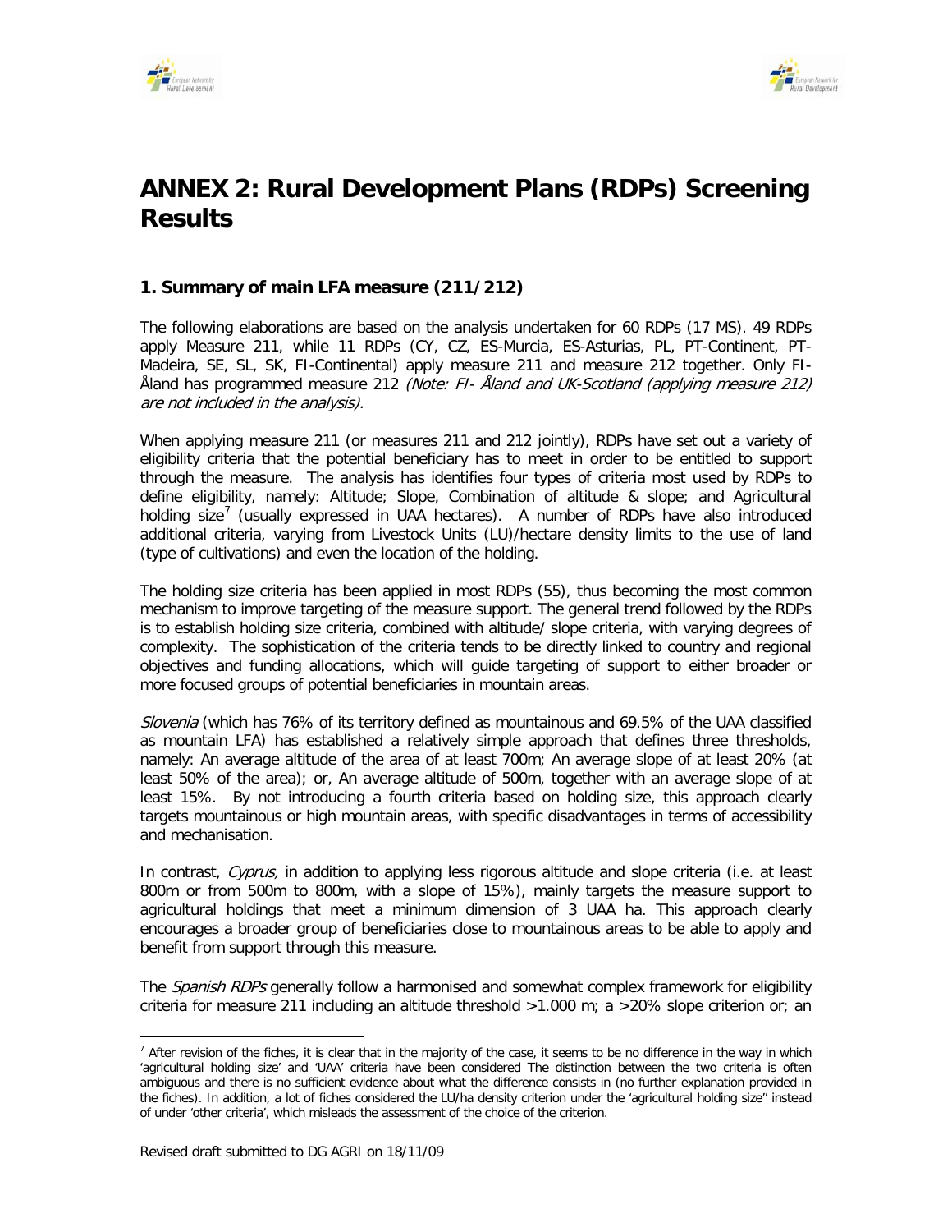# ANNEX 2: Rural Development Plans (RDPs) Screening Results

## 1. Summary of main LFA measure (211/212)

The following elaborations are based on the analysis undertaken for 60 RDPs (17 MS). 49 RDPs apply Measure 211, while 11 RDPs (CY, CZ, ES-Murcia, ES-Asturias, PL, PT-Continent, PT-Madeira, SE, SL, SK, FI-Continental) apply measure 211 and measure 212 together. Only FI-Åland has programmed measure 212 *(Note: FI- Åland and UK-Scotland (applying measure 212) are not included in the analysis).*

When applying measure 211 (or measures 211 and 212 jointly), RDPs have set out a variety of eligibility criteria that the potential beneficiary has to meet in order to be entitled to support through the measure. The analysis has identifies four types of criteria most used by RDPs to define eligibility, namely: Altitude; Slope, Combination of altitude & slope; and Agricultural holding size[7] (usually expressed in UAA hectares). A number of RDPs have also introduced additional criteria, varying from Livestock Units (LU)/hectare density limits to the use of land (type of cultivations) and even the location of the holding.

The holding size criteria has been applied in most RDPs (55), thus becoming the most common mechanism to improve targeting of the measure support. The general trend followed by the RDPs is to establish holding size criteria, combined with altitude/ slope criteria, with varying degrees of complexity. The sophistication of the criteria tends to be directly linked to country and regional objectives and funding allocations, which will guide targeting of support to either broader or more focused groups of potential beneficiaries in mountain areas.

*Slovenia* (which has 76% of its territory defined as mountainous and 69.5% of the UAA classified as mountain LFA) has established a relatively simple approach that defines three thresholds, namely: An average altitude of the area of at least 700m; An average slope of at least 20% (at least 50% of the area); or, An average altitude of 500m, together with an average slope of at least 15%. By not introducing a fourth criteria based on holding size, this approach clearly targets mountainous or high mountain areas, with specific disadvantages in terms of accessibility and mechanisation.

In contrast, *Cyprus,* in addition to applying less rigorous altitude and slope criteria (i.e. at least 800m or from 500m to 800m, with a slope of 15%), mainly targets the measure support to agricultural holdings that meet a minimum dimension of 3 UAA ha. This approach clearly encourages a broader group of beneficiaries close to mountainous areas to be able to apply and benefit from support through this measure.

The *Spanish RDPs* generally follow a harmonised and somewhat complex framework for eligibility criteria for measure 211 including an altitude threshold >1.000 m; a >20% slope criterion or; an

---

[7] After revision of the fiches, it is clear that in the majority of the case, it seems to be no difference in the way in which 'agricultural holding size' and 'UAA' criteria have been considered The distinction between the two criteria is often ambiguous and there is no sufficient evidence about what the difference consists in (no further explanation provided in the fiches). In addition, a lot of fiches considered the LU/ha density criterion under the 'agricultural holding size'' instead of under 'other criteria', which misleads the assessment of the choice of the criterion.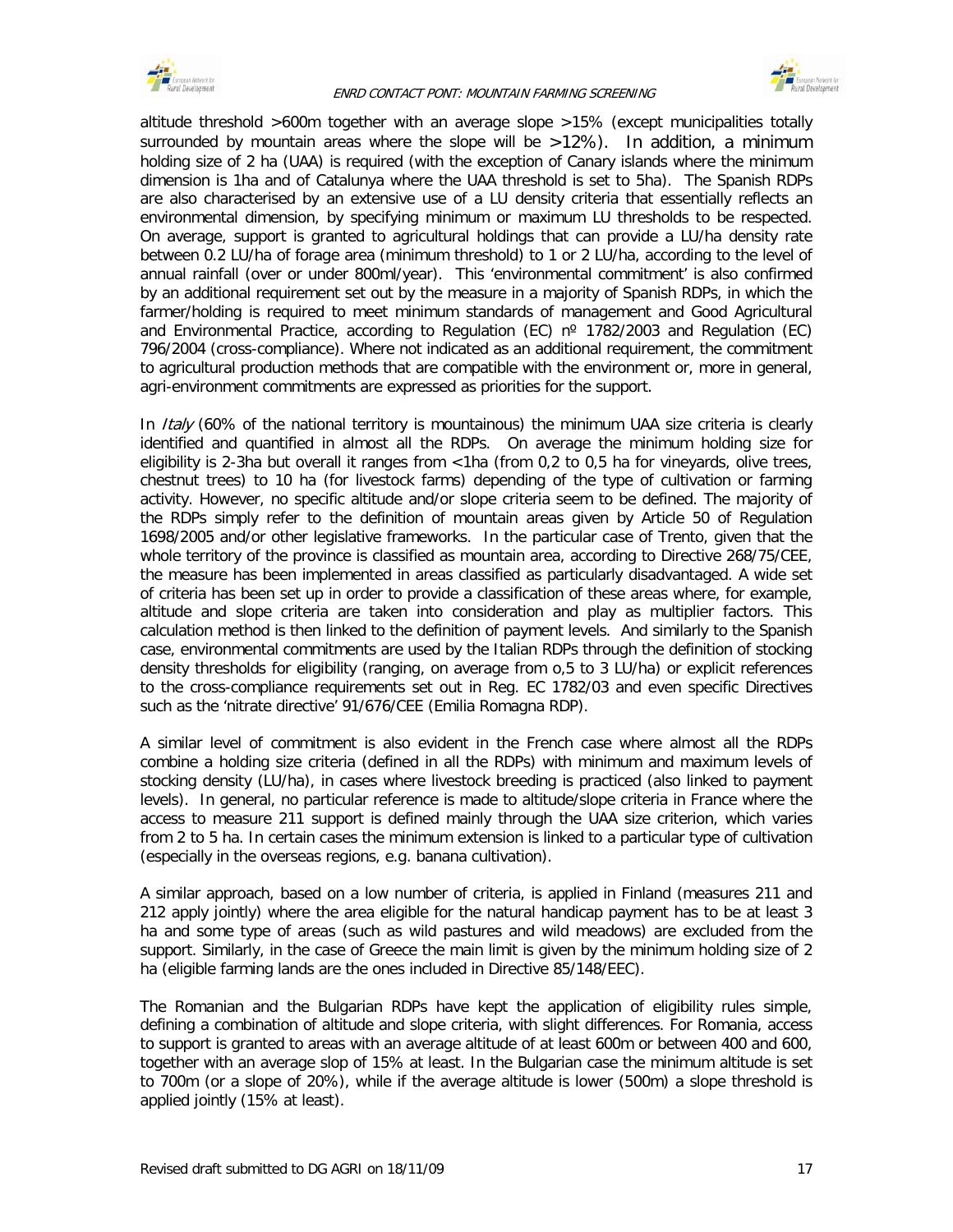altitude threshold >600m together with an average slope >15% (except municipalities totally surrounded by mountain areas where the slope will be >12%). In addition, a minimum holding size of 2 ha (UAA) is required (with the exception of Canary islands where the minimum dimension is 1ha and of Catalunya where the UAA threshold is set to 5ha). The Spanish RDPs are also characterised by an extensive use of a LU density criteria that essentially reflects an environmental dimension, by specifying minimum or maximum LU thresholds to be respected. On average, support is granted to agricultural holdings that can provide a LU/ha density rate between 0.2 LU/ha of forage area (minimum threshold) to 1 or 2 LU/ha, according to the level of annual rainfall (over or under 800ml/year). This 'environmental commitment' is also confirmed by an additional requirement set out by the measure in a majority of Spanish RDPs, in which the farmer/holding is required to meet minimum standards of management and Good Agricultural and Environmental Practice, according to Regulation (EC) nº 1782/2003 and Regulation (EC) 796/2004 (cross-compliance). Where not indicated as an additional requirement, the commitment to agricultural production methods that are compatible with the environment or, more in general, agri-environment commitments are expressed as priorities for the support.

In *Italy* (60% of the national territory is mountainous) the minimum UAA size criteria is clearly identified and quantified in almost all the RDPs. On average the minimum holding size for eligibility is 2-3ha but overall it ranges from <1ha (from 0,2 to 0,5 ha for vineyards, olive trees, chestnut trees) to 10 ha (for livestock farms) depending of the type of cultivation or farming activity. However, no specific altitude and/or slope criteria seem to be defined. The majority of the RDPs simply refer to the definition of mountain areas given by Article 50 of Regulation 1698/2005 and/or other legislative frameworks. In the particular case of Trento, given that the whole territory of the province is classified as mountain area, according to Directive 268/75/CEE, the measure has been implemented in areas classified as particularly disadvantaged. A wide set of criteria has been set up in order to provide a classification of these areas where, for example, altitude and slope criteria are taken into consideration and play as multiplier factors. This calculation method is then linked to the definition of payment levels. And similarly to the Spanish case, environmental commitments are used by the Italian RDPs through the definition of stocking density thresholds for eligibility (ranging, on average from o,5 to 3 LU/ha) or explicit references to the cross-compliance requirements set out in Reg. EC 1782/03 and even specific Directives such as the 'nitrate directive' 91/676/CEE (Emilia Romagna RDP).

A similar level of commitment is also evident in the French case where almost all the RDPs combine a holding size criteria (defined in all the RDPs) with minimum and maximum levels of stocking density (LU/ha), in cases where livestock breeding is practiced (also linked to payment levels). In general, no particular reference is made to altitude/slope criteria in France where the access to measure 211 support is defined mainly through the UAA size criterion, which varies from 2 to 5 ha. In certain cases the minimum extension is linked to a particular type of cultivation (especially in the overseas regions, e.g. banana cultivation).

A similar approach, based on a low number of criteria, is applied in Finland (measures 211 and 212 apply jointly) where the area eligible for the natural handicap payment has to be at least 3 ha and some type of areas (such as wild pastures and wild meadows) are excluded from the support. Similarly, in the case of Greece the main limit is given by the minimum holding size of 2 ha (eligible farming lands are the ones included in Directive 85/148/EEC).

The Romanian and the Bulgarian RDPs have kept the application of eligibility rules simple, defining a combination of altitude and slope criteria, with slight differences. For Romania, access to support is granted to areas with an average altitude of at least 600m or between 400 and 600, together with an average slop of 15% at least. In the Bulgarian case the minimum altitude is set to 700m (or a slope of 20%), while if the average altitude is lower (500m) a slope threshold is applied jointly (15% at least).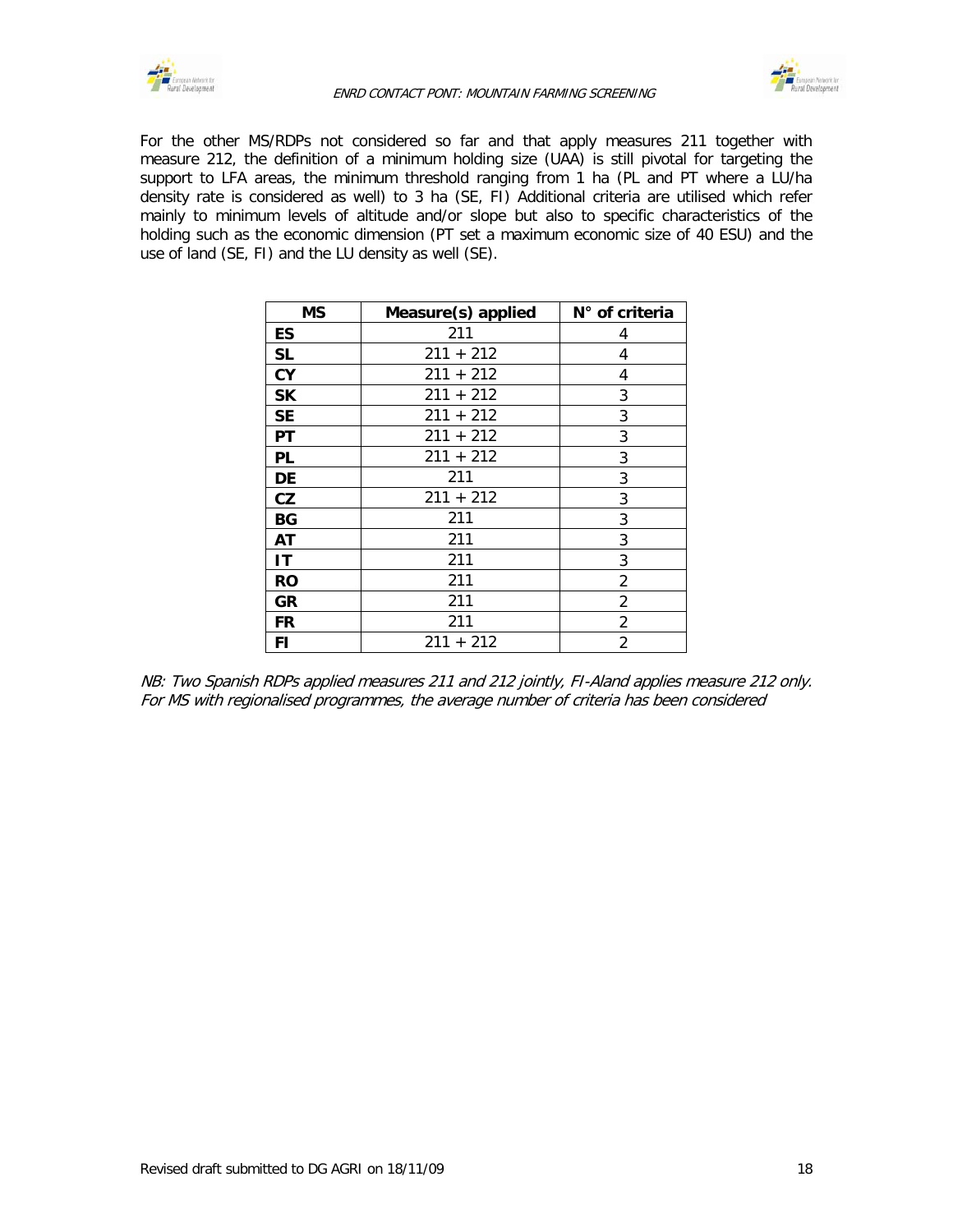For the other MS/RDPs not considered so far and that apply measures 211 together with measure 212, the definition of a minimum holding size (UAA) is still pivotal for targeting the support to LFA areas, the minimum threshold ranging from 1 ha (PL and PT where a LU/ha density rate is considered as well) to 3 ha (SE, FI) Additional criteria are utilised which refer mainly to minimum levels of altitude and/or slope but also to specific characteristics of the holding such as the economic dimension (PT set a maximum economic size of 40 ESU) and the use of land (SE, FI) and the LU density as well (SE).

| MS | Measure(s) applied | N° of criteria |
|---|---|---|
| **ES** | 211 | 4 |
| **SL** | 211 + 212 | 4 |
| **CY** | 211 + 212 | 4 |
| **SK** | 211 + 212 | 3 |
| **SE** | 211 + 212 | 3 |
| **PT** | 211 + 212 | 3 |
| **PL** | 211 + 212 | 3 |
| **DE** | 211 | 3 |
| **CZ** | 211 + 212 | 3 |
| **BG** | 211 | 3 |
| **AT** | 211 | 3 |
| **IT** | 211 | 3 |
| **RO** | 211 | 2 |
| **GR** | 211 | 2 |
| **FR** | 211 | 2 |
| **FI** | 211 + 212 | 2 |

*NB: Two Spanish RDPs applied measures 211 and 212 jointly, FI-Aland applies measure 212 only. For MS with regionalised programmes, the average number of criteria has been considered*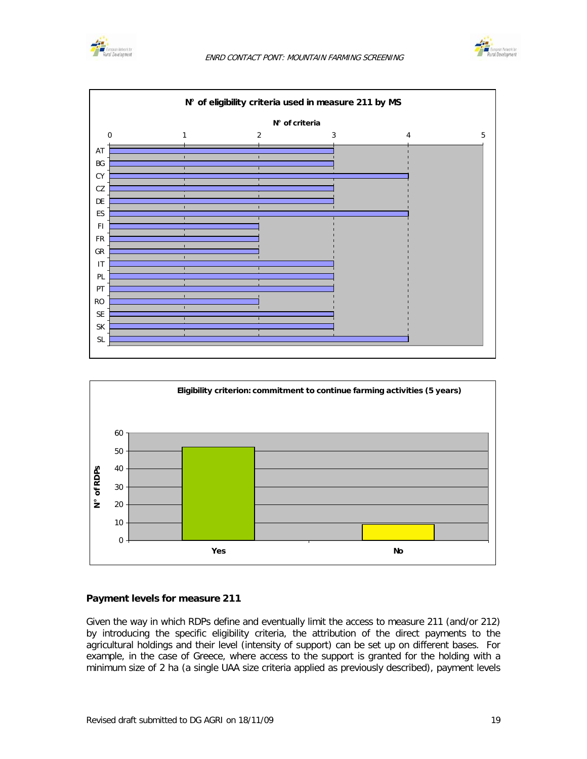**N° of eligibility criteria used in measure 211 by MS**

| MS | N° of criteria |
|---|---|
| AT | 3 |
| BG | 3 |
| CY | 4 |
| CZ | 3 |
| DE | 3 |
| ES | 4 |
| FI | 2 |
| FR | 2 |
| GR | 2 |
| IT | 3 |
| PL | 3 |
| PT | 3 |
| RO | 2 |
| SE | 3 |
| SK | 3 |
| SL | 4 |

**Eligibility criterion: commitment to continue farming activities (5 years)**

| | N° of RDPs |
|---|---|
| Yes | 52 |
| No | 9 |

### Payment levels for measure 211

Given the way in which RDPs define and eventually limit the access to measure 211 (and/or 212) by introducing the specific eligibility criteria, the attribution of the direct payments to the agricultural holdings and their level (intensity of support) can be set up on different bases. For example, in the case of Greece, where access to the support is granted for the holding with a minimum size of 2 ha (a single UAA size criteria applied as previously described), payment levels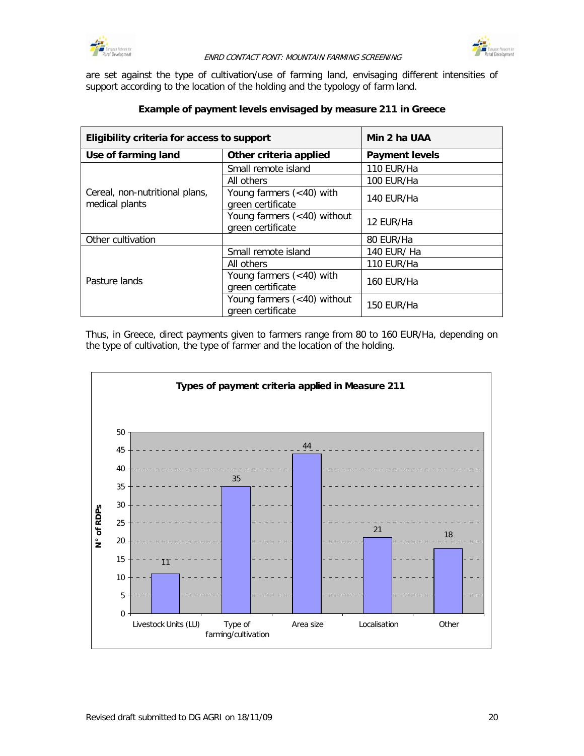are set against the type of cultivation/use of farming land, envisaging different intensities of support according to the location of the holding and the typology of farm land.

**Example of payment levels envisaged by measure 211 in Greece**

| Eligibility criteria for access to support | | Min 2 ha UAA |
|---|---|---|
| **Use of farming land** | **Other criteria applied** | **Payment levels** |
| Cereal, non-nutritional plans, medical plants | Small remote island | 110 EUR/Ha |
| | All others | 100 EUR/Ha |
| | Young farmers (<40) with green certificate | 140 EUR/Ha |
| | Young farmers (<40) without green certificate | 12 EUR/Ha |
| Other cultivation | | 80 EUR/Ha |
| Pasture lands | Small remote island | 140 EUR/ Ha |
| | All others | 110 EUR/Ha |
| | Young farmers (<40) with green certificate | 160 EUR/Ha |
| | Young farmers (<40) without green certificate | 150 EUR/Ha |

Thus, in Greece, direct payments given to farmers range from 80 to 160 EUR/Ha, depending on the type of cultivation, the type of farmer and the location of the holding.

**Types of payment criteria applied in Measure 211**

| Criteria | N° of RDPs |
|---|---|
| Livestock Units (LU) | 11 |
| Type of farming/cultivation | 35 |
| Area size | 44 |
| Localisation | 21 |
| Other | 18 |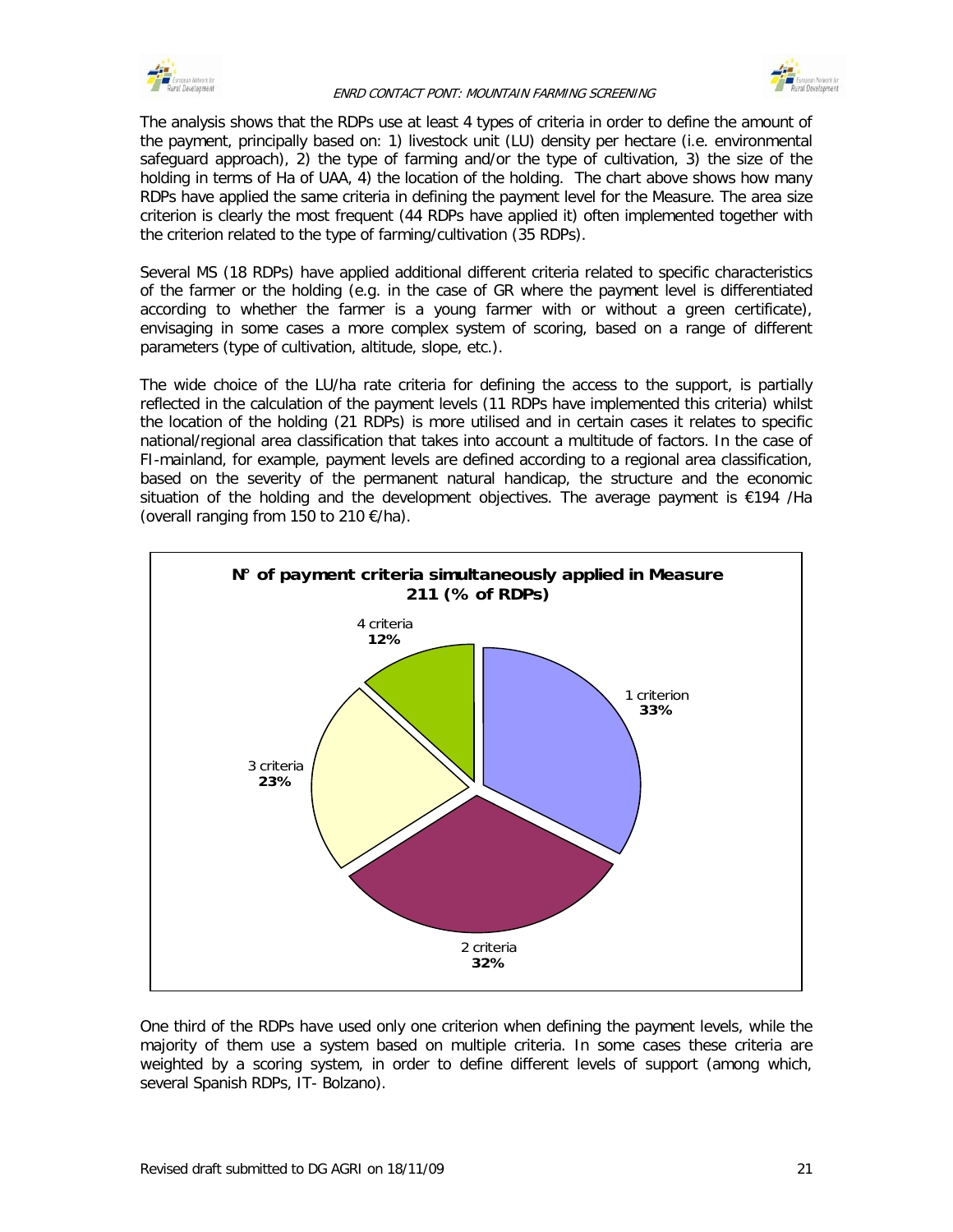The analysis shows that the RDPs use at least 4 types of criteria in order to define the amount of the payment, principally based on: 1) livestock unit (LU) density per hectare (i.e. environmental safeguard approach), 2) the type of farming and/or the type of cultivation, 3) the size of the holding in terms of Ha of UAA, 4) the location of the holding. The chart above shows how many RDPs have applied the same criteria in defining the payment level for the Measure. The area size criterion is clearly the most frequent (44 RDPs have applied it) often implemented together with the criterion related to the type of farming/cultivation (35 RDPs).

Several MS (18 RDPs) have applied additional different criteria related to specific characteristics of the farmer or the holding (e.g. in the case of GR where the payment level is differentiated according to whether the farmer is a young farmer with or without a green certificate), envisaging in some cases a more complex system of scoring, based on a range of different parameters (type of cultivation, altitude, slope, etc.).

The wide choice of the LU/ha rate criteria for defining the access to the support, is partially reflected in the calculation of the payment levels (11 RDPs have implemented this criteria) whilst the location of the holding (21 RDPs) is more utilised and in certain cases it relates to specific national/regional area classification that takes into account a multitude of factors. In the case of FI-mainland, for example, payment levels are defined according to a regional area classification, based on the severity of the permanent natural handicap, the structure and the economic situation of the holding and the development objectives. The average payment is €194 /Ha (overall ranging from 150 to 210 €/ha).

**N° of payment criteria simultaneously applied in Measure 211 (% of RDPs)**

| Number of criteria | % of RDPs |
|---|---|
| 1 criterion | 33% |
| 2 criteria | 32% |
| 3 criteria | 23% |
| 4 criteria | 12% |

One third of the RDPs have used only one criterion when defining the payment levels, while the majority of them use a system based on multiple criteria. In some cases these criteria are weighted by a scoring system, in order to define different levels of support (among which, several Spanish RDPs, IT- Bolzano).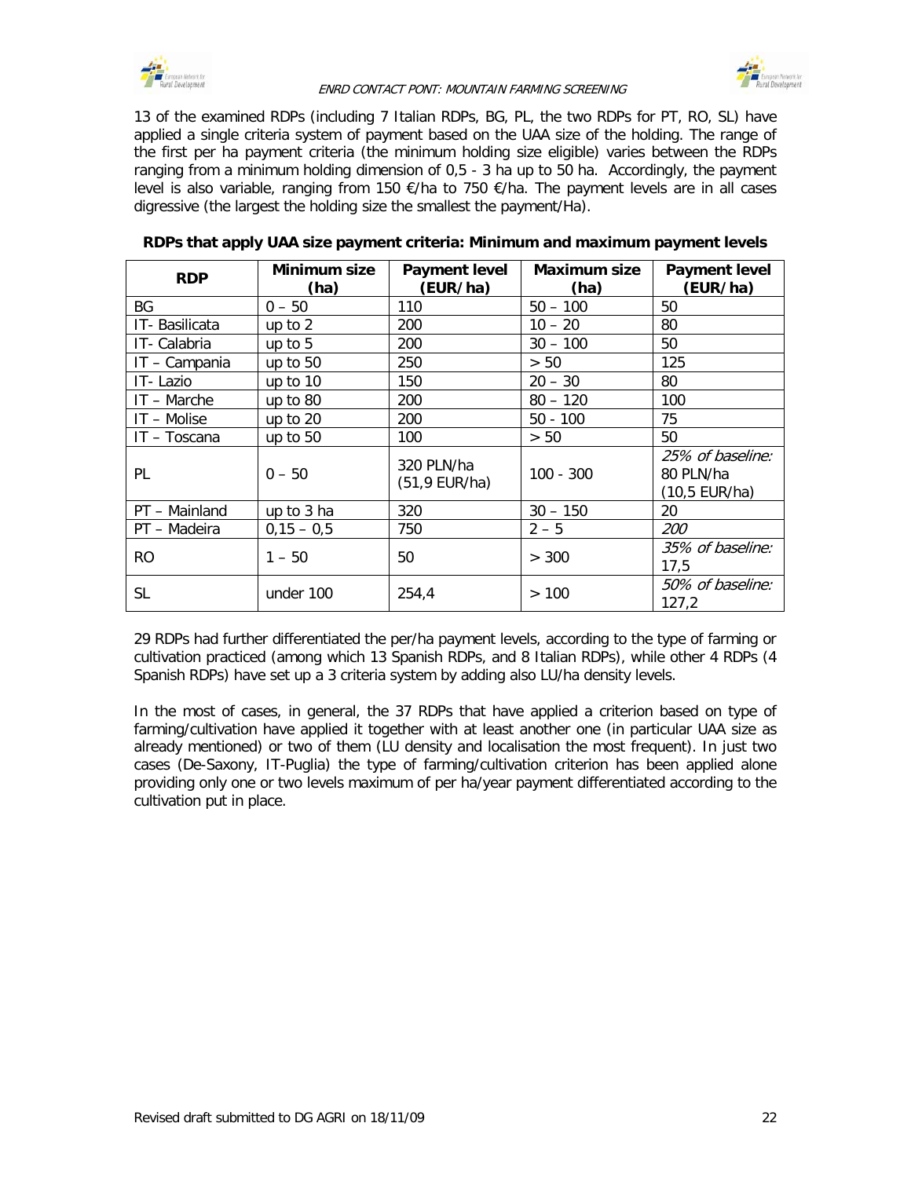13 of the examined RDPs (including 7 Italian RDPs, BG, PL, the two RDPs for PT, RO, SL) have applied a single criteria system of payment based on the UAA size of the holding. The range of the first per ha payment criteria (the minimum holding size eligible) varies between the RDPs ranging from a minimum holding dimension of 0,5 - 3 ha up to 50 ha. Accordingly, the payment level is also variable, ranging from 150 €/ha to 750 €/ha. The payment levels are in all cases digressive (the largest the holding size the smallest the payment/Ha).

**RDPs that apply UAA size payment criteria: Minimum and maximum payment levels**

| RDP | Minimum size (ha) | Payment level (EUR/ha) | Maximum size (ha) | Payment level (EUR/ha) |
|---|---|---|---|---|
| BG | 0 – 50 | 110 | 50 – 100 | 50 |
| IT- Basilicata | up to 2 | 200 | 10 – 20 | 80 |
| IT- Calabria | up to 5 | 200 | 30 – 100 | 50 |
| IT – Campania | up to 50 | 250 | > 50 | 125 |
| IT- Lazio | up to 10 | 150 | 20 – 30 | 80 |
| IT – Marche | up to 80 | 200 | 80 – 120 | 100 |
| IT – Molise | up to 20 | 200 | 50 - 100 | 75 |
| IT – Toscana | up to 50 | 100 | > 50 | 50 |
| PL | 0 – 50 | 320 PLN/ha (51,9 EUR/ha) | 100 - 300 | *25% of baseline:* 80 PLN/ha (10,5 EUR/ha) |
| PT – Mainland | up to 3 ha | 320 | 30 – 150 | 20 |
| PT – Madeira | 0,15 – 0,5 | 750 | 2 – 5 | *200* |
| RO | 1 – 50 | 50 | > 300 | *35% of baseline:* 17,5 |
| SL | under 100 | 254,4 | > 100 | *50% of baseline:* 127,2 |

29 RDPs had further differentiated the per/ha payment levels, according to the type of farming or cultivation practiced (among which 13 Spanish RDPs, and 8 Italian RDPs), while other 4 RDPs (4 Spanish RDPs) have set up a 3 criteria system by adding also LU/ha density levels.

In the most of cases, in general, the 37 RDPs that have applied a criterion based on type of farming/cultivation have applied it together with at least another one (in particular UAA size as already mentioned) or two of them (LU density and localisation the most frequent). In just two cases (De-Saxony, IT-Puglia) the type of farming/cultivation criterion has been applied alone providing only one or two levels maximum of per ha/year payment differentiated according to the cultivation put in place.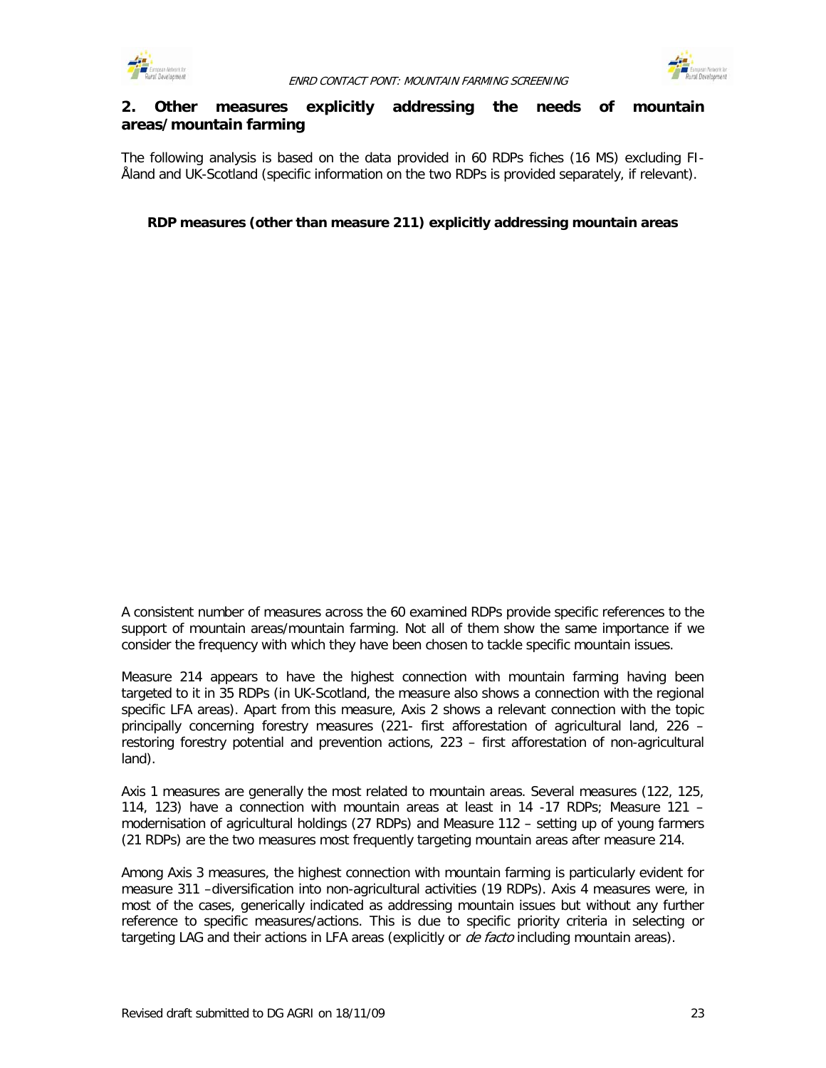## 2. Other measures explicitly addressing the needs of mountain areas/mountain farming

The following analysis is based on the data provided in 60 RDPs fiches (16 MS) excluding FI-Åland and UK-Scotland (specific information on the two RDPs is provided separately, if relevant).

**RDP measures (other than measure 211) explicitly addressing mountain areas**

A consistent number of measures across the 60 examined RDPs provide specific references to the support of mountain areas/mountain farming. Not all of them show the same importance if we consider the frequency with which they have been chosen to tackle specific mountain issues.

Measure 214 appears to have the highest connection with mountain farming having been targeted to it in 35 RDPs (in UK-Scotland, the measure also shows a connection with the regional specific LFA areas). Apart from this measure, Axis 2 shows a relevant connection with the topic principally concerning forestry measures (221- first afforestation of agricultural land, 226 – restoring forestry potential and prevention actions, 223 – first afforestation of non-agricultural land).

Axis 1 measures are generally the most related to mountain areas. Several measures (122, 125, 114, 123) have a connection with mountain areas at least in 14 -17 RDPs; Measure 121 – modernisation of agricultural holdings (27 RDPs) and Measure 112 – setting up of young farmers (21 RDPs) are the two measures most frequently targeting mountain areas after measure 214.

Among Axis 3 measures, the highest connection with mountain farming is particularly evident for measure 311 –diversification into non-agricultural activities (19 RDPs). Axis 4 measures were, in most of the cases, generically indicated as addressing mountain issues but without any further reference to specific measures/actions. This is due to specific priority criteria in selecting or targeting LAG and their actions in LFA areas (explicitly or *de facto* including mountain areas).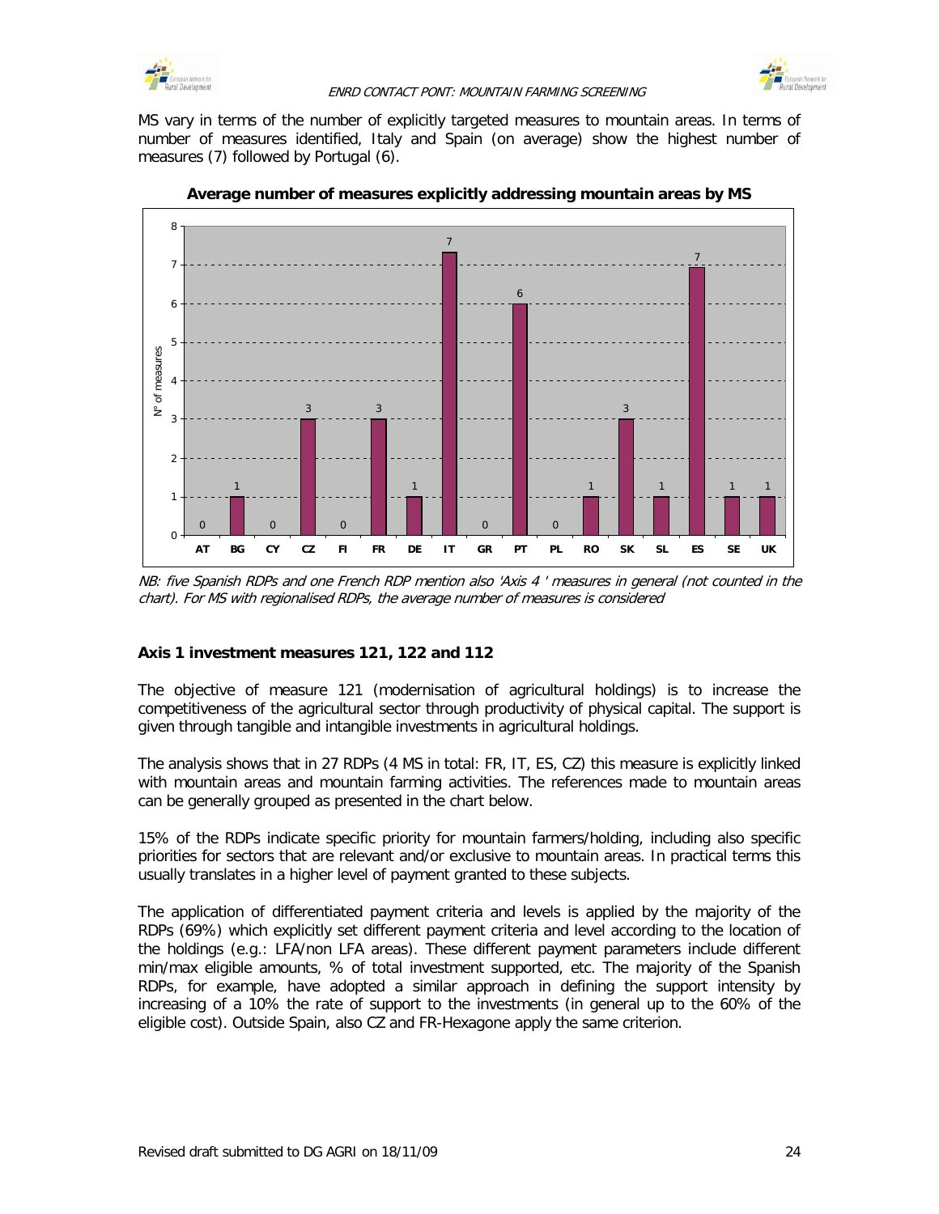MS vary in terms of the number of explicitly targeted measures to mountain areas. In terms of number of measures identified, Italy and Spain (on average) show the highest number of measures (7) followed by Portugal (6).

**Average number of measures explicitly addressing mountain areas by MS**

| MS | Nº of measures |
|---|---|
| AT | 0 |
| BG | 1 |
| CY | 0 |
| CZ | 3 |
| FI | 0 |
| FR | 3 |
| DE | 1 |
| IT | 7 |
| GR | 0 |
| PT | 6 |
| PL | 0 |
| RO | 1 |
| SK | 3 |
| SL | 1 |
| ES | 7 |
| SE | 1 |
| UK | 1 |

*NB: five Spanish RDPs and one French RDP mention also 'Axis 4 ' measures in general (not counted in the chart). For MS with regionalised RDPs, the average number of measures is considered*

### Axis 1 investment measures 121, 122 and 112

The objective of measure 121 (modernisation of agricultural holdings) is to increase the competitiveness of the agricultural sector through productivity of physical capital. The support is given through tangible and intangible investments in agricultural holdings.

The analysis shows that in 27 RDPs (4 MS in total: FR, IT, ES, CZ) this measure is explicitly linked with mountain areas and mountain farming activities. The references made to mountain areas can be generally grouped as presented in the chart below.

15% of the RDPs indicate specific priority for mountain farmers/holding, including also specific priorities for sectors that are relevant and/or exclusive to mountain areas. In practical terms this usually translates in a higher level of payment granted to these subjects.

The application of differentiated payment criteria and levels is applied by the majority of the RDPs (69%) which explicitly set different payment criteria and level according to the location of the holdings (e.g.: LFA/non LFA areas). These different payment parameters include different min/max eligible amounts, % of total investment supported, etc. The majority of the Spanish RDPs, for example, have adopted a similar approach in defining the support intensity by increasing of a 10% the rate of support to the investments (in general up to the 60% of the eligible cost). Outside Spain, also CZ and FR-Hexagone apply the same criterion.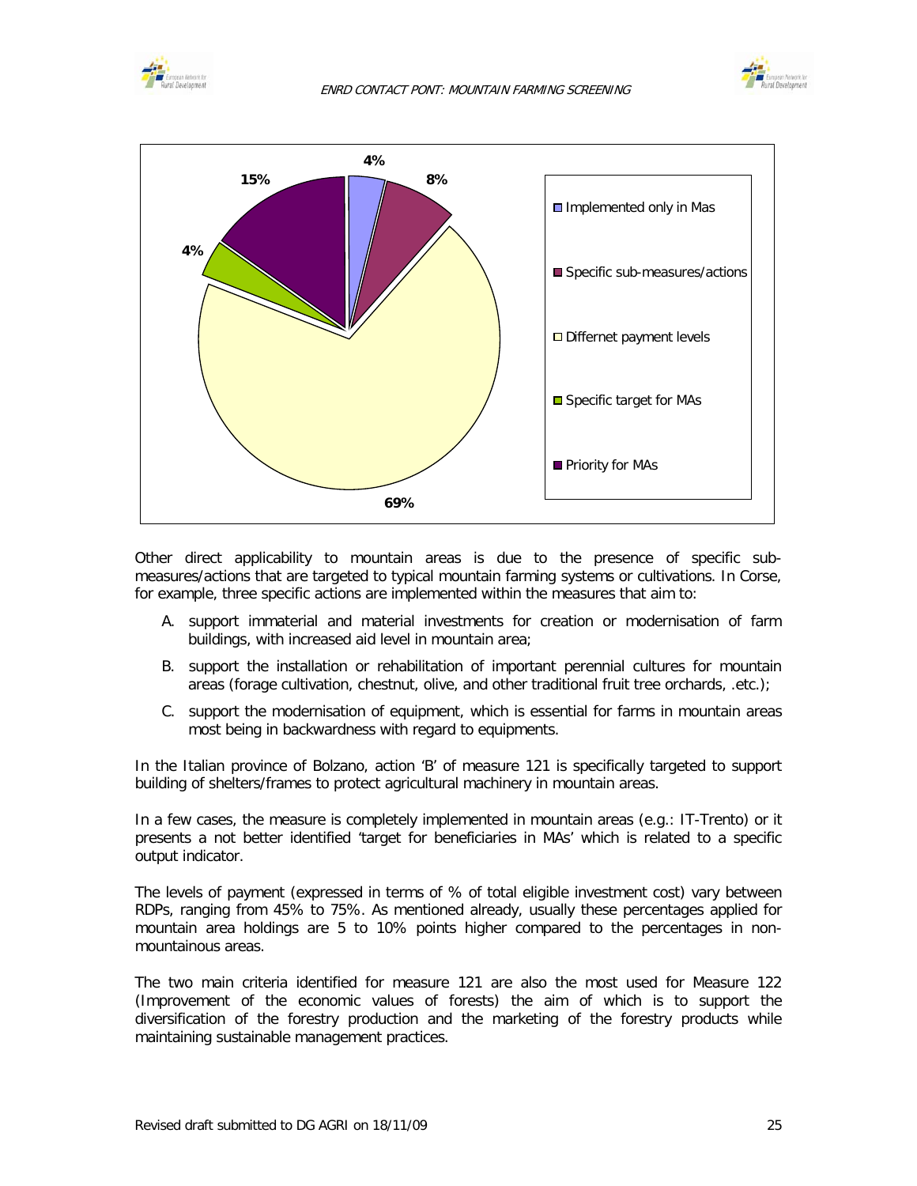Other direct applicability to mountain areas is due to the presence of specific sub-measures/actions that are targeted to typical mountain farming systems or cultivations. In Corse, for example, three specific actions are implemented within the measures that aim to:

A. support immaterial and material investments for creation or modernisation of farm buildings, with increased aid level in mountain area;

B. support the installation or rehabilitation of important perennial cultures for mountain areas (forage cultivation, chestnut, olive, and other traditional fruit tree orchards, .etc.);

C. support the modernisation of equipment, which is essential for farms in mountain areas most being in backwardness with regard to equipments.

In the Italian province of Bolzano, action 'B' of measure 121 is specifically targeted to support building of shelters/frames to protect agricultural machinery in mountain areas.

In a few cases, the measure is completely implemented in mountain areas (e.g.: IT-Trento) or it presents a not better identified 'target for beneficiaries in MAs' which is related to a specific output indicator.

The levels of payment (expressed in terms of % of total eligible investment cost) vary between RDPs, ranging from 45% to 75%. As mentioned already, usually these percentages applied for mountain area holdings are 5 to 10% points higher compared to the percentages in non-mountainous areas.

The two main criteria identified for measure 121 are also the most used for Measure 122 (Improvement of the economic values of forests) the aim of which is to support the diversification of the forestry production and the marketing of the forestry products while maintaining sustainable management practices.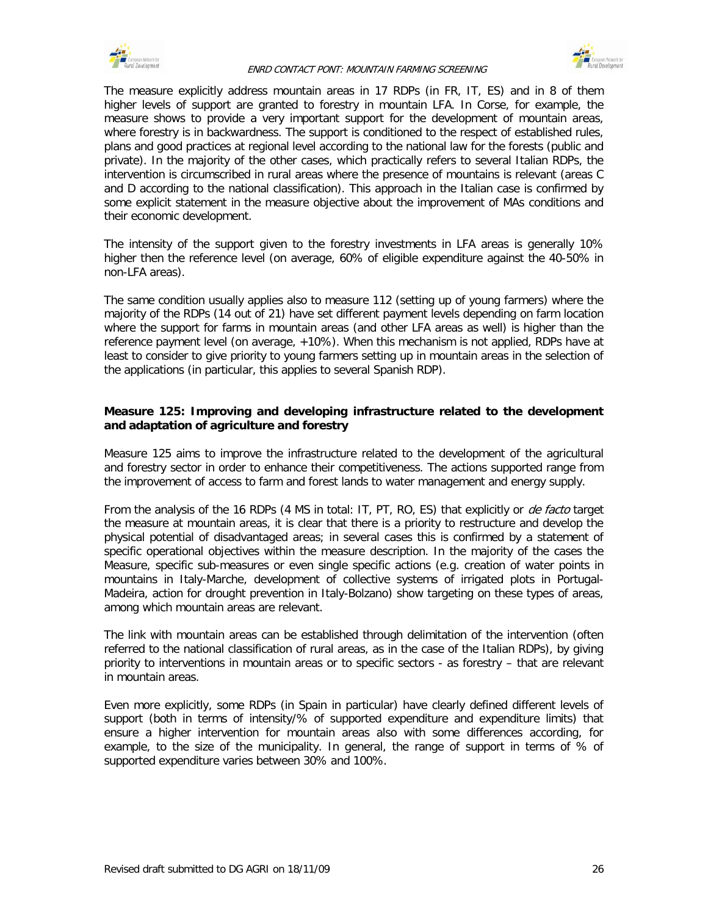The measure explicitly address mountain areas in 17 RDPs (in FR, IT, ES) and in 8 of them higher levels of support are granted to forestry in mountain LFA. In Corse, for example, the measure shows to provide a very important support for the development of mountain areas, where forestry is in backwardness. The support is conditioned to the respect of established rules, plans and good practices at regional level according to the national law for the forests (public and private). In the majority of the other cases, which practically refers to several Italian RDPs, the intervention is circumscribed in rural areas where the presence of mountains is relevant (areas C and D according to the national classification). This approach in the Italian case is confirmed by some explicit statement in the measure objective about the improvement of MAs conditions and their economic development.

The intensity of the support given to the forestry investments in LFA areas is generally 10% higher then the reference level (on average, 60% of eligible expenditure against the 40-50% in non-LFA areas).

The same condition usually applies also to measure 112 (setting up of young farmers) where the majority of the RDPs (14 out of 21) have set different payment levels depending on farm location where the support for farms in mountain areas (and other LFA areas as well) is higher than the reference payment level (on average, +10%). When this mechanism is not applied, RDPs have at least to consider to give priority to young farmers setting up in mountain areas in the selection of the applications (in particular, this applies to several Spanish RDP).

**Measure 125: Improving and developing infrastructure related to the development and adaptation of agriculture and forestry**

Measure 125 aims to improve the infrastructure related to the development of the agricultural and forestry sector in order to enhance their competitiveness. The actions supported range from the improvement of access to farm and forest lands to water management and energy supply.

From the analysis of the 16 RDPs (4 MS in total: IT, PT, RO, ES) that explicitly or *de facto* target the measure at mountain areas, it is clear that there is a priority to restructure and develop the physical potential of disadvantaged areas; in several cases this is confirmed by a statement of specific operational objectives within the measure description. In the majority of the cases the Measure, specific sub-measures or even single specific actions (e.g. creation of water points in mountains in Italy-Marche, development of collective systems of irrigated plots in Portugal-Madeira, action for drought prevention in Italy-Bolzano) show targeting on these types of areas, among which mountain areas are relevant.

The link with mountain areas can be established through delimitation of the intervention (often referred to the national classification of rural areas, as in the case of the Italian RDPs), by giving priority to interventions in mountain areas or to specific sectors - as forestry – that are relevant in mountain areas.

Even more explicitly, some RDPs (in Spain in particular) have clearly defined different levels of support (both in terms of intensity/% of supported expenditure and expenditure limits) that ensure a higher intervention for mountain areas also with some differences according, for example, to the size of the municipality. In general, the range of support in terms of % of supported expenditure varies between 30% and 100%.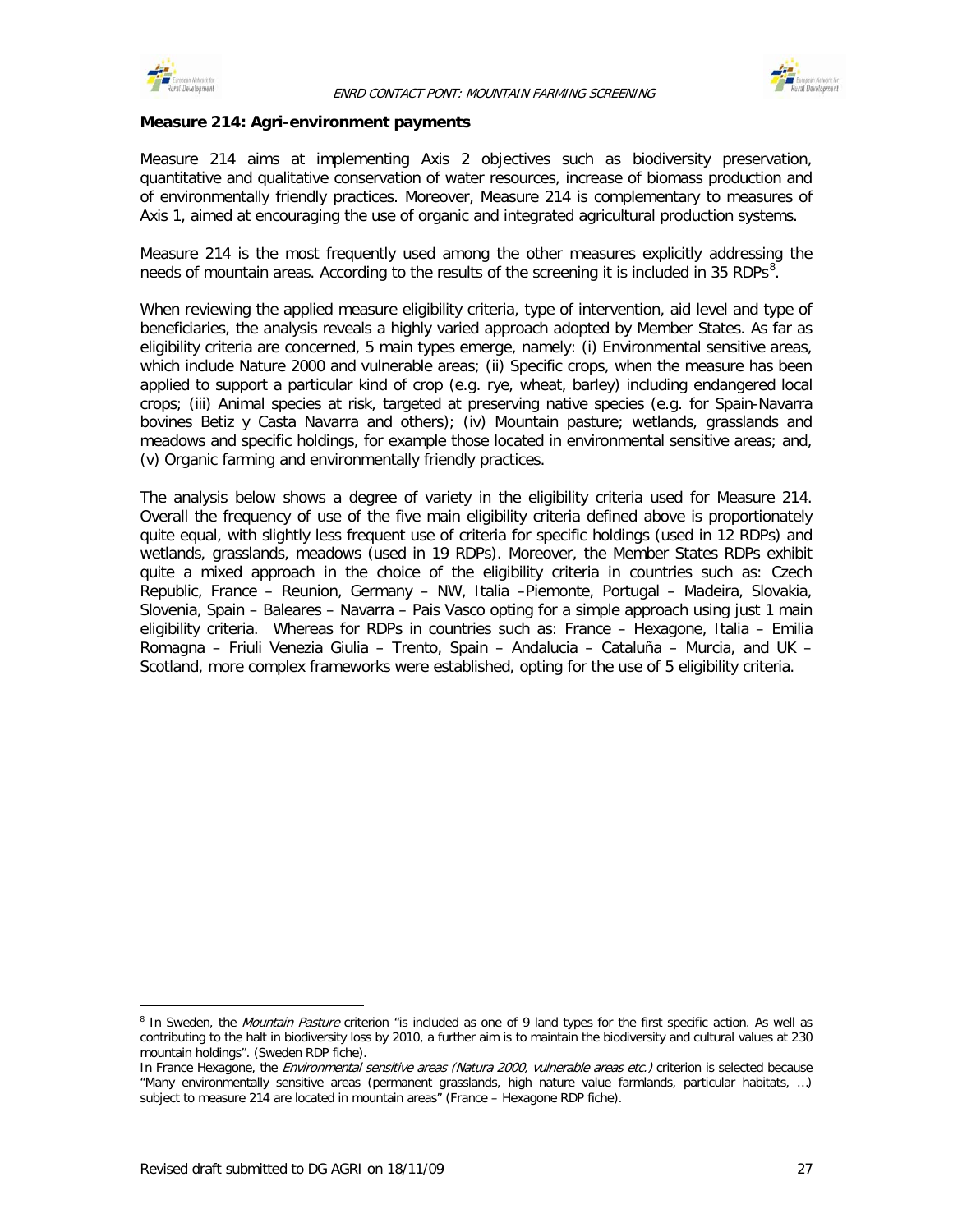**Measure 214: Agri-environment payments**

Measure 214 aims at implementing Axis 2 objectives such as biodiversity preservation, quantitative and qualitative conservation of water resources, increase of biomass production and of environmentally friendly practices. Moreover, Measure 214 is complementary to measures of Axis 1, aimed at encouraging the use of organic and integrated agricultural production systems.

Measure 214 is the most frequently used among the other measures explicitly addressing the needs of mountain areas. According to the results of the screening it is included in 35 RDPs[8].

When reviewing the applied measure eligibility criteria, type of intervention, aid level and type of beneficiaries, the analysis reveals a highly varied approach adopted by Member States. As far as eligibility criteria are concerned, 5 main types emerge, namely: (i) Environmental sensitive areas, which include Nature 2000 and vulnerable areas; (ii) Specific crops, when the measure has been applied to support a particular kind of crop (e.g. rye, wheat, barley) including endangered local crops; (iii) Animal species at risk, targeted at preserving native species (e.g. for Spain-Navarra bovines Betiz y Casta Navarra and others); (iv) Mountain pasture; wetlands, grasslands and meadows and specific holdings, for example those located in environmental sensitive areas; and, (v) Organic farming and environmentally friendly practices.

The analysis below shows a degree of variety in the eligibility criteria used for Measure 214. Overall the frequency of use of the five main eligibility criteria defined above is proportionately quite equal, with slightly less frequent use of criteria for specific holdings (used in 12 RDPs) and wetlands, grasslands, meadows (used in 19 RDPs). Moreover, the Member States RDPs exhibit quite a mixed approach in the choice of the eligibility criteria in countries such as: Czech Republic, France – Reunion, Germany – NW, Italia –Piemonte, Portugal – Madeira, Slovakia, Slovenia, Spain – Baleares – Navarra – Pais Vasco opting for a simple approach using just 1 main eligibility criteria. Whereas for RDPs in countries such as: France – Hexagone, Italia – Emilia Romagna – Friuli Venezia Giulia – Trento, Spain – Andalucia – Cataluña – Murcia, and UK – Scotland, more complex frameworks were established, opting for the use of 5 eligibility criteria.

---

[8] In Sweden, the *Mountain Pasture* criterion "is included as one of 9 land types for the first specific action. As well as contributing to the halt in biodiversity loss by 2010, a further aim is to maintain the biodiversity and cultural values at 230 mountain holdings". (Sweden RDP fiche).

In France Hexagone, the *Environmental sensitive areas (Natura 2000, vulnerable areas etc.)* criterion is selected because "Many environmentally sensitive areas (permanent grasslands, high nature value farmlands, particular habitats, …) subject to measure 214 are located in mountain areas" (France – Hexagone RDP fiche).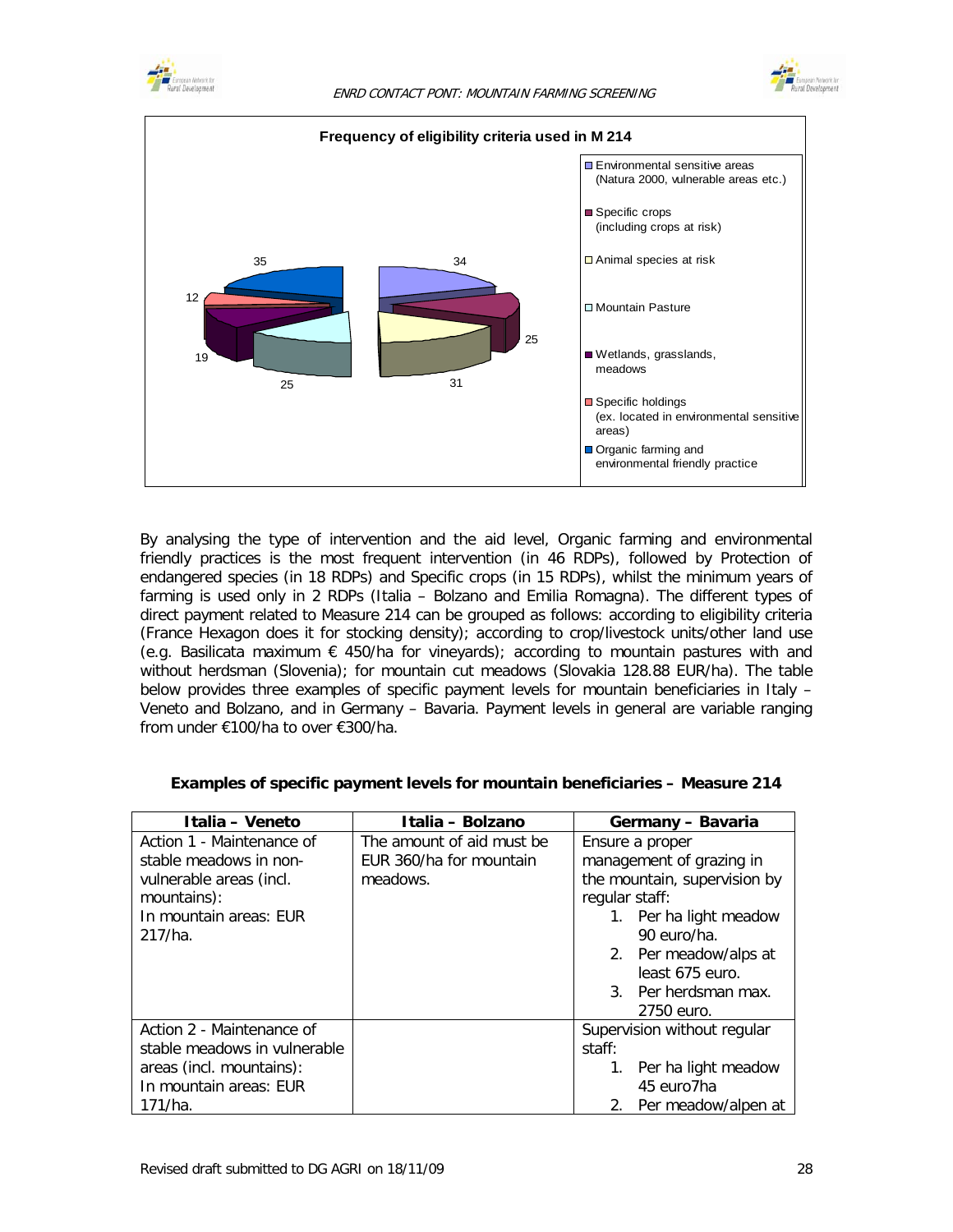**Frequency of eligibility criteria used in M 214**

| Eligibility criteria | Frequency |
|---|---|
| Environmental sensitive areas (Natura 2000, vulnerable areas etc.) | 34 |
| Specific crops (including crops at risk) | 25 |
| Animal species at risk | 31 |
| Mountain Pasture | 25 |
| Wetlands, grasslands, meadows | 19 |
| Specific holdings (ex. located in environmental sensitive areas) | 12 |
| Organic farming and environmental friendly practice | 35 |

By analysing the type of intervention and the aid level, Organic farming and environmental friendly practices is the most frequent intervention (in 46 RDPs), followed by Protection of endangered species (in 18 RDPs) and Specific crops (in 15 RDPs), whilst the minimum years of farming is used only in 2 RDPs (Italia – Bolzano and Emilia Romagna). The different types of direct payment related to Measure 214 can be grouped as follows: according to eligibility criteria (France Hexagon does it for stocking density); according to crop/livestock units/other land use (e.g. Basilicata maximum € 450/ha for vineyards); according to mountain pastures with and without herdsman (Slovenia); for mountain cut meadows (Slovakia 128.88 EUR/ha). The table below provides three examples of specific payment levels for mountain beneficiaries in Italy – Veneto and Bolzano, and in Germany – Bavaria. Payment levels in general are variable ranging from under €100/ha to over €300/ha.

**Examples of specific payment levels for mountain beneficiaries – Measure 214**

| Italia – Veneto | Italia – Bolzano | Germany – Bavaria |
|---|---|---|
| Action 1 - Maintenance of stable meadows in non-vulnerable areas (incl. mountains):<br>In mountain areas: EUR 217/ha. | The amount of aid must be EUR 360/ha for mountain meadows. | Ensure a proper management of grazing in the mountain, supervision by regular staff:<br>1. Per ha light meadow 90 euro/ha.<br>2. Per meadow/alps at least 675 euro.<br>3. Per herdsman max. 2750 euro. |
| Action 2 - Maintenance of stable meadows in vulnerable areas (incl. mountains):<br>In mountain areas: EUR 171/ha. | | Supervision without regular staff:<br>1. Per ha light meadow 45 euro7ha<br>2. Per meadow/alpen at |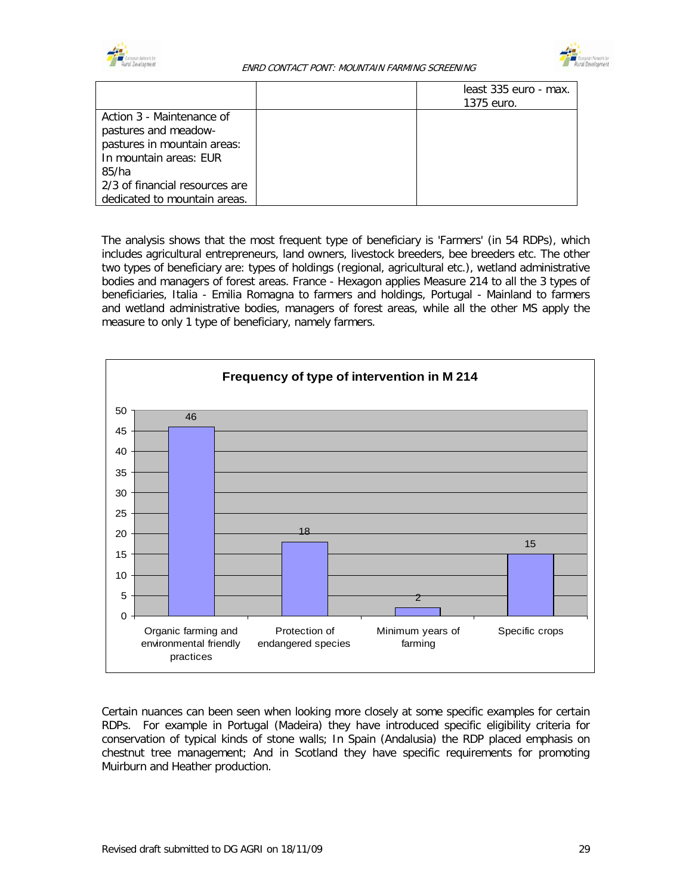| | | least 335 euro - max. 1375 euro. |
|---|---|---|
| Action 3 - Maintenance of pastures and meadow-pastures in mountain areas: In mountain areas: EUR 85/ha<br>2/3 of financial resources are dedicated to mountain areas. | | |

The analysis shows that the most frequent type of beneficiary is 'Farmers' (in 54 RDPs), which includes agricultural entrepreneurs, land owners, livestock breeders, bee breeders etc. The other two types of beneficiary are: types of holdings (regional, agricultural etc.), wetland administrative bodies and managers of forest areas. France - Hexagon applies Measure 214 to all the 3 types of beneficiaries, Italia - Emilia Romagna to farmers and holdings, Portugal - Mainland to farmers and wetland administrative bodies, managers of forest areas, while all the other MS apply the measure to only 1 type of beneficiary, namely farmers.

**Frequency of type of intervention in M 214**

| Type of intervention | Frequency |
|---|---|
| Organic farming and environmental friendly practices | 46 |
| Protection of endangered species | 18 |
| Minimum years of farming | 2 |
| Specific crops | 15 |

Certain nuances can been seen when looking more closely at some specific examples for certain RDPs. For example in Portugal (Madeira) they have introduced specific eligibility criteria for conservation of typical kinds of stone walls; In Spain (Andalusia) the RDP placed emphasis on chestnut tree management; And in Scotland they have specific requirements for promoting Muirburn and Heather production.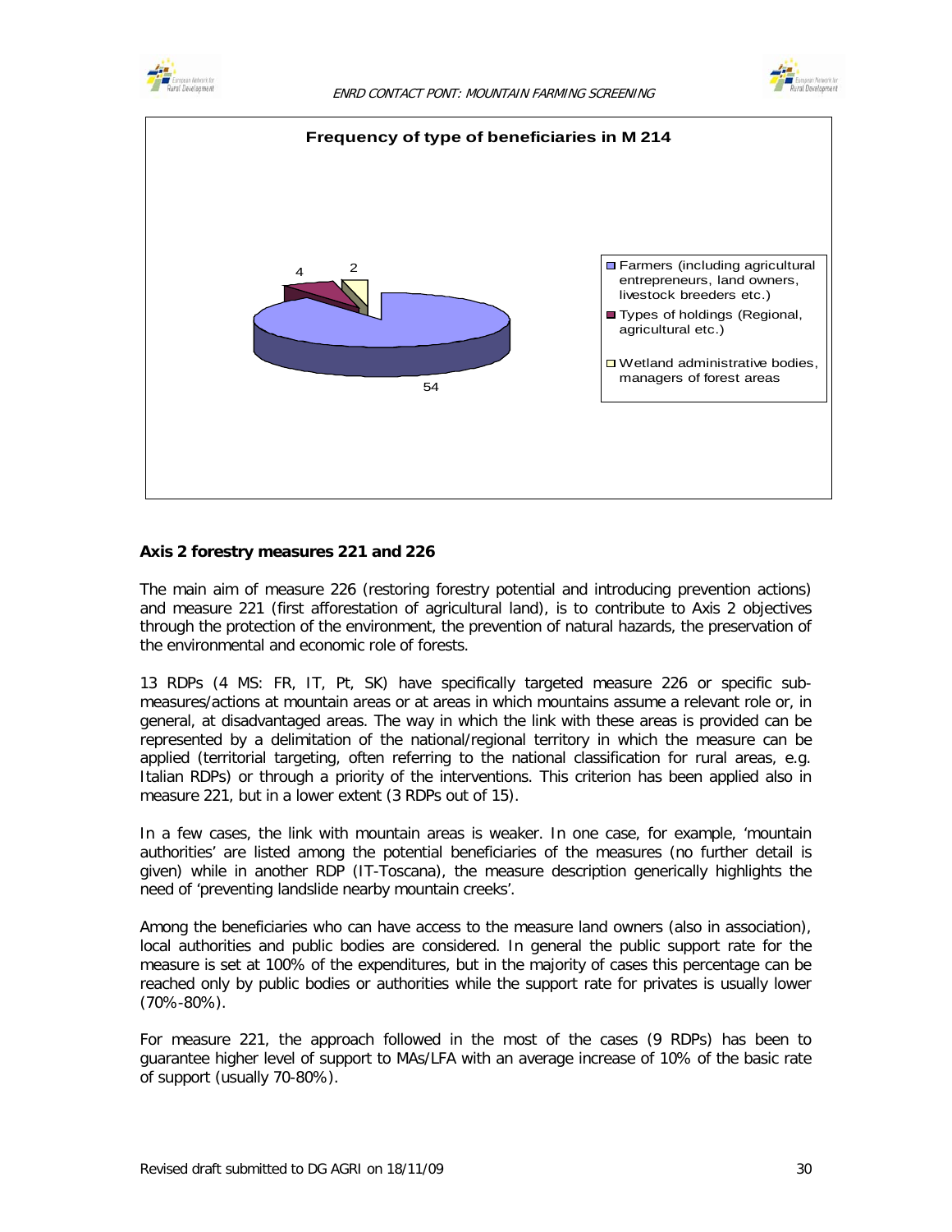**Frequency of type of beneficiaries in M 214**

| Type of beneficiaries | Frequency |
|---|---|
| Farmers (including agricultural entrepreneurs, land owners, livestock breeders etc.) | 54 |
| Types of holdings (Regional, agricultural etc.) | 4 |
| Wetland administrative bodies, managers of forest areas | 2 |

### Axis 2 forestry measures 221 and 226

The main aim of measure 226 (restoring forestry potential and introducing prevention actions) and measure 221 (first afforestation of agricultural land), is to contribute to Axis 2 objectives through the protection of the environment, the prevention of natural hazards, the preservation of the environmental and economic role of forests.

13 RDPs (4 MS: FR, IT, Pt, SK) have specifically targeted measure 226 or specific sub-measures/actions at mountain areas or at areas in which mountains assume a relevant role or, in general, at disadvantaged areas. The way in which the link with these areas is provided can be represented by a delimitation of the national/regional territory in which the measure can be applied (territorial targeting, often referring to the national classification for rural areas, e.g. Italian RDPs) or through a priority of the interventions. This criterion has been applied also in measure 221, but in a lower extent (3 RDPs out of 15).

In a few cases, the link with mountain areas is weaker. In one case, for example, 'mountain authorities' are listed among the potential beneficiaries of the measures (no further detail is given) while in another RDP (IT-Toscana), the measure description generically highlights the need of 'preventing landslide nearby mountain creeks'.

Among the beneficiaries who can have access to the measure land owners (also in association), local authorities and public bodies are considered. In general the public support rate for the measure is set at 100% of the expenditures, but in the majority of cases this percentage can be reached only by public bodies or authorities while the support rate for privates is usually lower (70%-80%).

For measure 221, the approach followed in the most of the cases (9 RDPs) has been to guarantee higher level of support to MAs/LFA with an average increase of 10% of the basic rate of support (usually 70-80%).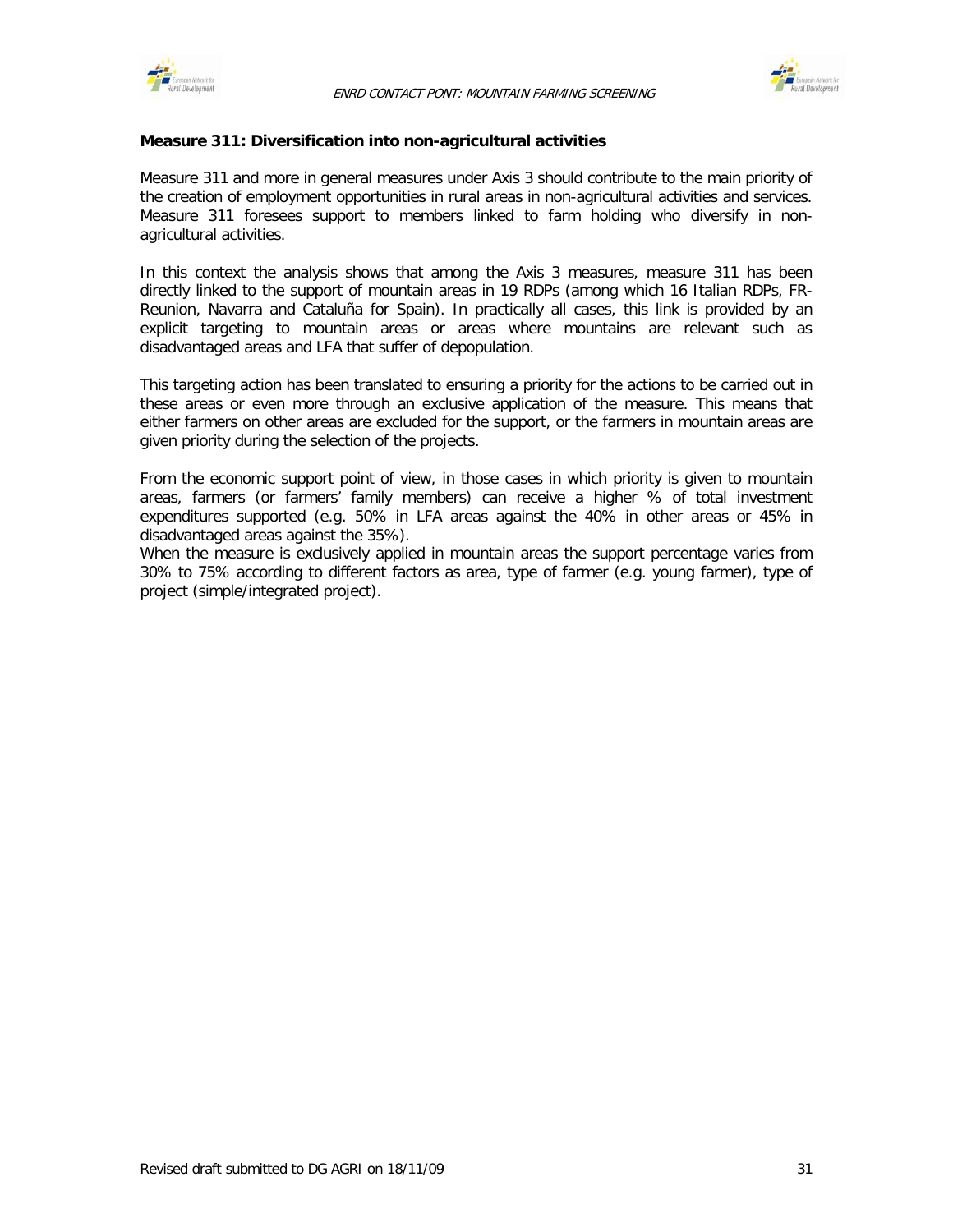**Measure 311: Diversification into non-agricultural activities**

Measure 311 and more in general measures under Axis 3 should contribute to the main priority of the creation of employment opportunities in rural areas in non-agricultural activities and services. Measure 311 foresees support to members linked to farm holding who diversify in non-agricultural activities.

In this context the analysis shows that among the Axis 3 measures, measure 311 has been directly linked to the support of mountain areas in 19 RDPs (among which 16 Italian RDPs, FR-Reunion, Navarra and Cataluña for Spain). In practically all cases, this link is provided by an explicit targeting to mountain areas or areas where mountains are relevant such as disadvantaged areas and LFA that suffer of depopulation.

This targeting action has been translated to ensuring a priority for the actions to be carried out in these areas or even more through an exclusive application of the measure. This means that either farmers on other areas are excluded for the support, or the farmers in mountain areas are given priority during the selection of the projects.

From the economic support point of view, in those cases in which priority is given to mountain areas, farmers (or farmers' family members) can receive a higher % of total investment expenditures supported (e.g. 50% in LFA areas against the 40% in other areas or 45% in disadvantaged areas against the 35%).
When the measure is exclusively applied in mountain areas the support percentage varies from 30% to 75% according to different factors as area, type of farmer (e.g. young farmer), type of project (simple/integrated project).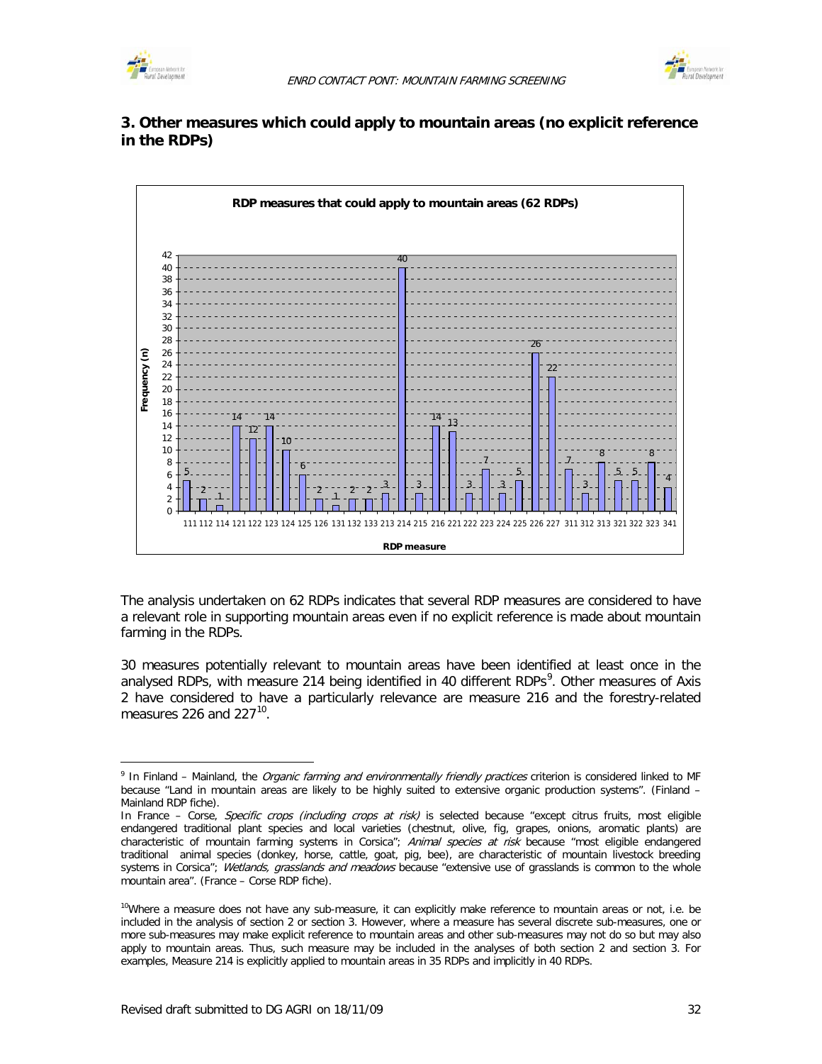## 3. Other measures which could apply to mountain areas (no explicit reference in the RDPs)

**RDP measures that could apply to mountain areas (62 RDPs)**

| RDP measure | Frequency (n) |
|---|---|
| 111 | 5 |
| 112 | 2 |
| 114 | 1 |
| 121 | 14 |
| 122 | 12 |
| 123 | 14 |
| 124 | 10 |
| 125 | 6 |
| 126 | 2 |
| 131 | 1 |
| 132 | 2 |
| 133 | 2 |
| 213 | 3 |
| 214 | 40 |
| 215 | 3 |
| 216 | 14 |
| 221 | 13 |
| 222 | 3 |
| 223 | 7 |
| 224 | 3 |
| 225 | 5 |
| 226 | 26 |
| 227 | 22 |
| 311 | 7 |
| 312 | 3 |
| 313 | 8 |
| 321 | 5 |
| 322 | 5 |
| 323 | 8 |
| 341 | 4 |

The analysis undertaken on 62 RDPs indicates that several RDP measures are considered to have a relevant role in supporting mountain areas even if no explicit reference is made about mountain farming in the RDPs.

30 measures potentially relevant to mountain areas have been identified at least once in the analysed RDPs, with measure 214 being identified in 40 different RDPs[9]. Other measures of Axis 2 have considered to have a particularly relevance are measure 216 and the forestry-related measures 226 and 227[10].

---

[9] In Finland – Mainland, the *Organic farming and environmentally friendly practices* criterion is considered linked to MF because "Land in mountain areas are likely to be highly suited to extensive organic production systems". (Finland – Mainland RDP fiche).

In France – Corse, *Specific crops (including crops at risk)* is selected because "except citrus fruits, most eligible endangered traditional plant species and local varieties (chestnut, olive, fig, grapes, onions, aromatic plants) are characteristic of mountain farming systems in Corsica"; *Animal species at risk* because "most eligible endangered traditional animal species (donkey, horse, cattle, goat, pig, bee), are characteristic of mountain livestock breeding systems in Corsica"; *Wetlands, grasslands and meadows* because "extensive use of grasslands is common to the whole mountain area". (France – Corse RDP fiche).

[10] Where a measure does not have any sub-measure, it can explicitly make reference to mountain areas or not, i.e. be included in the analysis of section 2 or section 3. However, where a measure has several discrete sub-measures, one or more sub-measures may make explicit reference to mountain areas and other sub-measures may not do so but may also apply to mountain areas. Thus, such measure may be included in the analyses of both section 2 and section 3. For examples, Measure 214 is explicitly applied to mountain areas in 35 RDPs and implicitly in 40 RDPs.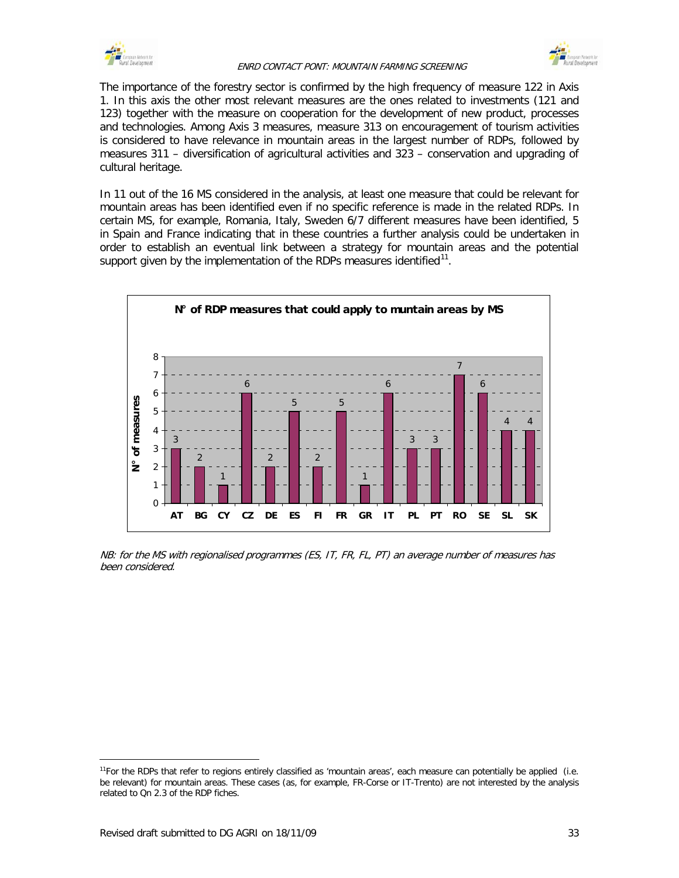The importance of the forestry sector is confirmed by the high frequency of measure 122 in Axis 1. In this axis the other most relevant measures are the ones related to investments (121 and 123) together with the measure on cooperation for the development of new product, processes and technologies. Among Axis 3 measures, measure 313 on encouragement of tourism activities is considered to have relevance in mountain areas in the largest number of RDPs, followed by measures 311 – diversification of agricultural activities and 323 – conservation and upgrading of cultural heritage.

In 11 out of the 16 MS considered in the analysis, at least one measure that could be relevant for mountain areas has been identified even if no specific reference is made in the related RDPs. In certain MS, for example, Romania, Italy, Sweden 6/7 different measures have been identified, 5 in Spain and France indicating that in these countries a further analysis could be undertaken in order to establish an eventual link between a strategy for mountain areas and the potential support given by the implementation of the RDPs measures identified[11].

**N° of RDP measures that could apply to muntain areas by MS**

| MS | AT | BG | CY | CZ | DE | ES | FI | FR | GR | IT | PL | PT | RO | SE | SL | SK |
|---|---|---|---|---|---|---|---|---|---|---|---|---|---|---|---|---|
| N° of measures | 3 | 2 | 1 | 6 | 2 | 5 | 2 | 5 | 1 | 6 | 3 | 3 | 7 | 6 | 4 | 4 |

*NB: for the MS with regionalised programmes (ES, IT, FR, FL, PT) an average number of measures has been considered.*

[11] For the RDPs that refer to regions entirely classified as 'mountain areas', each measure can potentially be applied (i.e. be relevant) for mountain areas. These cases (as, for example, FR-Corse or IT-Trento) are not interested by the analysis related to Qn 2.3 of the RDP fiches.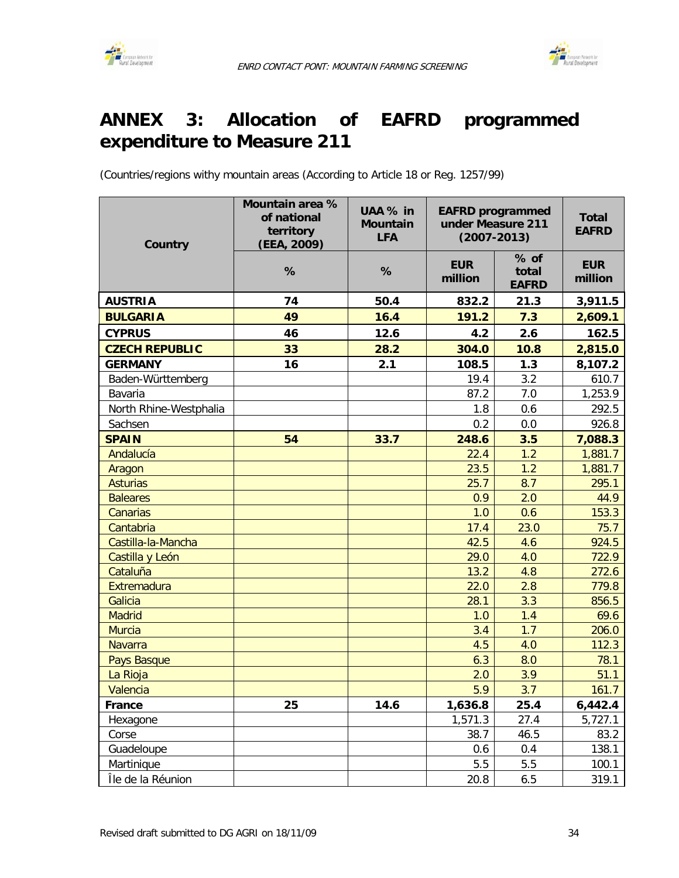# ANNEX 3: Allocation of EAFRD programmed expenditure to Measure 211

(Countries/regions withy mountain areas (According to Article 18 or Reg. 1257/99)

| Country | Mountain area % of national territory (EEA, 2009) | UAA % in Mountain LFA | EAFRD programmed under Measure 211 (2007-2013) | | Total EAFRD |
|---|---|---|---|---|---|
| | % | % | EUR million | % of total EAFRD | EUR million |
| **AUSTRIA** | **74** | **50.4** | **832.2** | **21.3** | **3,911.5** |
| **BULGARIA** | **49** | **16.4** | **191.2** | **7.3** | **2,609.1** |
| **CYPRUS** | **46** | **12.6** | **4.2** | **2.6** | **162.5** |
| **CZECH REPUBLIC** | **33** | **28.2** | **304.0** | **10.8** | **2,815.0** |
| **GERMANY** | **16** | **2.1** | **108.5** | **1.3** | **8,107.2** |
| Baden-Württemberg | | | 19.4 | 3.2 | 610.7 |
| Bavaria | | | 87.2 | 7.0 | 1,253.9 |
| North Rhine-Westphalia | | | 1.8 | 0.6 | 292.5 |
| Sachsen | | | 0.2 | 0.0 | 926.8 |
| **SPAIN** | **54** | **33.7** | **248.6** | **3.5** | **7,088.3** |
| Andalucía | | | 22.4 | 1.2 | 1,881.7 |
| Aragon | | | 23.5 | 1.2 | 1,881.7 |
| Asturias | | | 25.7 | 8.7 | 295.1 |
| Baleares | | | 0.9 | 2.0 | 44.9 |
| Canarias | | | 1.0 | 0.6 | 153.3 |
| Cantabria | | | 17.4 | 23.0 | 75.7 |
| Castilla-la-Mancha | | | 42.5 | 4.6 | 924.5 |
| Castilla y León | | | 29.0 | 4.0 | 722.9 |
| Cataluña | | | 13.2 | 4.8 | 272.6 |
| Extremadura | | | 22.0 | 2.8 | 779.8 |
| Galicia | | | 28.1 | 3.3 | 856.5 |
| Madrid | | | 1.0 | 1.4 | 69.6 |
| Murcia | | | 3.4 | 1.7 | 206.0 |
| Navarra | | | 4.5 | 4.0 | 112.3 |
| Pays Basque | | | 6.3 | 8.0 | 78.1 |
| La Rioja | | | 2.0 | 3.9 | 51.1 |
| Valencia | | | 5.9 | 3.7 | 161.7 |
| **France** | **25** | **14.6** | **1,636.8** | **25.4** | **6,442.4** |
| Hexagone | | | 1,571.3 | 27.4 | 5,727.1 |
| Corse | | | 38.7 | 46.5 | 83.2 |
| Guadeloupe | | | 0.6 | 0.4 | 138.1 |
| Martinique | | | 5.5 | 5.5 | 100.1 |
| Île de la Réunion | | | 20.8 | 6.5 | 319.1 |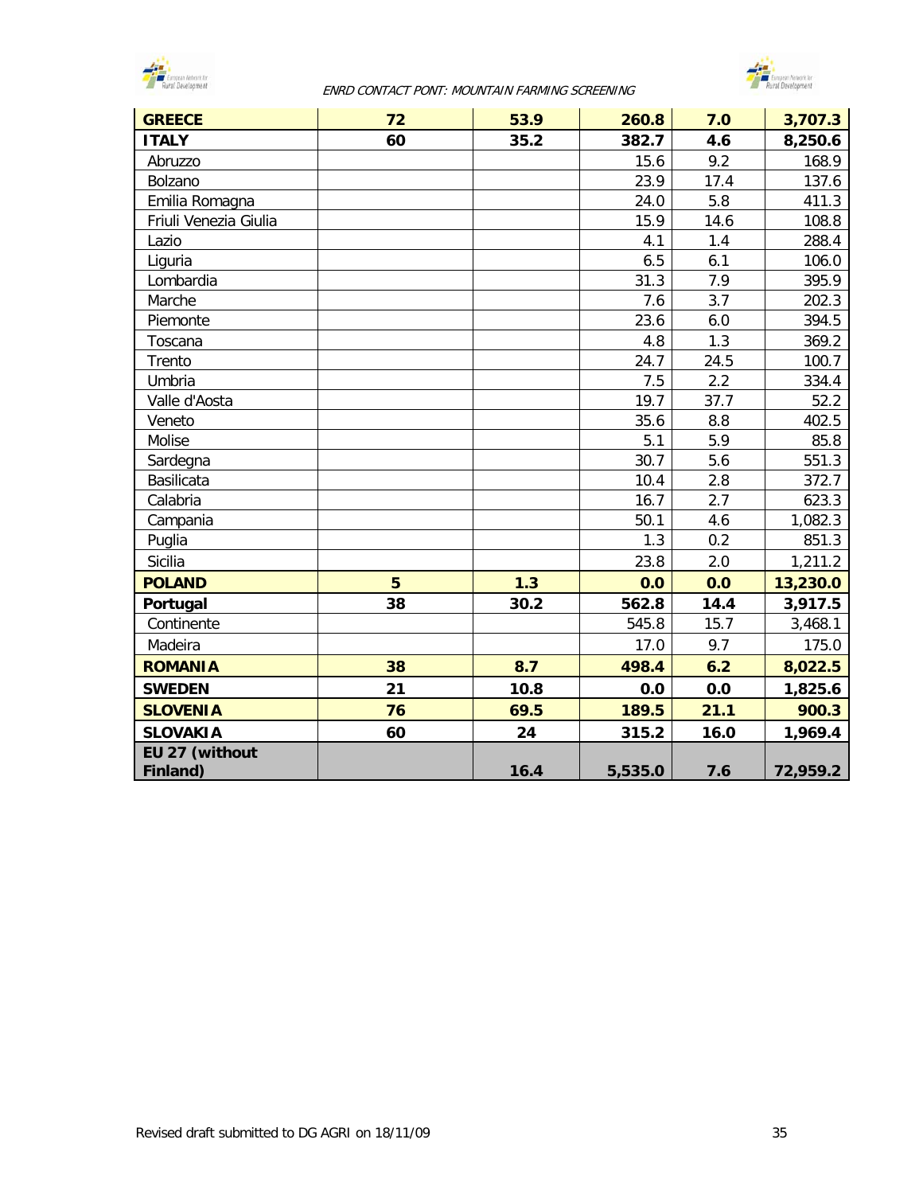| | | | | | |
|---|---|---|---|---|---|
| **GREECE** | **72** | **53.9** | **260.8** | **7.0** | **3,707.3** |
| **ITALY** | **60** | **35.2** | **382.7** | **4.6** | **8,250.6** |
| Abruzzo | | | 15.6 | 9.2 | 168.9 |
| Bolzano | | | 23.9 | 17.4 | 137.6 |
| Emilia Romagna | | | 24.0 | 5.8 | 411.3 |
| Friuli Venezia Giulia | | | 15.9 | 14.6 | 108.8 |
| Lazio | | | 4.1 | 1.4 | 288.4 |
| Liguria | | | 6.5 | 6.1 | 106.0 |
| Lombardia | | | 31.3 | 7.9 | 395.9 |
| Marche | | | 7.6 | 3.7 | 202.3 |
| Piemonte | | | 23.6 | 6.0 | 394.5 |
| Toscana | | | 4.8 | 1.3 | 369.2 |
| Trento | | | 24.7 | 24.5 | 100.7 |
| Umbria | | | 7.5 | 2.2 | 334.4 |
| Valle d'Aosta | | | 19.7 | 37.7 | 52.2 |
| Veneto | | | 35.6 | 8.8 | 402.5 |
| Molise | | | 5.1 | 5.9 | 85.8 |
| Sardegna | | | 30.7 | 5.6 | 551.3 |
| Basilicata | | | 10.4 | 2.8 | 372.7 |
| Calabria | | | 16.7 | 2.7 | 623.3 |
| Campania | | | 50.1 | 4.6 | 1,082.3 |
| Puglia | | | 1.3 | 0.2 | 851.3 |
| Sicilia | | | 23.8 | 2.0 | 1,211.2 |
| **POLAND** | **5** | **1.3** | **0.0** | **0.0** | **13,230.0** |
| **Portugal** | **38** | **30.2** | **562.8** | **14.4** | **3,917.5** |
| Continente | | | 545.8 | 15.7 | 3,468.1 |
| Madeira | | | 17.0 | 9.7 | 175.0 |
| **ROMANIA** | **38** | **8.7** | **498.4** | **6.2** | **8,022.5** |
| **SWEDEN** | **21** | **10.8** | **0.0** | **0.0** | **1,825.6** |
| **SLOVENIA** | **76** | **69.5** | **189.5** | **21.1** | **900.3** |
| **SLOVAKIA** | **60** | **24** | **315.2** | **16.0** | **1,969.4** |
| **EU 27 (without Finland)** | | **16.4** | **5,535.0** | **7.6** | **72,959.2** |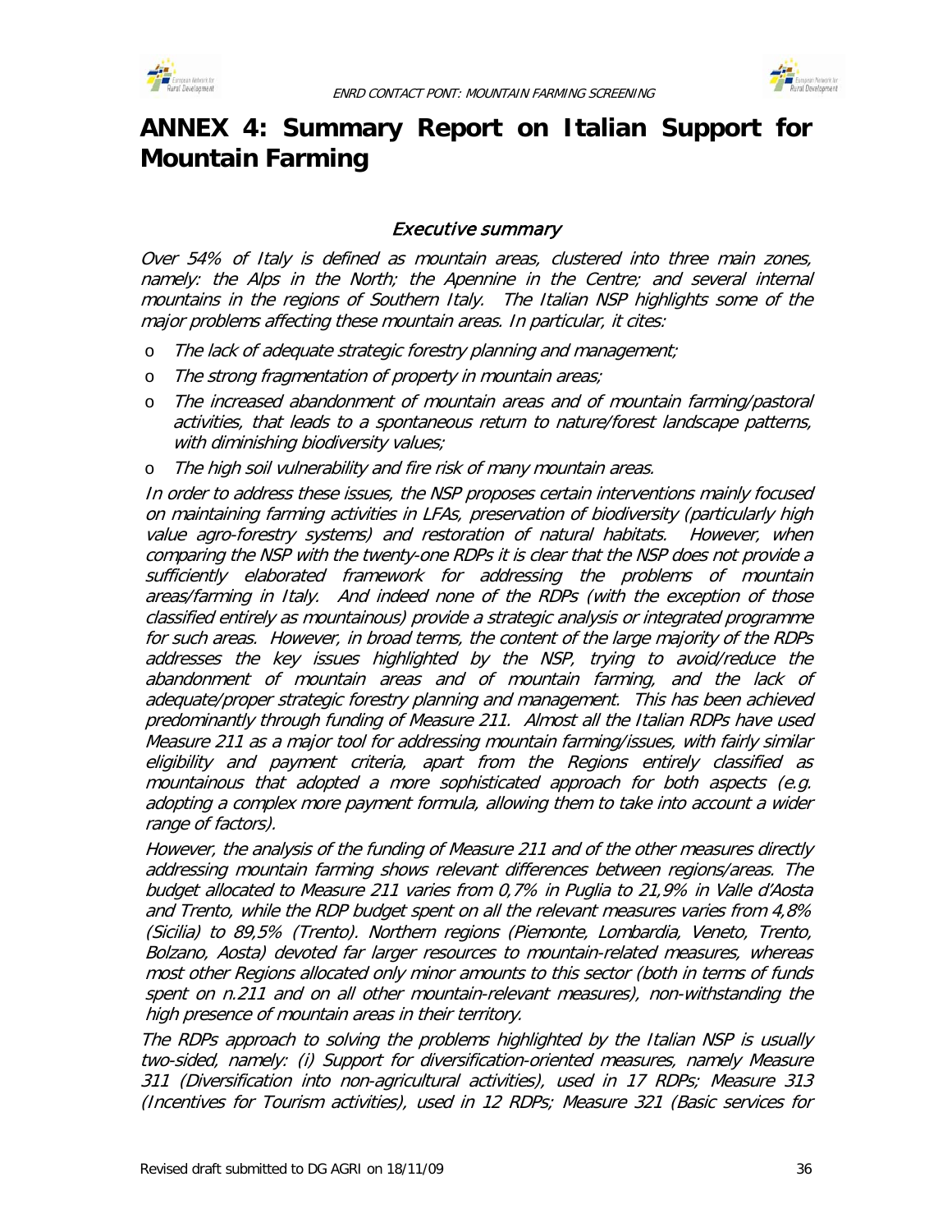# ANNEX 4: Summary Report on Italian Support for Mountain Farming

## *Executive summary*

*Over 54% of Italy is defined as mountain areas, clustered into three main zones, namely: the Alps in the North; the Apennine in the Centre; and several internal mountains in the regions of Southern Italy. The Italian NSP highlights some of the major problems affecting these mountain areas. In particular, it cites:*

- *The lack of adequate strategic forestry planning and management;*
- *The strong fragmentation of property in mountain areas;*
- *The increased abandonment of mountain areas and of mountain farming/pastoral activities, that leads to a spontaneous return to nature/forest landscape patterns, with diminishing biodiversity values;*
- *The high soil vulnerability and fire risk of many mountain areas.*

*In order to address these issues, the NSP proposes certain interventions mainly focused on maintaining farming activities in LFAs, preservation of biodiversity (particularly high value agro-forestry systems) and restoration of natural habitats. However, when comparing the NSP with the twenty-one RDPs it is clear that the NSP does not provide a sufficiently elaborated framework for addressing the problems of mountain areas/farming in Italy. And indeed none of the RDPs (with the exception of those classified entirely as mountainous) provide a strategic analysis or integrated programme for such areas. However, in broad terms, the content of the large majority of the RDPs addresses the key issues highlighted by the NSP, trying to avoid/reduce the abandonment of mountain areas and of mountain farming, and the lack of adequate/proper strategic forestry planning and management. This has been achieved predominantly through funding of Measure 211. Almost all the Italian RDPs have used Measure 211 as a major tool for addressing mountain farming/issues, with fairly similar eligibility and payment criteria, apart from the Regions entirely classified as mountainous that adopted a more sophisticated approach for both aspects (e.g. adopting a complex more payment formula, allowing them to take into account a wider range of factors).*

*However, the analysis of the funding of Measure 211 and of the other measures directly addressing mountain farming shows relevant differences between regions/areas. The budget allocated to Measure 211 varies from 0,7% in Puglia to 21,9% in Valle d'Aosta and Trento, while the RDP budget spent on all the relevant measures varies from 4,8% (Sicilia) to 89,5% (Trento). Northern regions (Piemonte, Lombardia, Veneto, Trento, Bolzano, Aosta) devoted far larger resources to mountain-related measures, whereas most other Regions allocated only minor amounts to this sector (both in terms of funds spent on n.211 and on all other mountain-relevant measures), non-withstanding the high presence of mountain areas in their territory.*

*The RDPs approach to solving the problems highlighted by the Italian NSP is usually two-sided, namely: (i) Support for diversification-oriented measures, namely Measure 311 (Diversification into non-agricultural activities), used in 17 RDPs; Measure 313 (Incentives for Tourism activities), used in 12 RDPs; Measure 321 (Basic services for*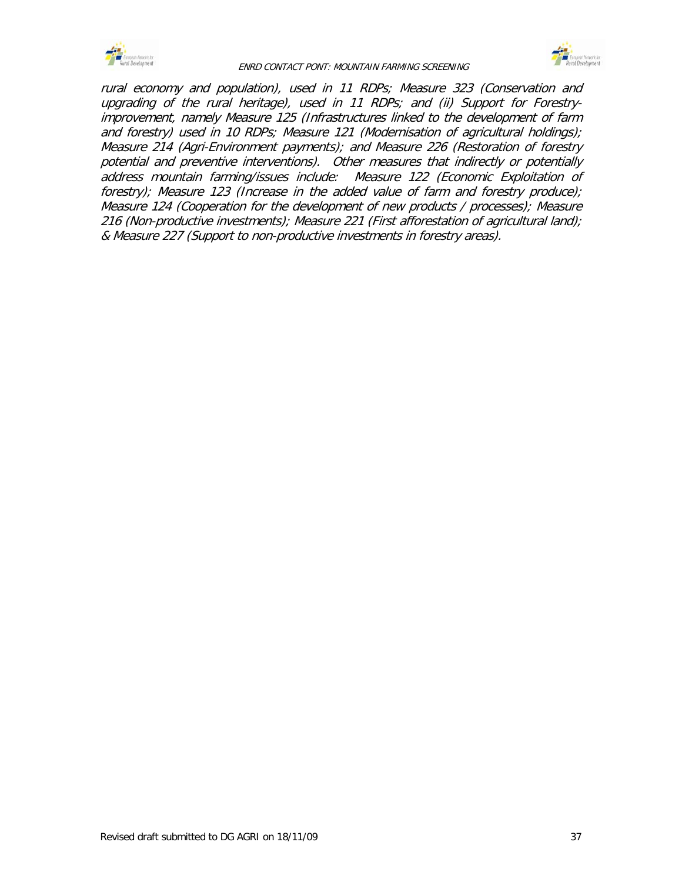*rural economy and population), used in 11 RDPs; Measure 323 (Conservation and upgrading of the rural heritage), used in 11 RDPs; and (ii) Support for Forestry-improvement, namely Measure 125 (Infrastructures linked to the development of farm and forestry) used in 10 RDPs; Measure 121 (Modernisation of agricultural holdings); Measure 214 (Agri-Environment payments); and Measure 226 (Restoration of forestry potential and preventive interventions). Other measures that indirectly or potentially address mountain farming/issues include: Measure 122 (Economic Exploitation of forestry); Measure 123 (Increase in the added value of farm and forestry produce); Measure 124 (Cooperation for the development of new products / processes); Measure 216 (Non-productive investments); Measure 221 (First afforestation of agricultural land); & Measure 227 (Support to non-productive investments in forestry areas).*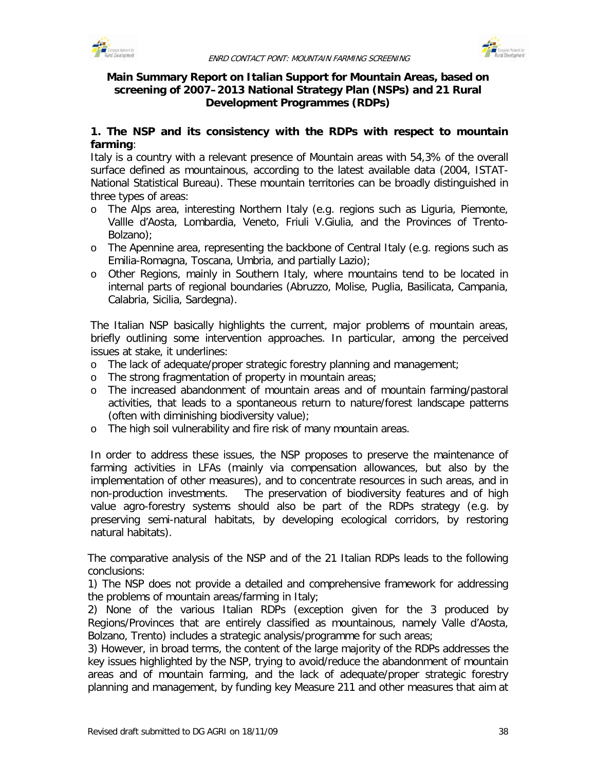## Main Summary Report on Italian Support for Mountain Areas, based on screening of 2007–2013 National Strategy Plan (NSPs) and 21 Rural Development Programmes (RDPs)

### 1. The NSP and its consistency with the RDPs with respect to mountain farming:

Italy is a country with a relevant presence of Mountain areas with 54,3% of the overall surface defined as mountainous, according to the latest available data (2004, ISTAT-National Statistical Bureau). These mountain territories can be broadly distinguished in three types of areas:

- The Alps area, interesting Northern Italy (e.g. regions such as Liguria, Piemonte, Vallle d'Aosta, Lombardia, Veneto, Friuli V.Giulia, and the Provinces of Trento-Bolzano);
- The Apennine area, representing the backbone of Central Italy (e.g. regions such as Emilia-Romagna, Toscana, Umbria, and partially Lazio);
- Other Regions, mainly in Southern Italy, where mountains tend to be located in internal parts of regional boundaries (Abruzzo, Molise, Puglia, Basilicata, Campania, Calabria, Sicilia, Sardegna).

The Italian NSP basically highlights the current, major problems of mountain areas, briefly outlining some intervention approaches. In particular, among the perceived issues at stake, it underlines:

- The lack of adequate/proper strategic forestry planning and management;
- The strong fragmentation of property in mountain areas;
- The increased abandonment of mountain areas and of mountain farming/pastoral activities, that leads to a spontaneous return to nature/forest landscape patterns (often with diminishing biodiversity value);
- The high soil vulnerability and fire risk of many mountain areas.

In order to address these issues, the NSP proposes to preserve the maintenance of farming activities in LFAs (mainly via compensation allowances, but also by the implementation of other measures), and to concentrate resources in such areas, and in non-production investments. The preservation of biodiversity features and of high value agro-forestry systems should also be part of the RDPs strategy (e.g. by preserving semi-natural habitats, by developing ecological corridors, by restoring natural habitats).

The comparative analysis of the NSP and of the 21 Italian RDPs leads to the following conclusions:

1) The NSP does not provide a detailed and comprehensive framework for addressing the problems of mountain areas/farming in Italy;

2) None of the various Italian RDPs (exception given for the 3 produced by Regions/Provinces that are entirely classified as mountainous, namely Valle d'Aosta, Bolzano, Trento) includes a strategic analysis/programme for such areas;

3) However, in broad terms, the content of the large majority of the RDPs addresses the key issues highlighted by the NSP, trying to avoid/reduce the abandonment of mountain areas and of mountain farming, and the lack of adequate/proper strategic forestry planning and management, by funding key Measure 211 and other measures that aim at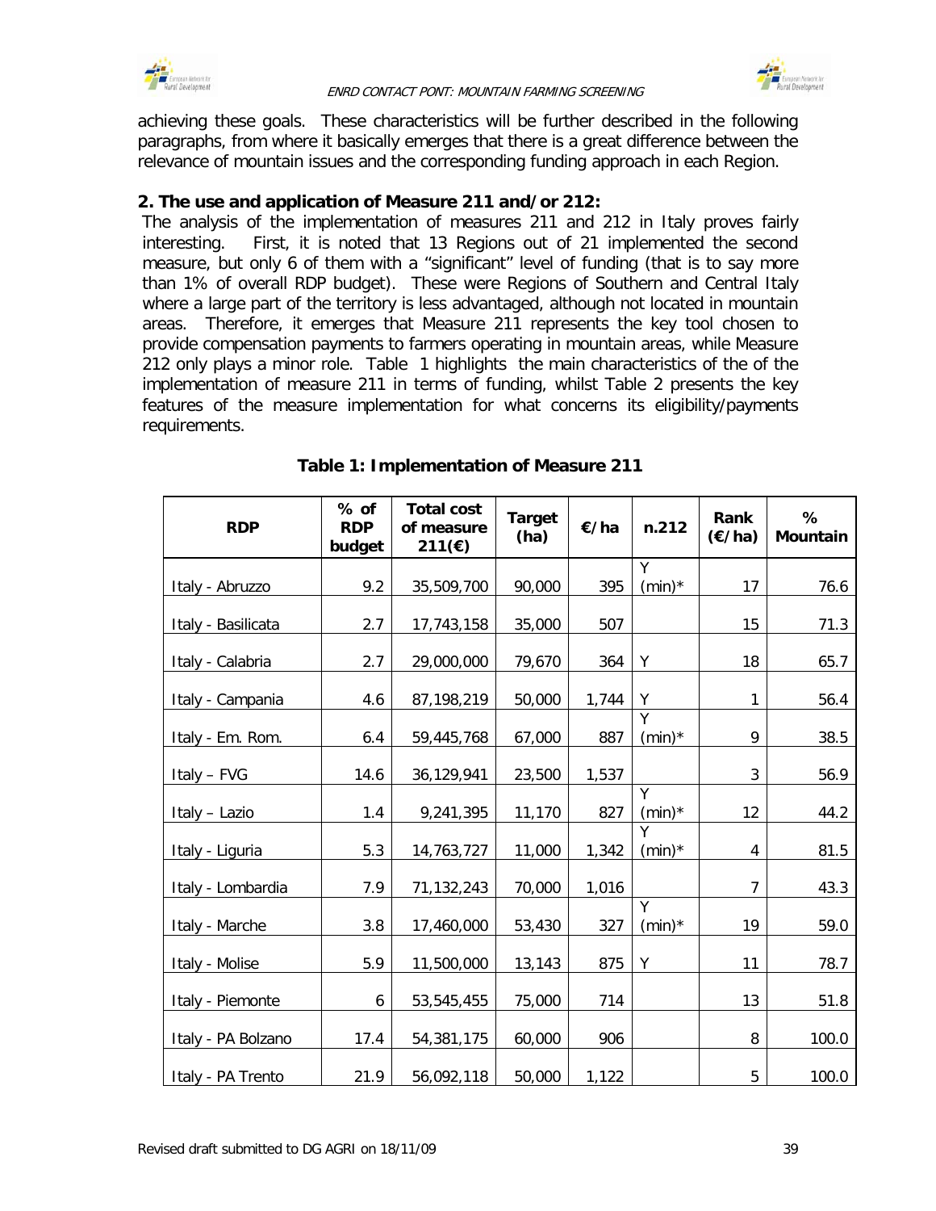achieving these goals. These characteristics will be further described in the following paragraphs, from where it basically emerges that there is a great difference between the relevance of mountain issues and the corresponding funding approach in each Region.

**2. The use and application of Measure 211 and/or 212:**

The analysis of the implementation of measures 211 and 212 in Italy proves fairly interesting. First, it is noted that 13 Regions out of 21 implemented the second measure, but only 6 of them with a "significant" level of funding (that is to say more than 1% of overall RDP budget). These were Regions of Southern and Central Italy where a large part of the territory is less advantaged, although not located in mountain areas. Therefore, it emerges that Measure 211 represents the key tool chosen to provide compensation payments to farmers operating in mountain areas, while Measure 212 only plays a minor role. Table 1 highlights the main characteristics of the of the implementation of measure 211 in terms of funding, whilst Table 2 presents the key features of the measure implementation for what concerns its eligibility/payments requirements.

**Table 1: Implementation of Measure 211**

| RDP | % of RDP budget | Total cost of measure 211(€) | Target (ha) | €/ha | n.212 | Rank (€/ha) | % Mountain |
|---|---|---|---|---|---|---|---|
| Italy - Abruzzo | 9.2 | 35,509,700 | 90,000 | 395 | Y (min)* | 17 | 76.6 |
| Italy - Basilicata | 2.7 | 17,743,158 | 35,000 | 507 | | 15 | 71.3 |
| Italy - Calabria | 2.7 | 29,000,000 | 79,670 | 364 | Y | 18 | 65.7 |
| Italy - Campania | 4.6 | 87,198,219 | 50,000 | 1,744 | Y | 1 | 56.4 |
| Italy - Em. Rom. | 6.4 | 59,445,768 | 67,000 | 887 | Y (min)* | 9 | 38.5 |
| Italy – FVG | 14.6 | 36,129,941 | 23,500 | 1,537 | | 3 | 56.9 |
| Italy – Lazio | 1.4 | 9,241,395 | 11,170 | 827 | Y (min)* | 12 | 44.2 |
| Italy - Liguria | 5.3 | 14,763,727 | 11,000 | 1,342 | Y (min)* | 4 | 81.5 |
| Italy - Lombardia | 7.9 | 71,132,243 | 70,000 | 1,016 | | 7 | 43.3 |
| Italy - Marche | 3.8 | 17,460,000 | 53,430 | 327 | Y (min)* | 19 | 59.0 |
| Italy - Molise | 5.9 | 11,500,000 | 13,143 | 875 | Y | 11 | 78.7 |
| Italy - Piemonte | 6 | 53,545,455 | 75,000 | 714 | | 13 | 51.8 |
| Italy - PA Bolzano | 17.4 | 54,381,175 | 60,000 | 906 | | 8 | 100.0 |
| Italy - PA Trento | 21.9 | 56,092,118 | 50,000 | 1,122 | | 5 | 100.0 |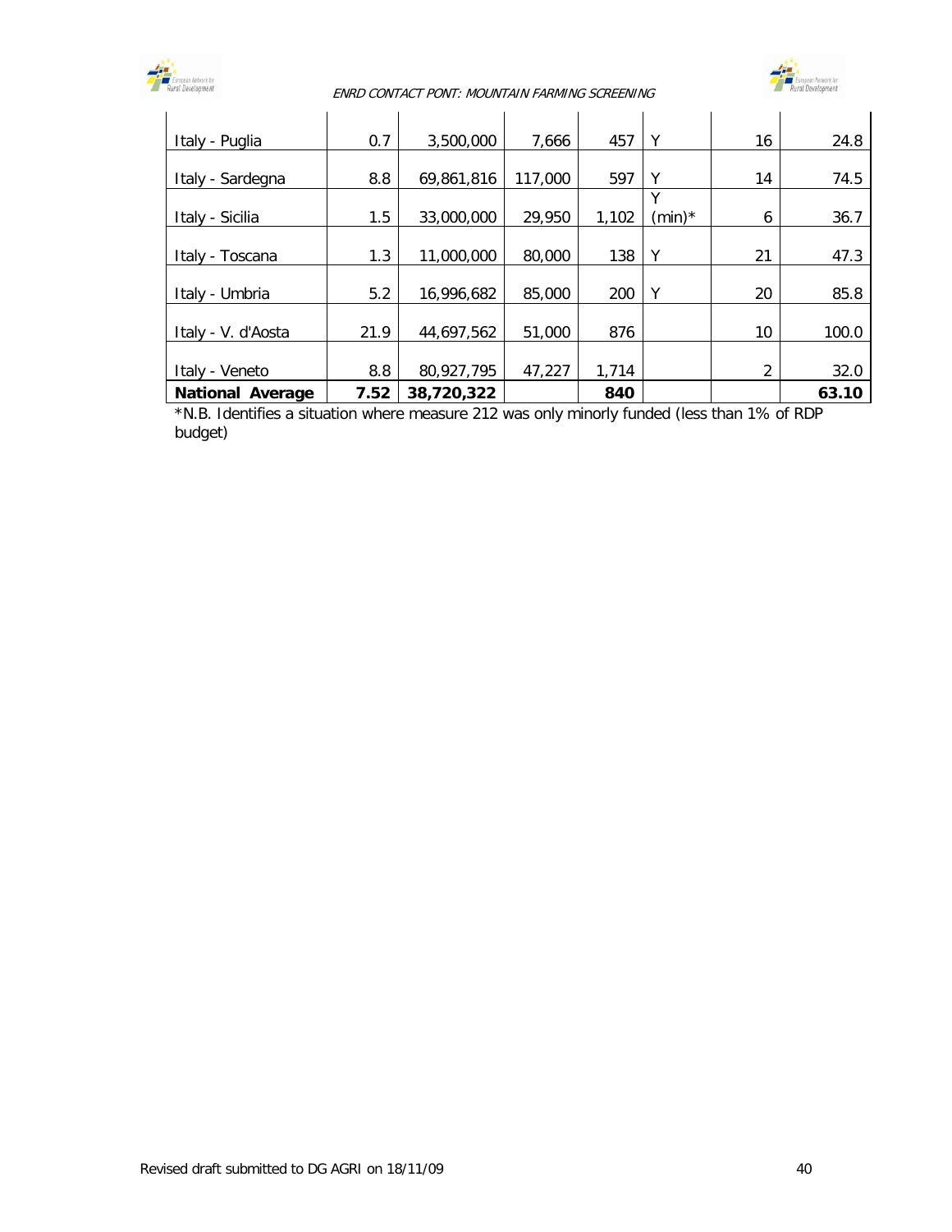| | | | | | | | |
|---|---|---|---|---|---|---|---|
| Italy - Puglia | 0.7 | 3,500,000 | 7,666 | 457 | Y | 16 | 24.8 |
| Italy - Sardegna | 8.8 | 69,861,816 | 117,000 | 597 | Y | 14 | 74.5 |
| Italy - Sicilia | 1.5 | 33,000,000 | 29,950 | 1,102 | Y (min)* | 6 | 36.7 |
| Italy - Toscana | 1.3 | 11,000,000 | 80,000 | 138 | Y | 21 | 47.3 |
| Italy - Umbria | 5.2 | 16,996,682 | 85,000 | 200 | Y | 20 | 85.8 |
| Italy - V. d'Aosta | 21.9 | 44,697,562 | 51,000 | 876 | | 10 | 100.0 |
| Italy - Veneto | 8.8 | 80,927,795 | 47,227 | 1,714 | | 2 | 32.0 |
| **National Average** | **7.52** | **38,720,322** | | **840** | | | **63.10** |

*N.B. Identifies a situation where measure 212 was only minorly funded (less than 1% of RDP budget)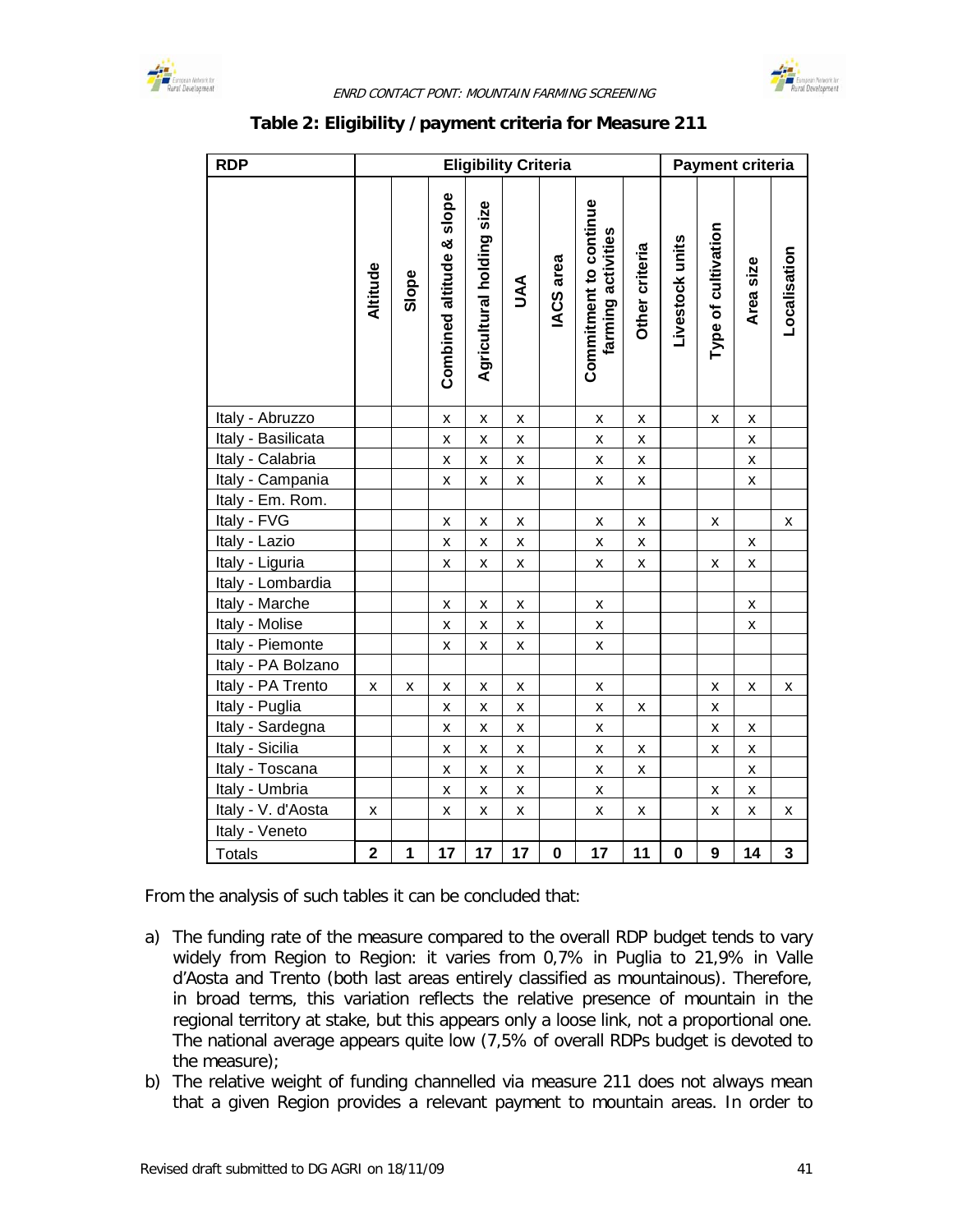**Table 2: Eligibility / payment criteria for Measure 211**

| RDP | Eligibility Criteria | | | | | | | | Payment criteria | | | |
|---|---|---|---|---|---|---|---|---|---|---|---|---|
| | Altitude | Slope | Combined altitude & slope | Agricultural holding size | UAA | IACS area | Commitment to continue farming activities | Other criteria | Livestock units | Type of cultivation | Area size | Localisation |
| Italy - Abruzzo | | | x | x | x | | x | x | | x | x | |
| Italy - Basilicata | | | x | x | x | | x | x | | | x | |
| Italy - Calabria | | | x | x | x | | x | x | | | x | |
| Italy - Campania | | | x | x | x | | x | x | | | x | |
| Italy - Em. Rom. | | | | | | | | | | | | |
| Italy - FVG | | | x | x | x | | x | x | | x | | x |
| Italy - Lazio | | | x | x | x | | x | x | | | x | |
| Italy - Liguria | | | x | x | x | | x | x | | x | x | |
| Italy - Lombardia | | | | | | | | | | | | |
| Italy - Marche | | | x | x | x | | x | | | | x | |
| Italy - Molise | | | x | x | x | | x | | | | x | |
| Italy - Piemonte | | | x | x | x | | x | | | | | |
| Italy - PA Bolzano | | | | | | | | | | | | |
| Italy - PA Trento | x | x | x | x | x | | x | | | x | x | x |
| Italy - Puglia | | | x | x | x | | x | x | | x | | |
| Italy - Sardegna | | | x | x | x | | x | | | x | x | |
| Italy - Sicilia | | | x | x | x | | x | x | | x | x | |
| Italy - Toscana | | | x | x | x | | x | x | | | x | |
| Italy - Umbria | | | x | x | x | | x | | | x | x | |
| Italy - V. d'Aosta | x | | x | x | x | | x | x | | x | x | x |
| Italy - Veneto | | | | | | | | | | | | |
| Totals | **2** | **1** | **17** | **17** | **17** | **0** | **17** | **11** | **0** | **9** | **14** | **3** |

From the analysis of such tables it can be concluded that:

a) The funding rate of the measure compared to the overall RDP budget tends to vary widely from Region to Region: it varies from 0,7% in Puglia to 21,9% in Valle d'Aosta and Trento (both last areas entirely classified as mountainous). Therefore, in broad terms, this variation reflects the relative presence of mountain in the regional territory at stake, but this appears only a loose link, not a proportional one. The national average appears quite low (7,5% of overall RDPs budget is devoted to the measure);
b) The relative weight of funding channelled via measure 211 does not always mean that a given Region provides a relevant payment to mountain areas. In order to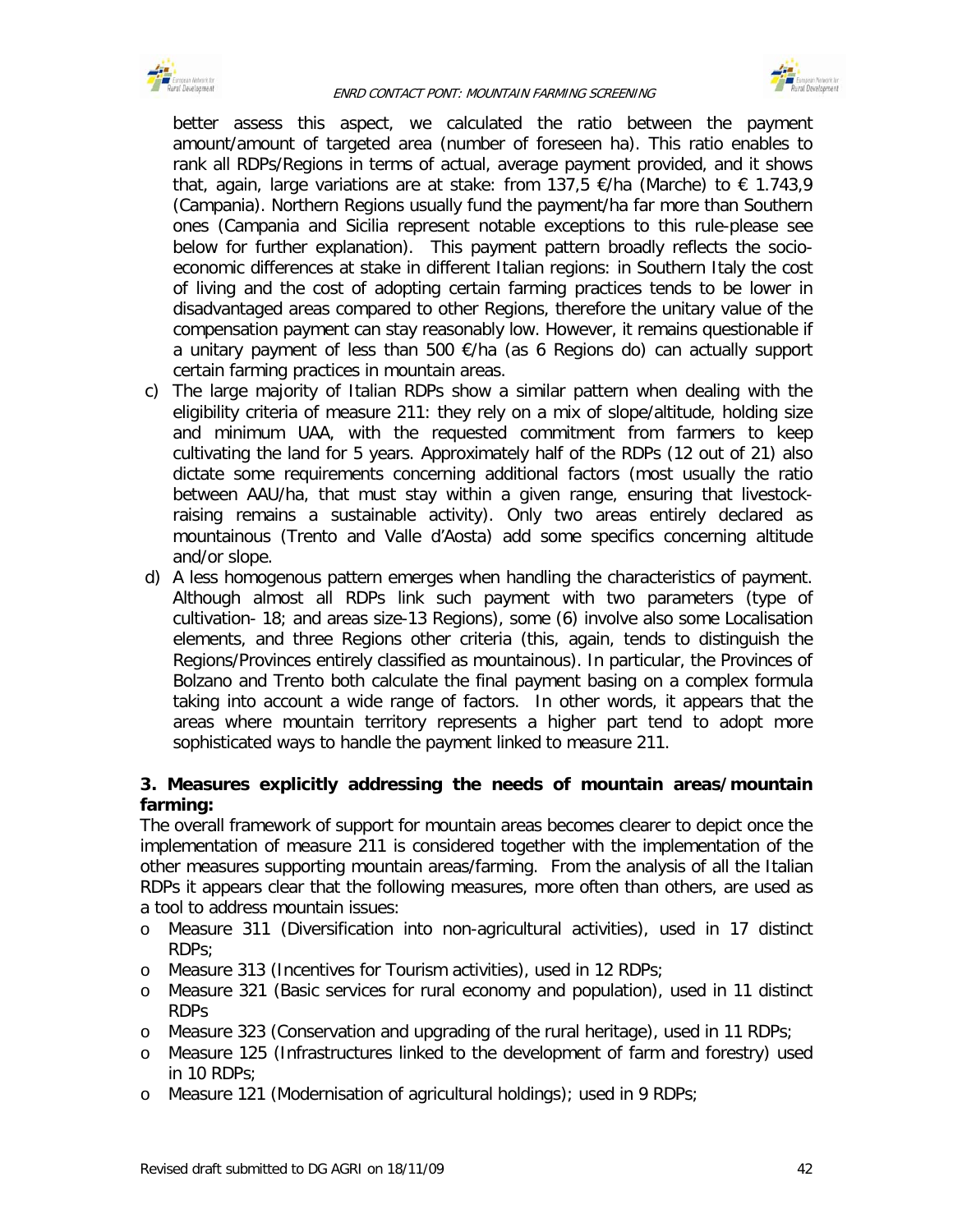better assess this aspect, we calculated the ratio between the payment amount/amount of targeted area (number of foreseen ha). This ratio enables to rank all RDPs/Regions in terms of actual, average payment provided, and it shows that, again, large variations are at stake: from 137,5 €/ha (Marche) to € 1.743,9 (Campania). Northern Regions usually fund the payment/ha far more than Southern ones (Campania and Sicilia represent notable exceptions to this rule-please see below for further explanation). This payment pattern broadly reflects the socio-economic differences at stake in different Italian regions: in Southern Italy the cost of living and the cost of adopting certain farming practices tends to be lower in disadvantaged areas compared to other Regions, therefore the unitary value of the compensation payment can stay reasonably low. However, it remains questionable if a unitary payment of less than 500 €/ha (as 6 Regions do) can actually support certain farming practices in mountain areas.

c) The large majority of Italian RDPs show a similar pattern when dealing with the eligibility criteria of measure 211: they rely on a mix of slope/altitude, holding size and minimum UAA, with the requested commitment from farmers to keep cultivating the land for 5 years. Approximately half of the RDPs (12 out of 21) also dictate some requirements concerning additional factors (most usually the ratio between AAU/ha, that must stay within a given range, ensuring that livestock-raising remains a sustainable activity). Only two areas entirely declared as mountainous (Trento and Valle d'Aosta) add some specifics concerning altitude and/or slope.

d) A less homogenous pattern emerges when handling the characteristics of payment. Although almost all RDPs link such payment with two parameters (type of cultivation- 18; and areas size-13 Regions), some (6) involve also some Localisation elements, and three Regions other criteria (this, again, tends to distinguish the Regions/Provinces entirely classified as mountainous). In particular, the Provinces of Bolzano and Trento both calculate the final payment basing on a complex formula taking into account a wide range of factors. In other words, it appears that the areas where mountain territory represents a higher part tend to adopt more sophisticated ways to handle the payment linked to measure 211.

### 3. Measures explicitly addressing the needs of mountain areas/mountain farming:

The overall framework of support for mountain areas becomes clearer to depict once the implementation of measure 211 is considered together with the implementation of the other measures supporting mountain areas/farming. From the analysis of all the Italian RDPs it appears clear that the following measures, more often than others, are used as a tool to address mountain issues:

- Measure 311 (Diversification into non-agricultural activities), used in 17 distinct RDPs;
- Measure 313 (Incentives for Tourism activities), used in 12 RDPs;
- Measure 321 (Basic services for rural economy and population), used in 11 distinct RDPs
- Measure 323 (Conservation and upgrading of the rural heritage), used in 11 RDPs;
- Measure 125 (Infrastructures linked to the development of farm and forestry) used in 10 RDPs;
- Measure 121 (Modernisation of agricultural holdings); used in 9 RDPs;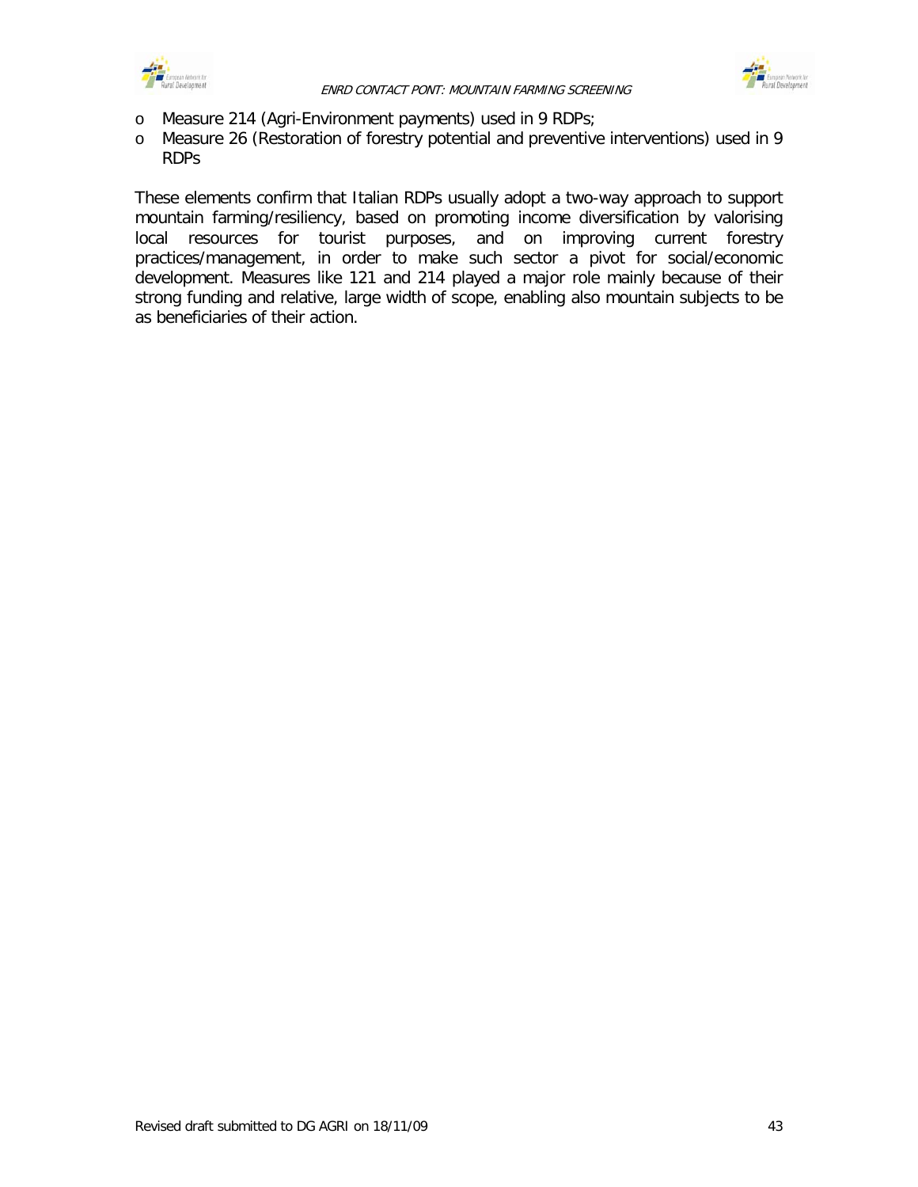- Measure 214 (Agri-Environment payments) used in 9 RDPs;
- Measure 26 (Restoration of forestry potential and preventive interventions) used in 9 RDPs

These elements confirm that Italian RDPs usually adopt a two-way approach to support mountain farming/resiliency, based on promoting income diversification by valorising local resources for tourist purposes, and on improving current forestry practices/management, in order to make such sector a pivot for social/economic development. Measures like 121 and 214 played a major role mainly because of their strong funding and relative, large width of scope, enabling also mountain subjects to be as beneficiaries of their action.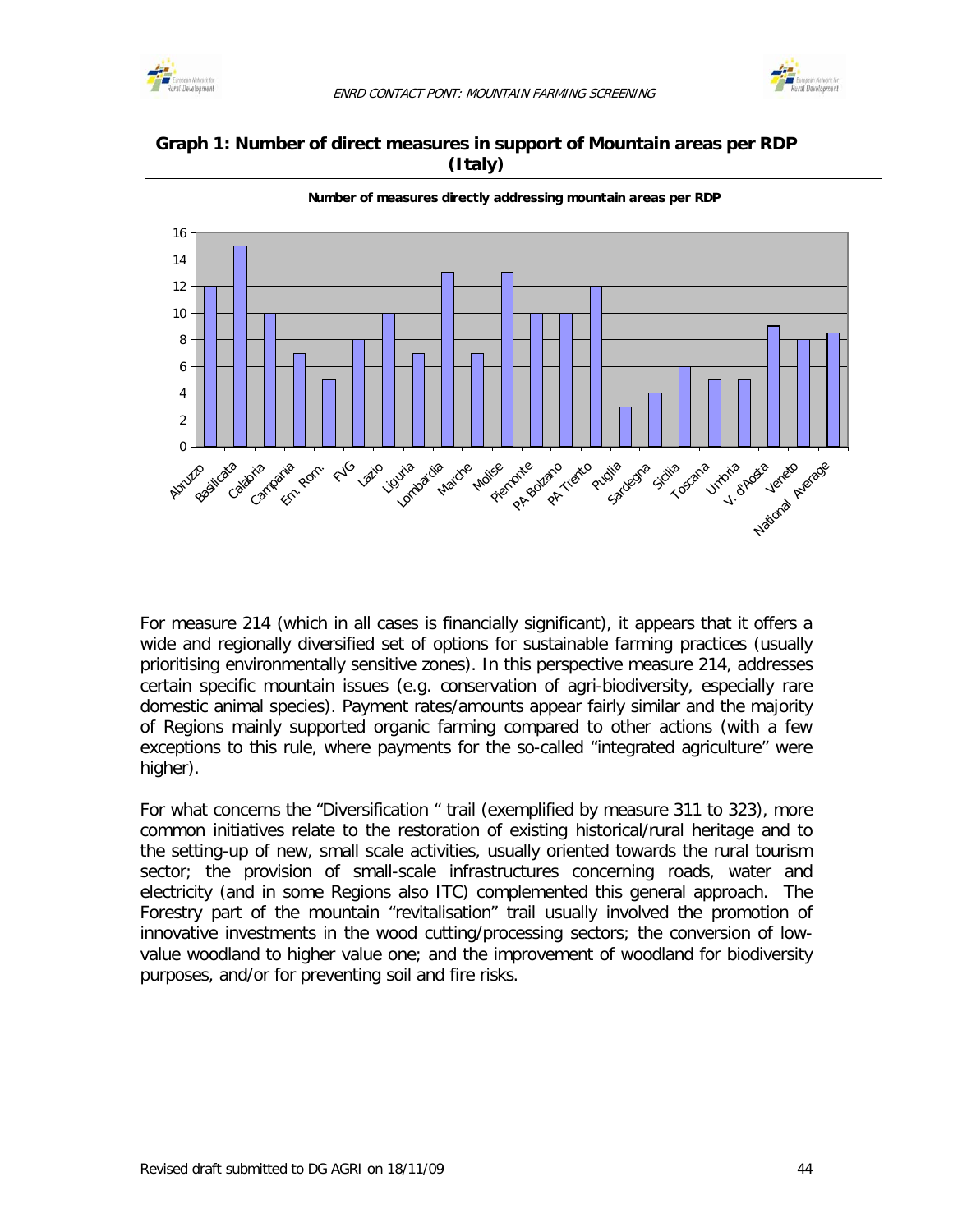**Graph 1: Number of direct measures in support of Mountain areas per RDP (Italy)**

For measure 214 (which in all cases is financially significant), it appears that it offers a wide and regionally diversified set of options for sustainable farming practices (usually prioritising environmentally sensitive zones). In this perspective measure 214, addresses certain specific mountain issues (e.g. conservation of agri-biodiversity, especially rare domestic animal species). Payment rates/amounts appear fairly similar and the majority of Regions mainly supported organic farming compared to other actions (with a few exceptions to this rule, where payments for the so-called "integrated agriculture" were higher).

For what concerns the "Diversification " trail (exemplified by measure 311 to 323), more common initiatives relate to the restoration of existing historical/rural heritage and to the setting-up of new, small scale activities, usually oriented towards the rural tourism sector; the provision of small-scale infrastructures concerning roads, water and electricity (and in some Regions also ITC) complemented this general approach. The Forestry part of the mountain "revitalisation" trail usually involved the promotion of innovative investments in the wood cutting/processing sectors; the conversion of low-value woodland to higher value one; and the improvement of woodland for biodiversity purposes, and/or for preventing soil and fire risks.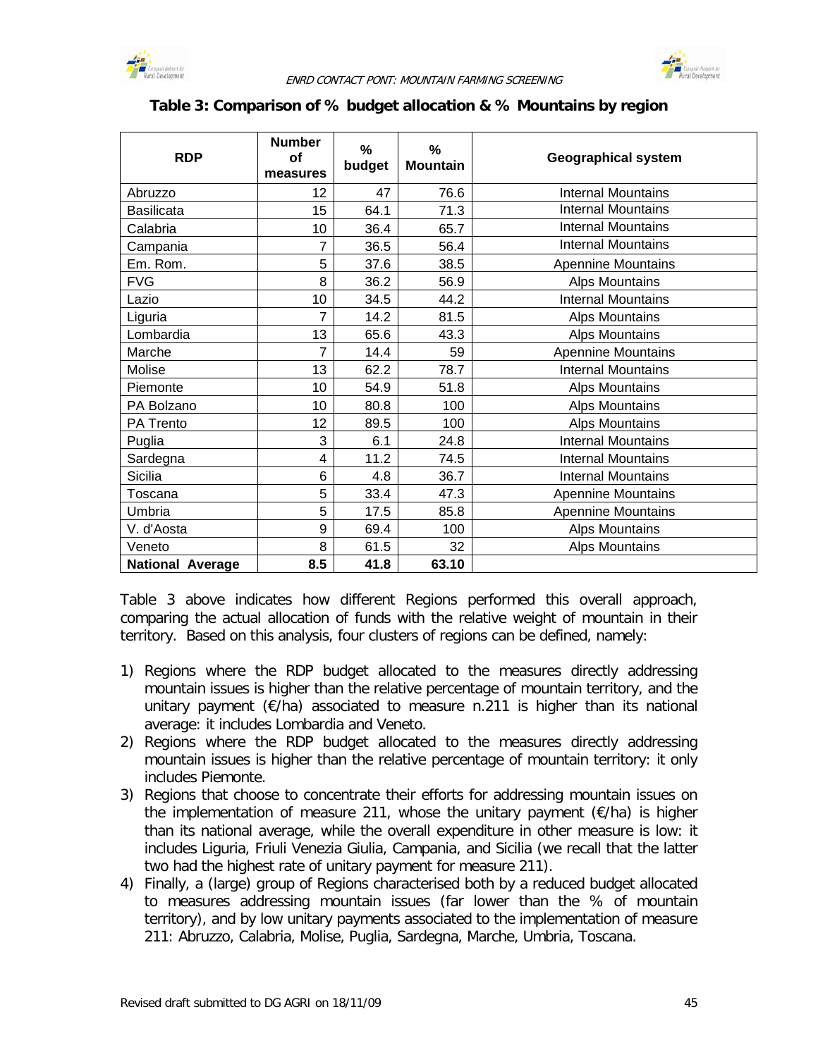**Table 3: Comparison of % budget allocation & % Mountains by region**

| RDP | Number of measures | % budget | % Mountain | Geographical system |
|---|---|---|---|---|
| Abruzzo | 12 | 47 | 76.6 | Internal Mountains |
| Basilicata | 15 | 64.1 | 71.3 | Internal Mountains |
| Calabria | 10 | 36.4 | 65.7 | Internal Mountains |
| Campania | 7 | 36.5 | 56.4 | Internal Mountains |
| Em. Rom. | 5 | 37.6 | 38.5 | Apennine Mountains |
| FVG | 8 | 36.2 | 56.9 | Alps Mountains |
| Lazio | 10 | 34.5 | 44.2 | Internal Mountains |
| Liguria | 7 | 14.2 | 81.5 | Alps Mountains |
| Lombardia | 13 | 65.6 | 43.3 | Alps Mountains |
| Marche | 7 | 14.4 | 59 | Apennine Mountains |
| Molise | 13 | 62.2 | 78.7 | Internal Mountains |
| Piemonte | 10 | 54.9 | 51.8 | Alps Mountains |
| PA Bolzano | 10 | 80.8 | 100 | Alps Mountains |
| PA Trento | 12 | 89.5 | 100 | Alps Mountains |
| Puglia | 3 | 6.1 | 24.8 | Internal Mountains |
| Sardegna | 4 | 11.2 | 74.5 | Internal Mountains |
| Sicilia | 6 | 4.8 | 36.7 | Internal Mountains |
| Toscana | 5 | 33.4 | 47.3 | Apennine Mountains |
| Umbria | 5 | 17.5 | 85.8 | Apennine Mountains |
| V. d'Aosta | 9 | 69.4 | 100 | Alps Mountains |
| Veneto | 8 | 61.5 | 32 | Alps Mountains |
| **National Average** | **8.5** | **41.8** | **63.10** | |

Table 3 above indicates how different Regions performed this overall approach, comparing the actual allocation of funds with the relative weight of mountain in their territory. Based on this analysis, four clusters of regions can be defined, namely:

1) Regions where the RDP budget allocated to the measures directly addressing mountain issues is higher than the relative percentage of mountain territory, and the unitary payment (€/ha) associated to measure n.211 is higher than its national average: it includes Lombardia and Veneto.
2) Regions where the RDP budget allocated to the measures directly addressing mountain issues is higher than the relative percentage of mountain territory: it only includes Piemonte.
3) Regions that choose to concentrate their efforts for addressing mountain issues on the implementation of measure 211, whose the unitary payment (€/ha) is higher than its national average, while the overall expenditure in other measure is low: it includes Liguria, Friuli Venezia Giulia, Campania, and Sicilia (we recall that the latter two had the highest rate of unitary payment for measure 211).
4) Finally, a (large) group of Regions characterised both by a reduced budget allocated to measures addressing mountain issues (far lower than the % of mountain territory), and by low unitary payments associated to the implementation of measure 211: Abruzzo, Calabria, Molise, Puglia, Sardegna, Marche, Umbria, Toscana.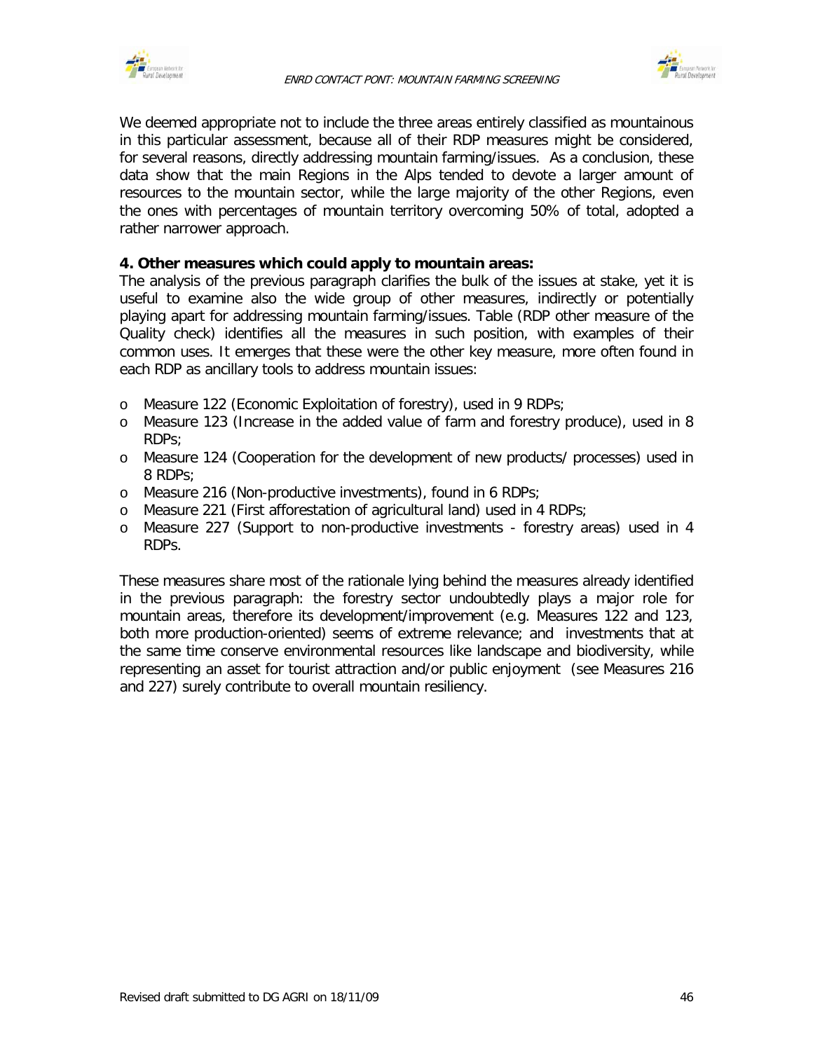We deemed appropriate not to include the three areas entirely classified as mountainous in this particular assessment, because all of their RDP measures might be considered, for several reasons, directly addressing mountain farming/issues. As a conclusion, these data show that the main Regions in the Alps tended to devote a larger amount of resources to the mountain sector, while the large majority of the other Regions, even the ones with percentages of mountain territory overcoming 50% of total, adopted a rather narrower approach.

**4. Other measures which could apply to mountain areas:**

The analysis of the previous paragraph clarifies the bulk of the issues at stake, yet it is useful to examine also the wide group of other measures, indirectly or potentially playing apart for addressing mountain farming/issues. Table (RDP other measure of the Quality check) identifies all the measures in such position, with examples of their common uses. It emerges that these were the other key measure, more often found in each RDP as ancillary tools to address mountain issues:

- Measure 122 (Economic Exploitation of forestry), used in 9 RDPs;
- Measure 123 (Increase in the added value of farm and forestry produce), used in 8 RDPs;
- Measure 124 (Cooperation for the development of new products/ processes) used in 8 RDPs;
- Measure 216 (Non-productive investments), found in 6 RDPs;
- Measure 221 (First afforestation of agricultural land) used in 4 RDPs;
- Measure 227 (Support to non-productive investments - forestry areas) used in 4 RDPs.

These measures share most of the rationale lying behind the measures already identified in the previous paragraph: the forestry sector undoubtedly plays a major role for mountain areas, therefore its development/improvement (e.g. Measures 122 and 123, both more production-oriented) seems of extreme relevance; and investments that at the same time conserve environmental resources like landscape and biodiversity, while representing an asset for tourist attraction and/or public enjoyment (see Measures 216 and 227) surely contribute to overall mountain resiliency.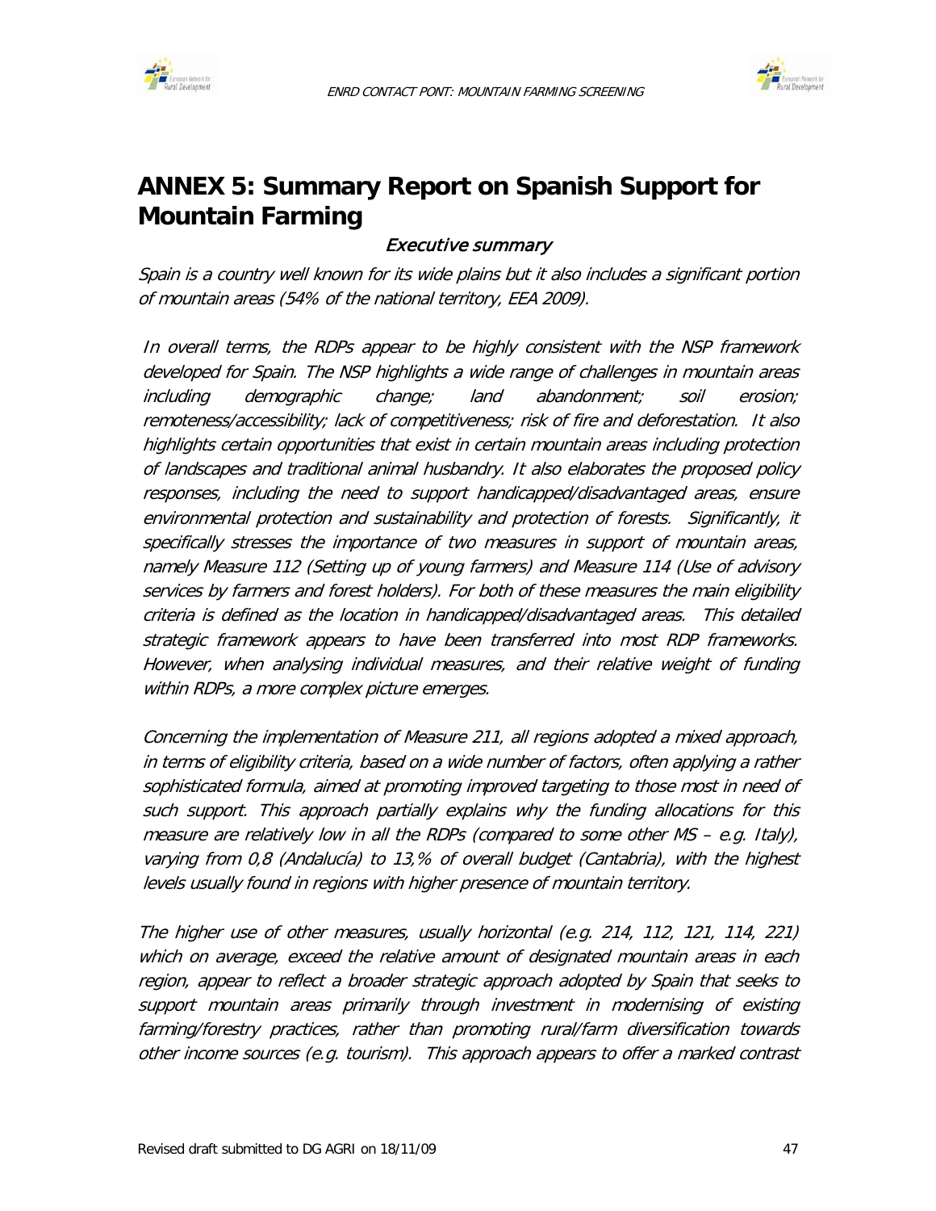# ANNEX 5: Summary Report on Spanish Support for Mountain Farming

### *Executive summary*

*Spain is a country well known for its wide plains but it also includes a significant portion of mountain areas (54% of the national territory, EEA 2009).*

*In overall terms, the RDPs appear to be highly consistent with the NSP framework developed for Spain. The NSP highlights a wide range of challenges in mountain areas including demographic change; land abandonment; soil erosion; remoteness/accessibility; lack of competitiveness; risk of fire and deforestation. It also highlights certain opportunities that exist in certain mountain areas including protection of landscapes and traditional animal husbandry. It also elaborates the proposed policy responses, including the need to support handicapped/disadvantaged areas, ensure environmental protection and sustainability and protection of forests. Significantly, it specifically stresses the importance of two measures in support of mountain areas, namely Measure 112 (Setting up of young farmers) and Measure 114 (Use of advisory services by farmers and forest holders). For both of these measures the main eligibility criteria is defined as the location in handicapped/disadvantaged areas. This detailed strategic framework appears to have been transferred into most RDP frameworks. However, when analysing individual measures, and their relative weight of funding within RDPs, a more complex picture emerges.*

*Concerning the implementation of Measure 211, all regions adopted a mixed approach, in terms of eligibility criteria, based on a wide number of factors, often applying a rather sophisticated formula, aimed at promoting improved targeting to those most in need of such support. This approach partially explains why the funding allocations for this measure are relatively low in all the RDPs (compared to some other MS – e.g. Italy), varying from 0,8 (Andalucía) to 13,% of overall budget (Cantabria), with the highest levels usually found in regions with higher presence of mountain territory.*

*The higher use of other measures, usually horizontal (e.g. 214, 112, 121, 114, 221) which on average, exceed the relative amount of designated mountain areas in each region, appear to reflect a broader strategic approach adopted by Spain that seeks to support mountain areas primarily through investment in modernising of existing farming/forestry practices, rather than promoting rural/farm diversification towards other income sources (e.g. tourism). This approach appears to offer a marked contrast*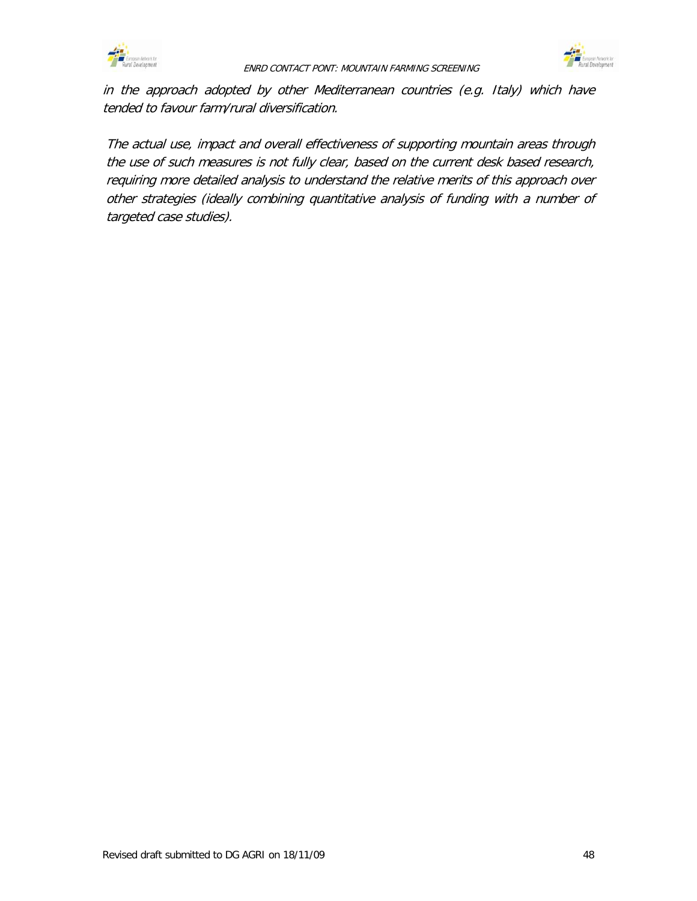*in the approach adopted by other Mediterranean countries (e.g. Italy) which have tended to favour farm/rural diversification.*

*The actual use, impact and overall effectiveness of supporting mountain areas through the use of such measures is not fully clear, based on the current desk based research, requiring more detailed analysis to understand the relative merits of this approach over other strategies (ideally combining quantitative analysis of funding with a number of targeted case studies).*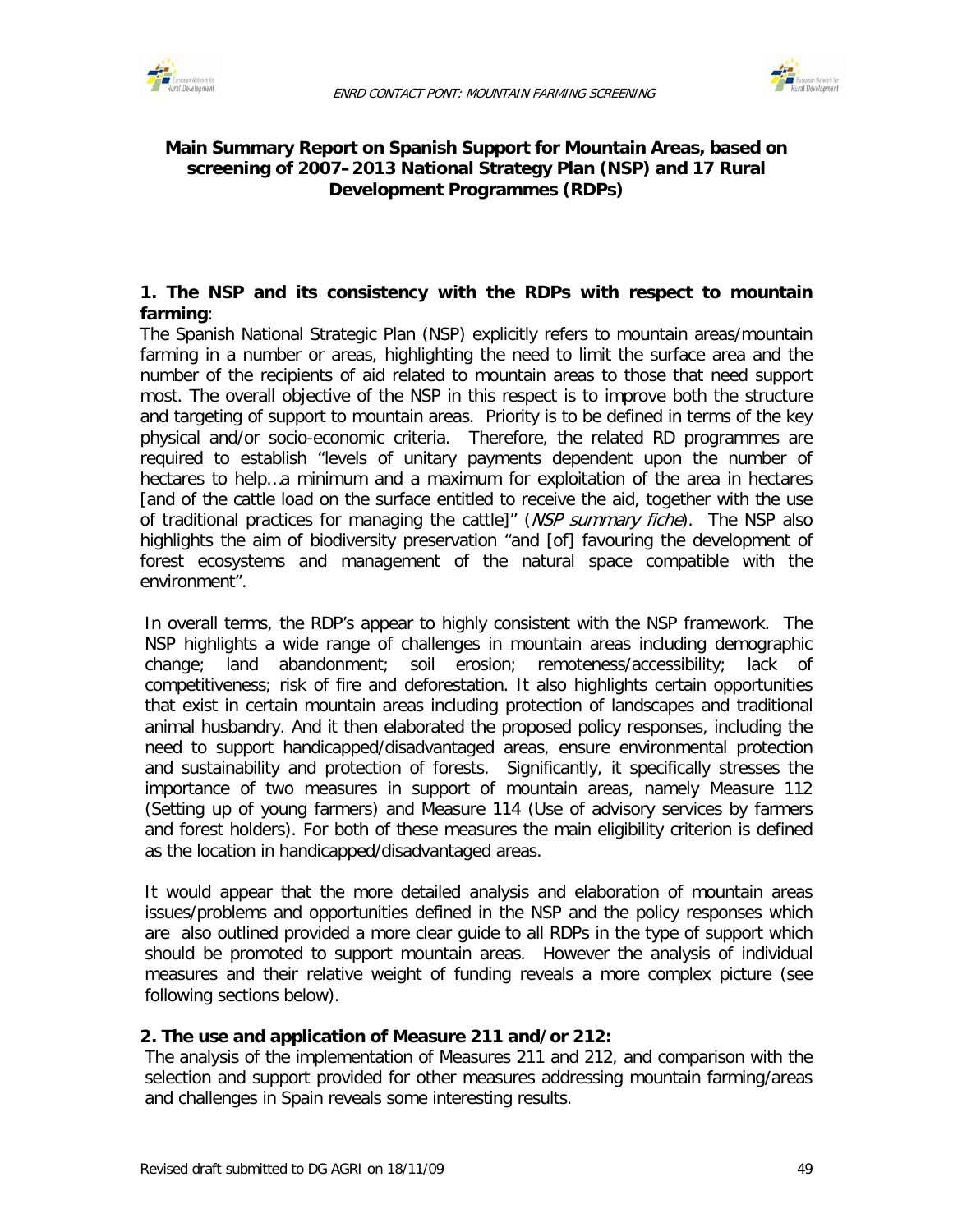**Main Summary Report on Spanish Support for Mountain Areas, based on screening of 2007–2013 National Strategy Plan (NSP) and 17 Rural Development Programmes (RDPs)**

**1. The NSP and its consistency with the RDPs with respect to mountain farming**:

The Spanish National Strategic Plan (NSP) explicitly refers to mountain areas/mountain farming in a number or areas, highlighting the need to limit the surface area and the number of the recipients of aid related to mountain areas to those that need support most. The overall objective of the NSP in this respect is to improve both the structure and targeting of support to mountain areas. Priority is to be defined in terms of the key physical and/or socio-economic criteria. Therefore, the related RD programmes are required to establish "levels of unitary payments dependent upon the number of hectares to help…a minimum and a maximum for exploitation of the area in hectares [and of the cattle load on the surface entitled to receive the aid, together with the use of traditional practices for managing the cattle]" (*NSP summary fiche*). The NSP also highlights the aim of biodiversity preservation "and [of] favouring the development of forest ecosystems and management of the natural space compatible with the environment".

In overall terms, the RDP's appear to highly consistent with the NSP framework. The NSP highlights a wide range of challenges in mountain areas including demographic change; land abandonment; soil erosion; remoteness/accessibility; lack of competitiveness; risk of fire and deforestation. It also highlights certain opportunities that exist in certain mountain areas including protection of landscapes and traditional animal husbandry. And it then elaborated the proposed policy responses, including the need to support handicapped/disadvantaged areas, ensure environmental protection and sustainability and protection of forests. Significantly, it specifically stresses the importance of two measures in support of mountain areas, namely Measure 112 (Setting up of young farmers) and Measure 114 (Use of advisory services by farmers and forest holders). For both of these measures the main eligibility criterion is defined as the location in handicapped/disadvantaged areas.

It would appear that the more detailed analysis and elaboration of mountain areas issues/problems and opportunities defined in the NSP and the policy responses which are also outlined provided a more clear guide to all RDPs in the type of support which should be promoted to support mountain areas. However the analysis of individual measures and their relative weight of funding reveals a more complex picture (see following sections below).

**2. The use and application of Measure 211 and/or 212:**

The analysis of the implementation of Measures 211 and 212, and comparison with the selection and support provided for other measures addressing mountain farming/areas and challenges in Spain reveals some interesting results.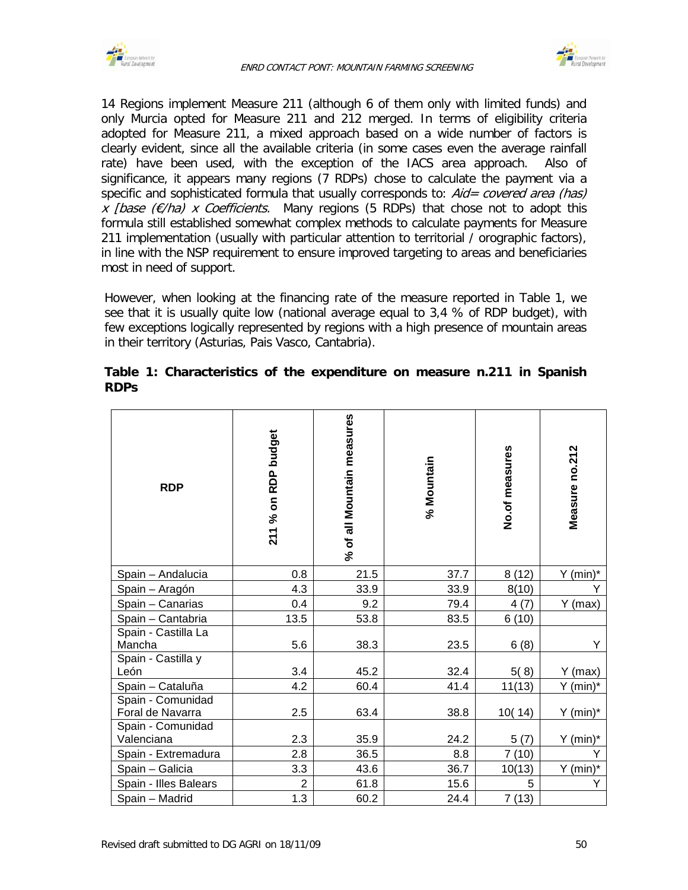14 Regions implement Measure 211 (although 6 of them only with limited funds) and only Murcia opted for Measure 211 and 212 merged. In terms of eligibility criteria adopted for Measure 211, a mixed approach based on a wide number of factors is clearly evident, since all the available criteria (in some cases even the average rainfall rate) have been used, with the exception of the IACS area approach. Also of significance, it appears many regions (7 RDPs) chose to calculate the payment via a specific and sophisticated formula that usually corresponds to: *Aid= covered area (has) x [base (€/ha) x Coefficients.* Many regions (5 RDPs) that chose not to adopt this formula still established somewhat complex methods to calculate payments for Measure 211 implementation (usually with particular attention to territorial / orographic factors), in line with the NSP requirement to ensure improved targeting to areas and beneficiaries most in need of support.

However, when looking at the financing rate of the measure reported in Table 1, we see that it is usually quite low (national average equal to 3,4 % of RDP budget), with few exceptions logically represented by regions with a high presence of mountain areas in their territory (Asturias, Pais Vasco, Cantabria).

**Table 1: Characteristics of the expenditure on measure n.211 in Spanish RDPs**

| RDP | 211 % on RDP budget | % of all Mountain measures | % Mountain | No.of measures | Measure no.212 |
|---|---|---|---|---|---|
| Spain – Andalucia | 0.8 | 21.5 | 37.7 | 8 (12) | Y (min)* |
| Spain – Aragón | 4.3 | 33.9 | 33.9 | 8(10) | Y |
| Spain – Canarias | 0.4 | 9.2 | 79.4 | 4 (7) | Y (max) |
| Spain – Cantabria | 13.5 | 53.8 | 83.5 | 6 (10) | |
| Spain - Castilla La Mancha | 5.6 | 38.3 | 23.5 | 6 (8) | Y |
| Spain - Castilla y León | 3.4 | 45.2 | 32.4 | 5( 8) | Y (max) |
| Spain – Cataluña | 4.2 | 60.4 | 41.4 | 11(13) | Y (min)* |
| Spain - Comunidad Foral de Navarra | 2.5 | 63.4 | 38.8 | 10( 14) | Y (min)* |
| Spain - Comunidad Valenciana | 2.3 | 35.9 | 24.2 | 5 (7) | Y (min)* |
| Spain - Extremadura | 2.8 | 36.5 | 8.8 | 7 (10) | Y |
| Spain – Galicia | 3.3 | 43.6 | 36.7 | 10(13) | Y (min)* |
| Spain - Illes Balears | 2 | 61.8 | 15.6 | 5 | Y |
| Spain – Madrid | 1.3 | 60.2 | 24.4 | 7 (13) | |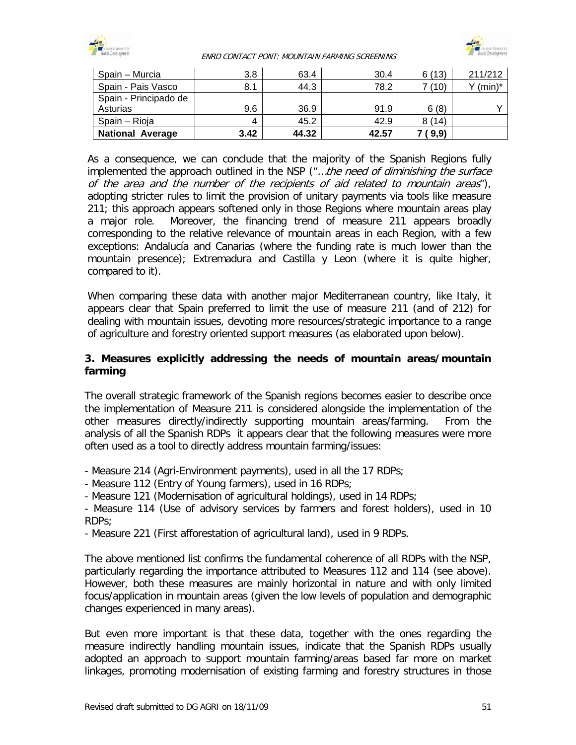| Spain – Murcia | 3.8 | 63.4 | 30.4 | 6 (13) | 211/212 |
|---|---|---|---|---|---|
| Spain - Pais Vasco | 8.1 | 44.3 | 78.2 | 7 (10) | Y (min)* |
| Spain - Principado de Asturias | 9.6 | 36.9 | 91.9 | 6 (8) | Y |
| Spain – Rioja | 4 | 45.2 | 42.9 | 8 (14) | |
| **National Average** | **3.42** | **44.32** | **42.57** | **7 ( 9,9)** | |

As a consequence, we can conclude that the majority of the Spanish Regions fully implemented the approach outlined in the NSP ("*…the need of diminishing the surface of the area and the number of the recipients of aid related to mountain areas*"), adopting stricter rules to limit the provision of unitary payments via tools like measure 211; this approach appears softened only in those Regions where mountain areas play a major role. Moreover, the financing trend of measure 211 appears broadly corresponding to the relative relevance of mountain areas in each Region, with a few exceptions: Andalucía and Canarias (where the funding rate is much lower than the mountain presence); Extremadura and Castilla y Leon (where it is quite higher, compared to it).

When comparing these data with another major Mediterranean country, like Italy, it appears clear that Spain preferred to limit the use of measure 211 (and of 212) for dealing with mountain issues, devoting more resources/strategic importance to a range of agriculture and forestry oriented support measures (as elaborated upon below).

### 3. Measures explicitly addressing the needs of mountain areas/mountain farming

The overall strategic framework of the Spanish regions becomes easier to describe once the implementation of Measure 211 is considered alongside the implementation of the other measures directly/indirectly supporting mountain areas/farming. From the analysis of all the Spanish RDPs it appears clear that the following measures were more often used as a tool to directly address mountain farming/issues:

- Measure 214 (Agri-Environment payments), used in all the 17 RDPs;
- Measure 112 (Entry of Young farmers), used in 16 RDPs;
- Measure 121 (Modernisation of agricultural holdings), used in 14 RDPs;
- Measure 114 (Use of advisory services by farmers and forest holders), used in 10 RDPs;
- Measure 221 (First afforestation of agricultural land), used in 9 RDPs.

The above mentioned list confirms the fundamental coherence of all RDPs with the NSP, particularly regarding the importance attributed to Measures 112 and 114 (see above). However, both these measures are mainly horizontal in nature and with only limited focus/application in mountain areas (given the low levels of population and demographic changes experienced in many areas).

But even more important is that these data, together with the ones regarding the measure indirectly handling mountain issues, indicate that the Spanish RDPs usually adopted an approach to support mountain farming/areas based far more on market linkages, promoting modernisation of existing farming and forestry structures in those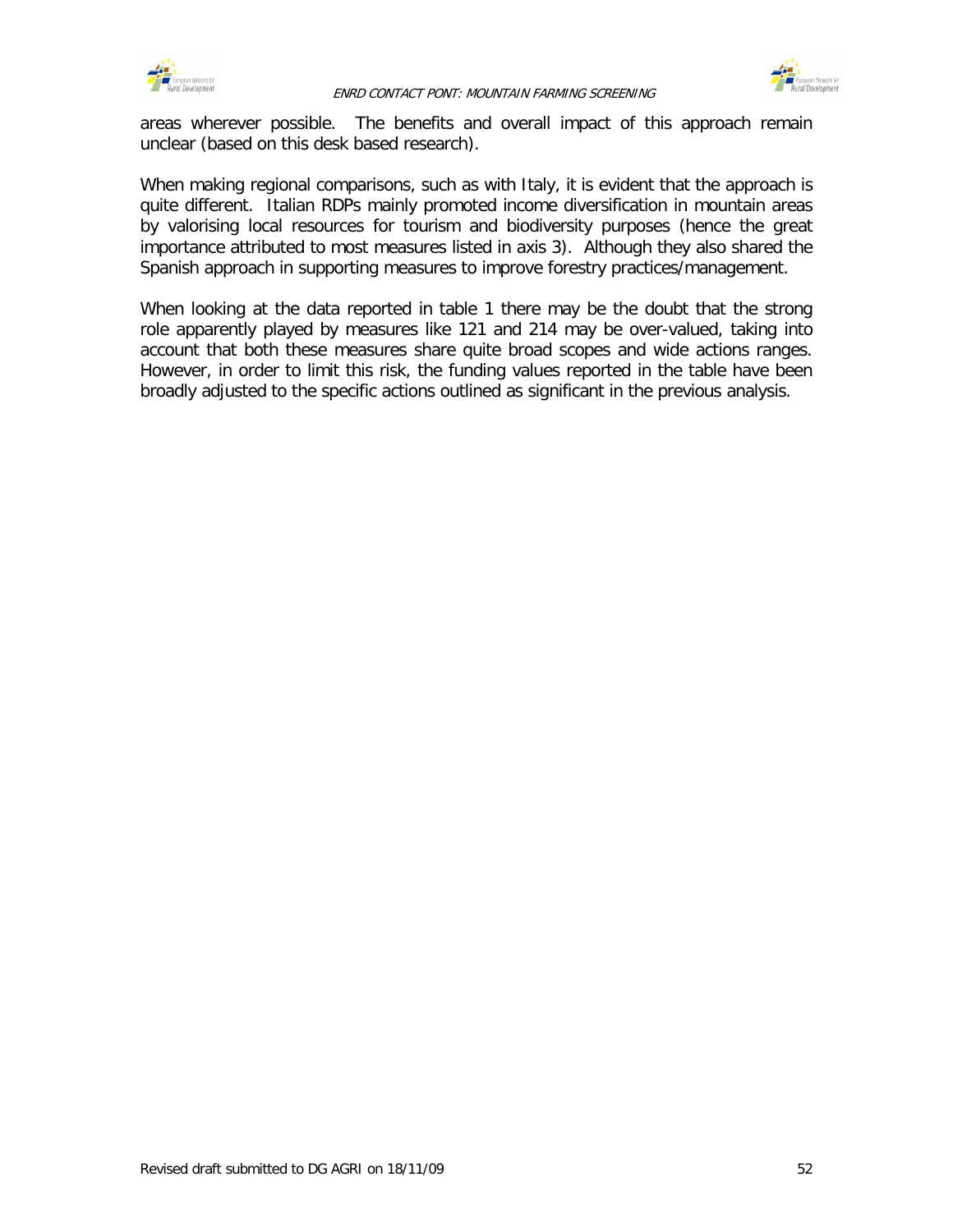areas wherever possible. The benefits and overall impact of this approach remain unclear (based on this desk based research).

When making regional comparisons, such as with Italy, it is evident that the approach is quite different. Italian RDPs mainly promoted income diversification in mountain areas by valorising local resources for tourism and biodiversity purposes (hence the great importance attributed to most measures listed in axis 3). Although they also shared the Spanish approach in supporting measures to improve forestry practices/management.

When looking at the data reported in table 1 there may be the doubt that the strong role apparently played by measures like 121 and 214 may be over-valued, taking into account that both these measures share quite broad scopes and wide actions ranges. However, in order to limit this risk, the funding values reported in the table have been broadly adjusted to the specific actions outlined as significant in the previous analysis.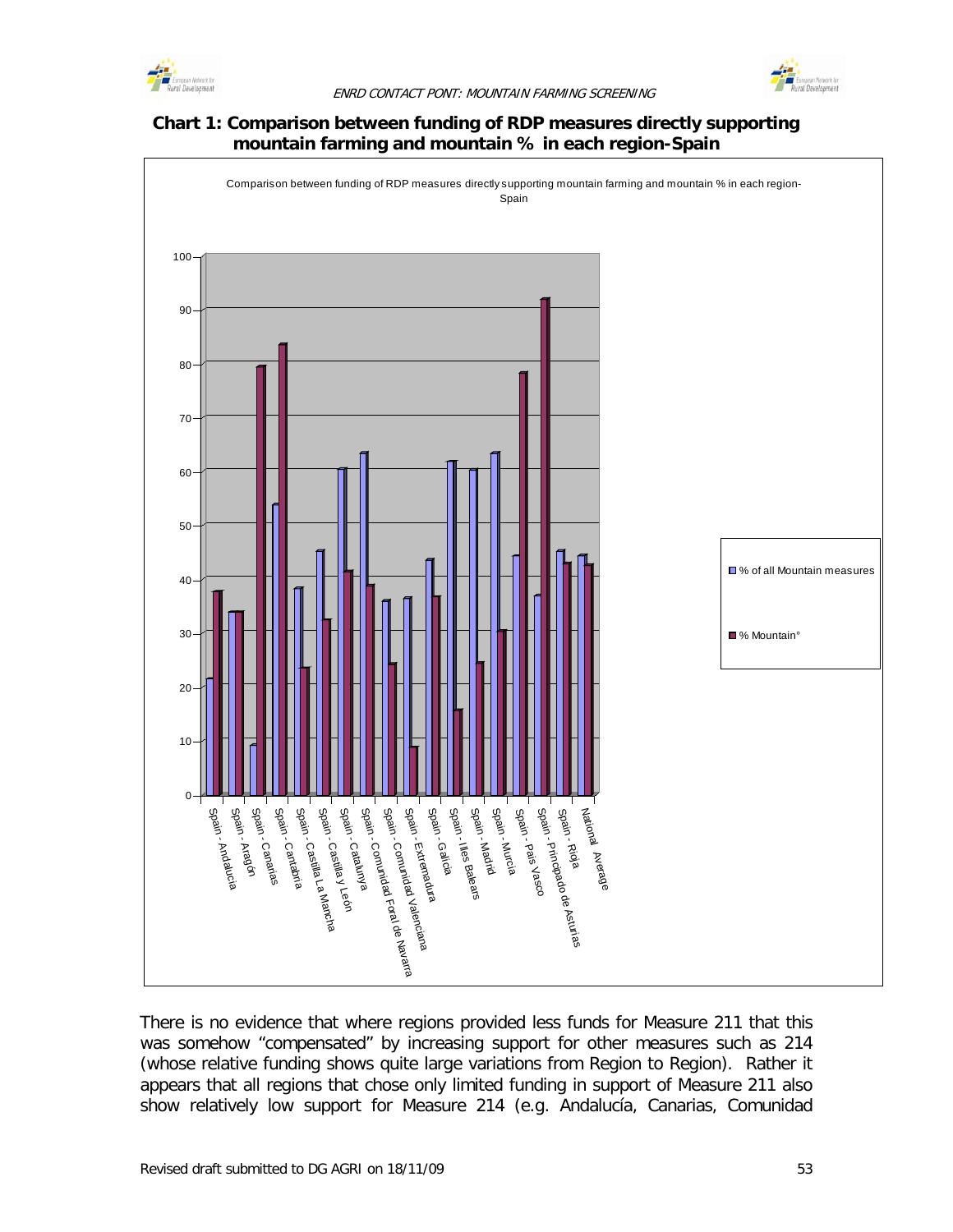**Chart 1: Comparison between funding of RDP measures directly supporting mountain farming and mountain % in each region-Spain**

There is no evidence that where regions provided less funds for Measure 211 that this was somehow "compensated" by increasing support for other measures such as 214 (whose relative funding shows quite large variations from Region to Region). Rather it appears that all regions that chose only limited funding in support of Measure 211 also show relatively low support for Measure 214 (e.g. Andalucía, Canarias, Comunidad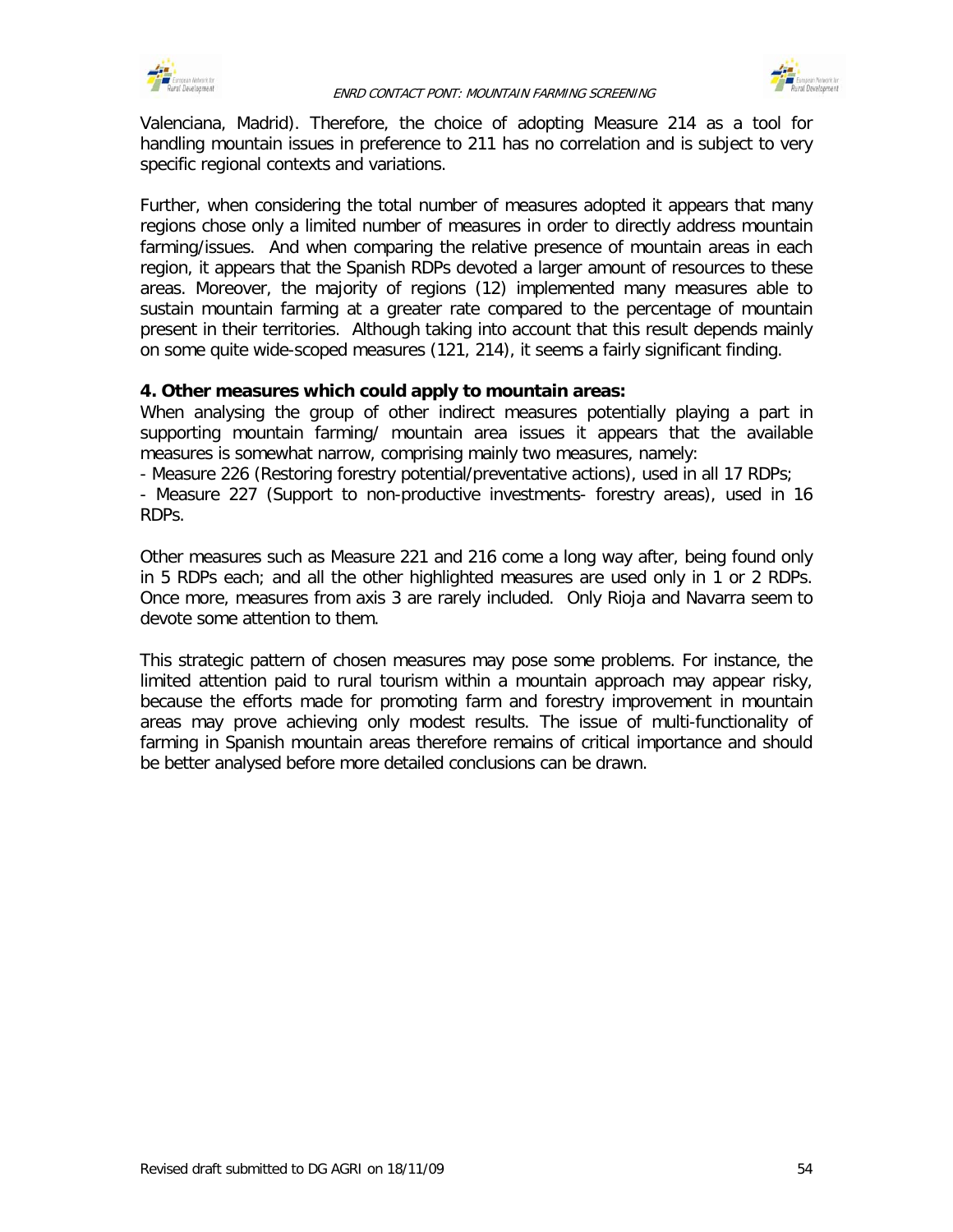Valenciana, Madrid). Therefore, the choice of adopting Measure 214 as a tool for handling mountain issues in preference to 211 has no correlation and is subject to very specific regional contexts and variations.

Further, when considering the total number of measures adopted it appears that many regions chose only a limited number of measures in order to directly address mountain farming/issues. And when comparing the relative presence of mountain areas in each region, it appears that the Spanish RDPs devoted a larger amount of resources to these areas. Moreover, the majority of regions (12) implemented many measures able to sustain mountain farming at a greater rate compared to the percentage of mountain present in their territories. Although taking into account that this result depends mainly on some quite wide-scoped measures (121, 214), it seems a fairly significant finding.

**4. Other measures which could apply to mountain areas:**

When analysing the group of other indirect measures potentially playing a part in supporting mountain farming/ mountain area issues it appears that the available measures is somewhat narrow, comprising mainly two measures, namely:

- Measure 226 (Restoring forestry potential/preventative actions), used in all 17 RDPs;
- Measure 227 (Support to non-productive investments- forestry areas), used in 16 RDPs.

Other measures such as Measure 221 and 216 come a long way after, being found only in 5 RDPs each; and all the other highlighted measures are used only in 1 or 2 RDPs. Once more, measures from axis 3 are rarely included. Only Rioja and Navarra seem to devote some attention to them.

This strategic pattern of chosen measures may pose some problems. For instance, the limited attention paid to rural tourism within a mountain approach may appear risky, because the efforts made for promoting farm and forestry improvement in mountain areas may prove achieving only modest results. The issue of multi-functionality of farming in Spanish mountain areas therefore remains of critical importance and should be better analysed before more detailed conclusions can be drawn.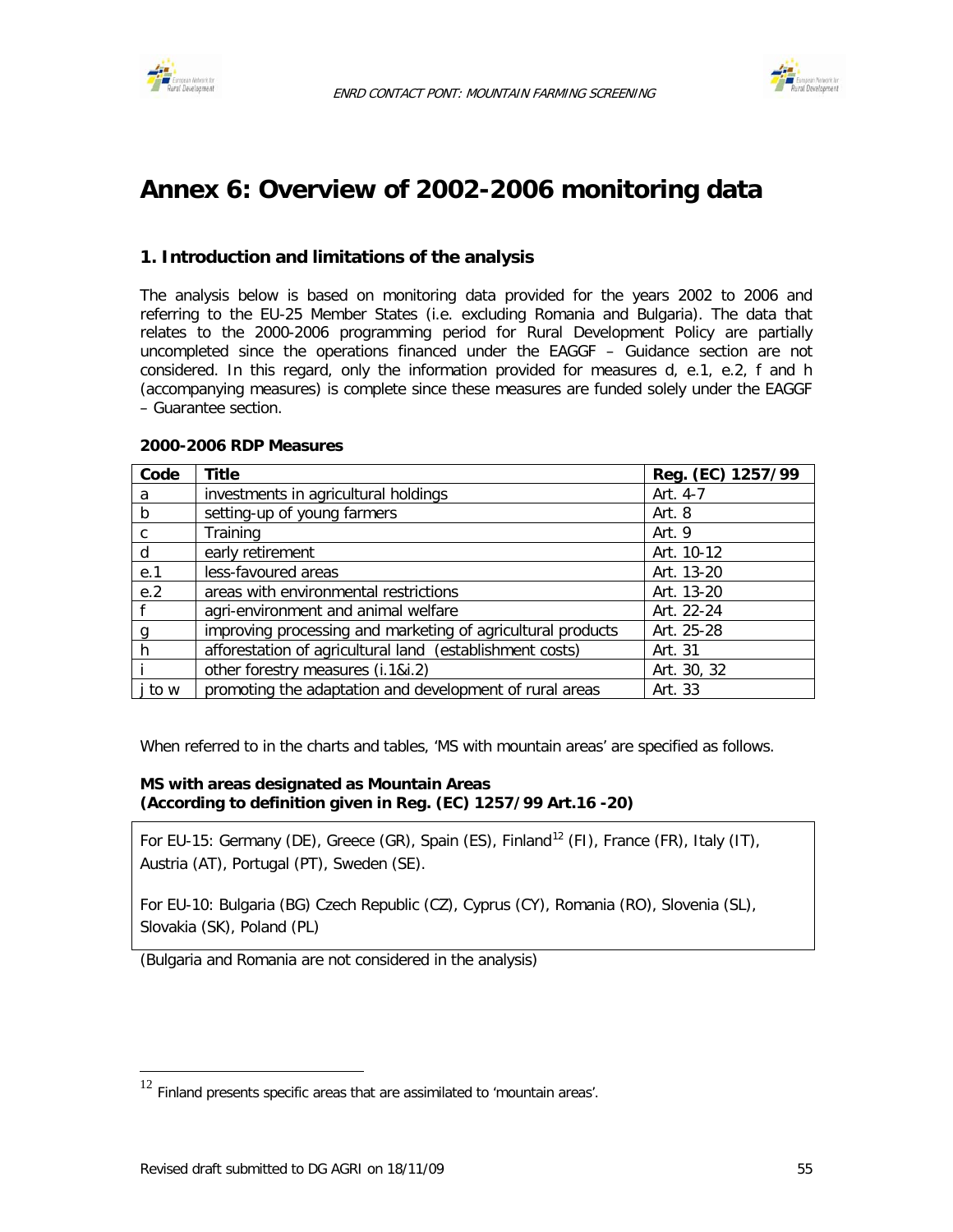# Annex 6: Overview of 2002-2006 monitoring data

## 1. Introduction and limitations of the analysis

The analysis below is based on monitoring data provided for the years 2002 to 2006 and referring to the EU-25 Member States (i.e. excluding Romania and Bulgaria). The data that relates to the 2000-2006 programming period for Rural Development Policy are partially uncompleted since the operations financed under the EAGGF – Guidance section are not considered. In this regard, only the information provided for measures d, e.1, e.2, f and h (accompanying measures) is complete since these measures are funded solely under the EAGGF – Guarantee section.

**2000-2006 RDP Measures**

| Code | Title | Reg. (EC) 1257/99 |
|---|---|---|
| a | investments in agricultural holdings | Art. 4-7 |
| b | setting-up of young farmers | Art. 8 |
| c | Training | Art. 9 |
| d | early retirement | Art. 10-12 |
| e.1 | less-favoured areas | Art. 13-20 |
| e.2 | areas with environmental restrictions | Art. 13-20 |
| f | agri-environment and animal welfare | Art. 22-24 |
| g | improving processing and marketing of agricultural products | Art. 25-28 |
| h | afforestation of agricultural land (establishment costs) | Art. 31 |
| i | other forestry measures (i.1&i.2) | Art. 30, 32 |
| j to w | promoting the adaptation and development of rural areas | Art. 33 |

When referred to in the charts and tables, 'MS with mountain areas' are specified as follows.

**MS with areas designated as Mountain Areas**
**(According to definition given in Reg. (EC) 1257/99 Art.16 -20)**

For EU-15: Germany (DE), Greece (GR), Spain (ES), Finland[12] (FI), France (FR), Italy (IT), Austria (AT), Portugal (PT), Sweden (SE).

For EU-10: Bulgaria (BG) Czech Republic (CZ), Cyprus (CY), Romania (RO), Slovenia (SL), Slovakia (SK), Poland (PL)

(Bulgaria and Romania are not considered in the analysis)

[12] Finland presents specific areas that are assimilated to 'mountain areas'.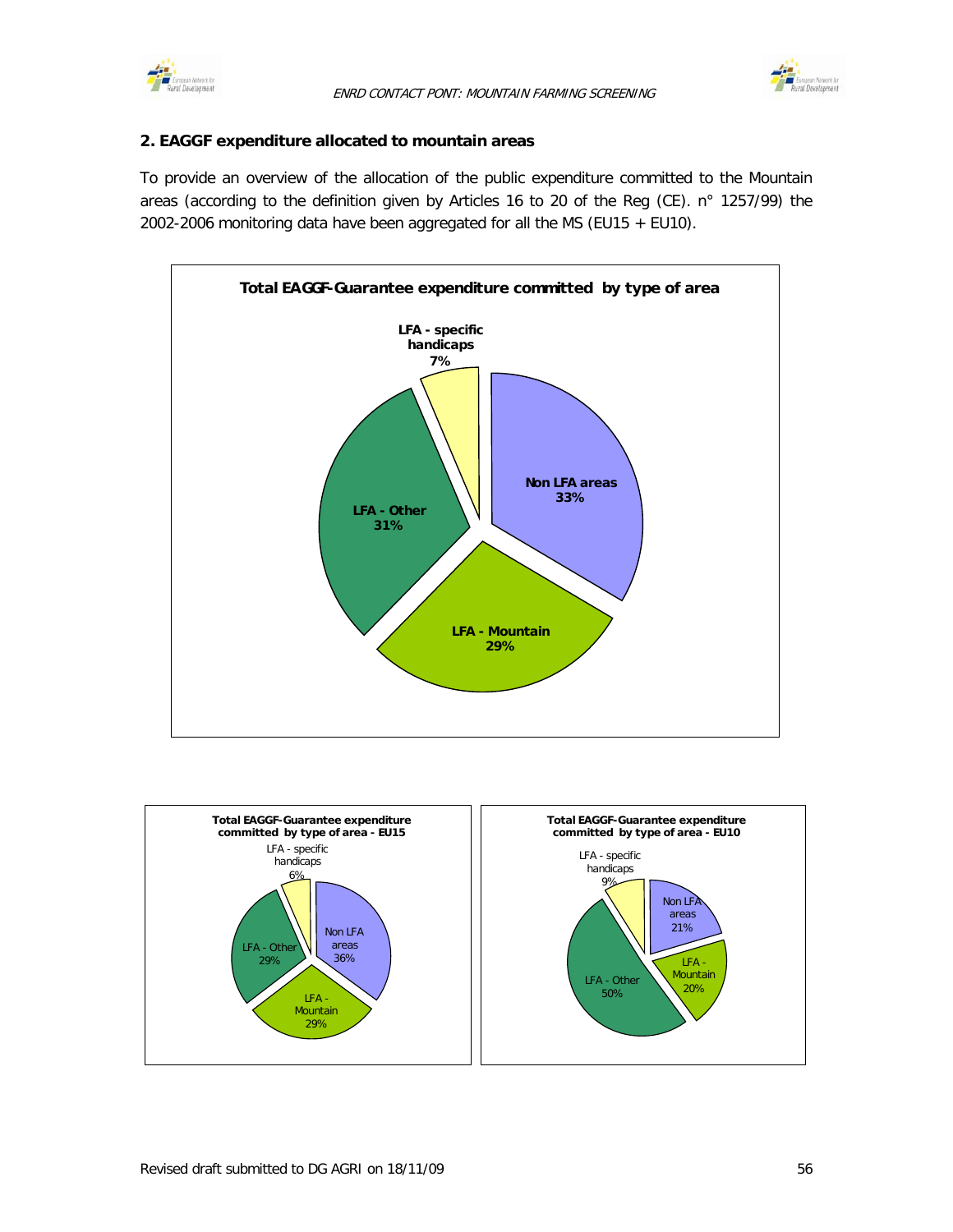## 2. EAGGF expenditure allocated to mountain areas

To provide an overview of the allocation of the public expenditure committed to the Mountain areas (according to the definition given by Articles 16 to 20 of the Reg (CE). n° 1257/99) the 2002-2006 monitoring data have been aggregated for all the MS (EU15 + EU10).

**Total EAGGF-Guarantee expenditure committed by type of area**

| Type of area | Share |
| --- | --- |
| Non LFA areas | 33% |
| LFA - Mountain | 29% |
| LFA - Other | 31% |
| LFA - specific handicaps | 7% |

**Total EAGGF-Guarantee expenditure committed by type of area - EU15**

| Type of area | Share |
| --- | --- |
| Non LFA areas | 36% |
| LFA - Mountain | 29% |
| LFA - Other | 29% |
| LFA - specific handicaps | 6% |

**Total EAGGF-Guarantee expenditure committed by type of area - EU10**

| Type of area | Share |
| --- | --- |
| Non LFA areas | 21% |
| LFA - Mountain | 20% |
| LFA - Other | 50% |
| LFA - specific handicaps | 9% |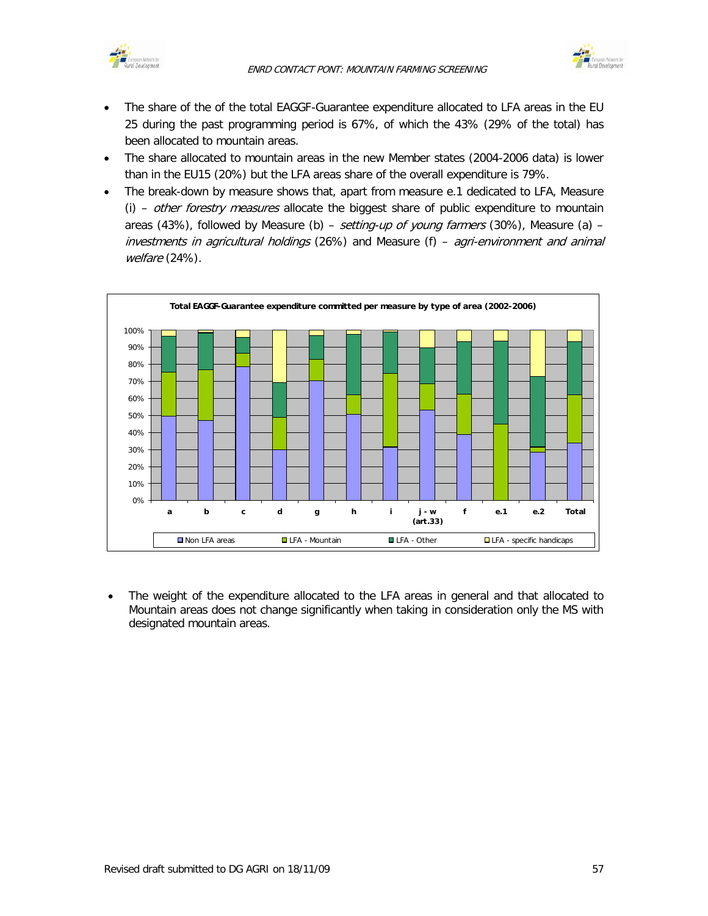- The share of the of the total EAGGF-Guarantee expenditure allocated to LFA areas in the EU 25 during the past programming period is 67%, of which the 43% (29% of the total) has been allocated to mountain areas.
- The share allocated to mountain areas in the new Member states (2004-2006 data) is lower than in the EU15 (20%) but the LFA areas share of the overall expenditure is 79%.
- The break-down by measure shows that, apart from measure e.1 dedicated to LFA, Measure (i) – *other forestry measures* allocate the biggest share of public expenditure to mountain areas (43%), followed by Measure (b) – *setting-up of young farmers* (30%), Measure (a) – *investments in agricultural holdings* (26%) and Measure (f) – *agri-environment and animal welfare* (24%).

**Total EAGGF-Guarantee expenditure committed per measure by type of area (2002-2006)**

- The weight of the expenditure allocated to the LFA areas in general and that allocated to Mountain areas does not change significantly when taking in consideration only the MS with designated mountain areas.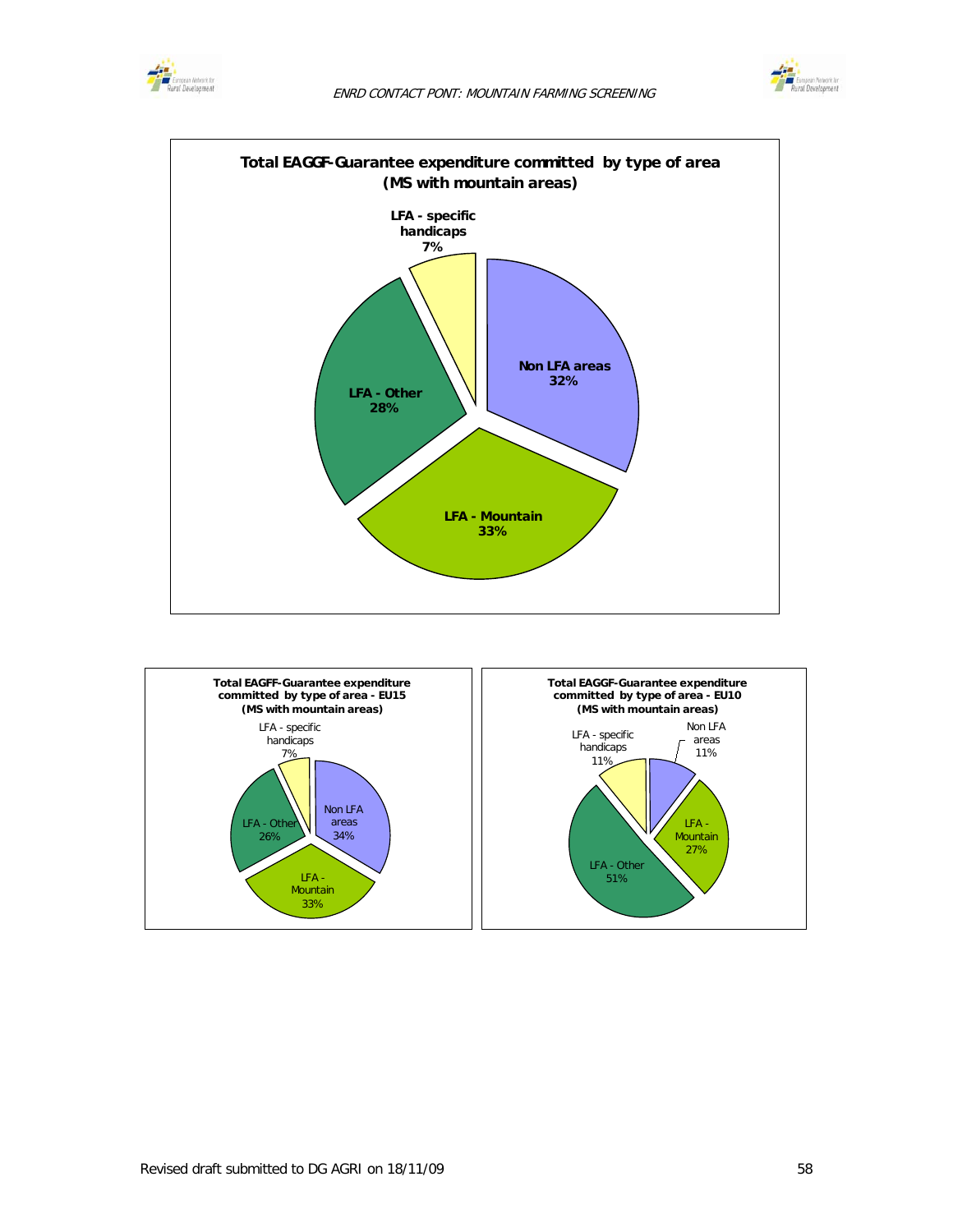**Total EAGGF-Guarantee expenditure committed by type of area (MS with mountain areas)**

| Type of area | Share |
|---|---|
| Non LFA areas | 32% |
| LFA - Mountain | 33% |
| LFA - Other | 28% |
| LFA - specific handicaps | 7% |

**Total EAGFF-Guarantee expenditure committed by type of area - EU15 (MS with mountain areas)**

| Type of area | Share |
|---|---|
| Non LFA areas | 34% |
| LFA - Mountain | 33% |
| LFA - Other | 26% |
| LFA - specific handicaps | 7% |

**Total EAGGF-Guarantee expenditure committed by type of area - EU10 (MS with mountain areas)**

| Type of area | Share |
|---|---|
| Non LFA areas | 11% |
| LFA - Mountain | 27% |
| LFA - Other | 51% |
| LFA - specific handicaps | 11% |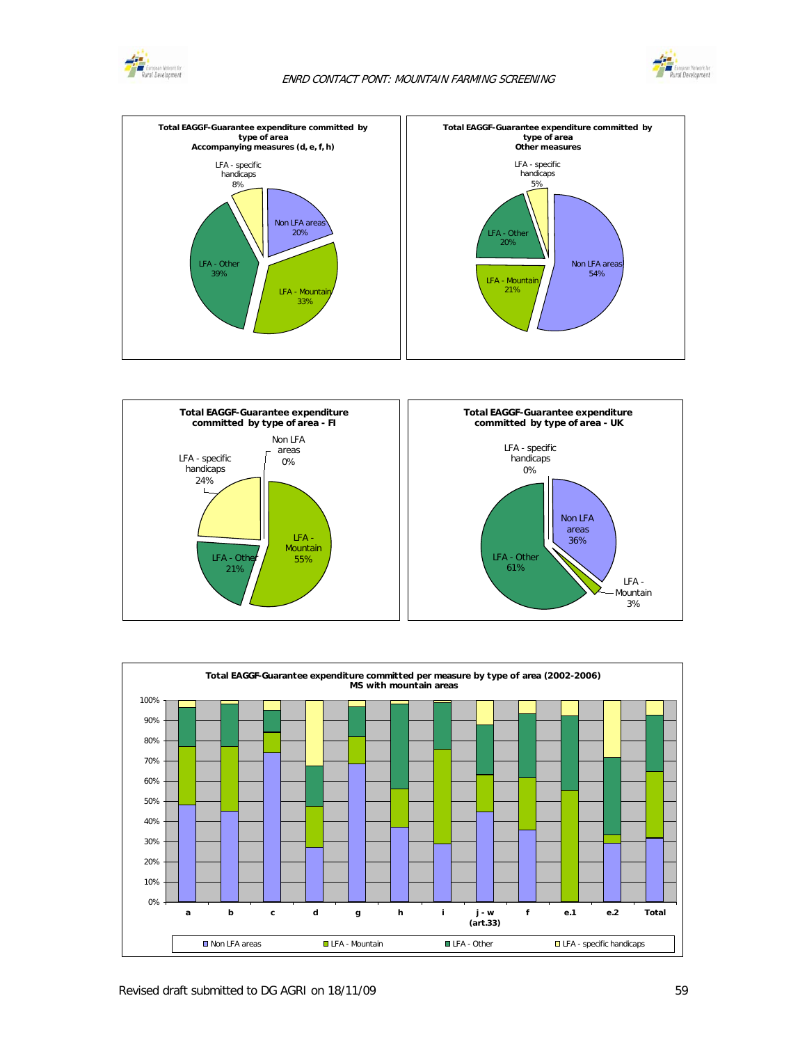**Total EAGGF-Guarantee expenditure committed by type of area**
**Accompanying measures (d, e, f, h)**

- LFA - specific handicaps 8%
- Non LFA areas 20%
- LFA - Mountain 33%
- LFA - Other 39%

**Total EAGGF-Guarantee expenditure committed by type of area**
**Other measures**

- LFA - specific handicaps 5%
- Non LFA areas 54%
- LFA - Mountain 21%
- LFA - Other 20%

**Total EAGGF-Guarantee expenditure committed by type of area - FI**

- Non LFA areas 0%
- LFA - specific handicaps 24%
- LFA - Mountain 55%
- LFA - Other 21%

**Total EAGGF-Guarantee expenditure committed by type of area - UK**

- LFA - specific handicaps 0%
- Non LFA areas 36%
- LFA - Mountain 3%
- LFA - Other 61%

**Total EAGGF-Guarantee expenditure committed per measure by type of area (2002-2006)**
**MS with mountain areas**

Measures (x-axis): a, b, c, d, g, h, i, j - w (art.33), f, e.1, e.2, Total

Y-axis: 0% – 100%

Legend: Non LFA areas, LFA - Mountain, LFA - Other, LFA - specific handicaps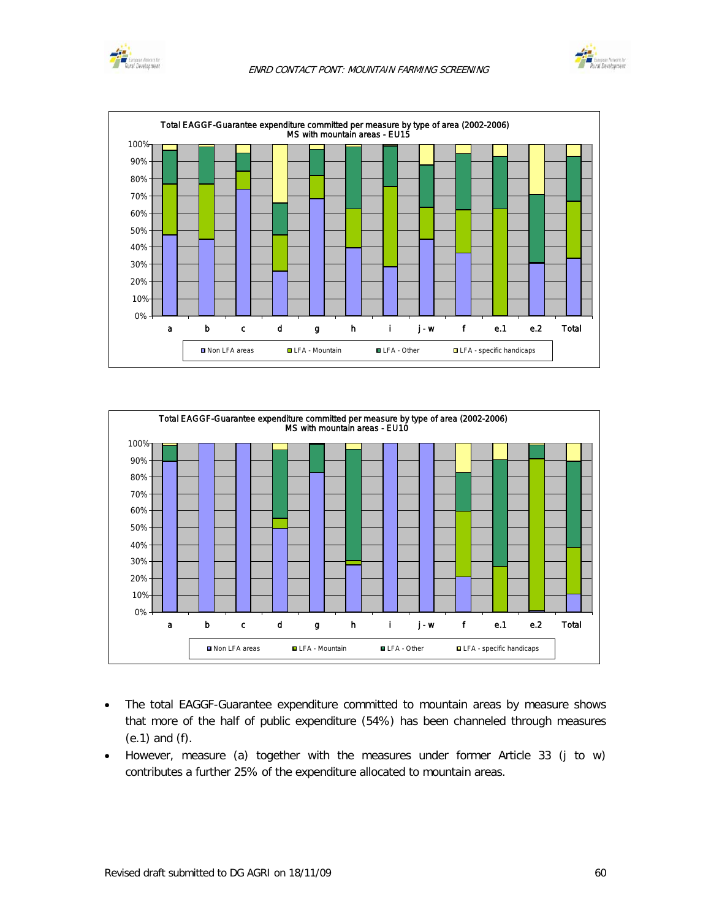Total EAGGF-Guarantee expenditure committed per measure by type of area (2002-2006)
MS with mountain areas - EU15

Total EAGGF-Guarantee expenditure committed per measure by type of area (2002-2006)
MS with mountain areas - EU10

- The total EAGGF-Guarantee expenditure committed to mountain areas by measure shows that more of the half of public expenditure (54%) has been channeled through measures (e.1) and (f).
- However, measure (a) together with the measures under former Article 33 (j to w) contributes a further 25% of the expenditure allocated to mountain areas.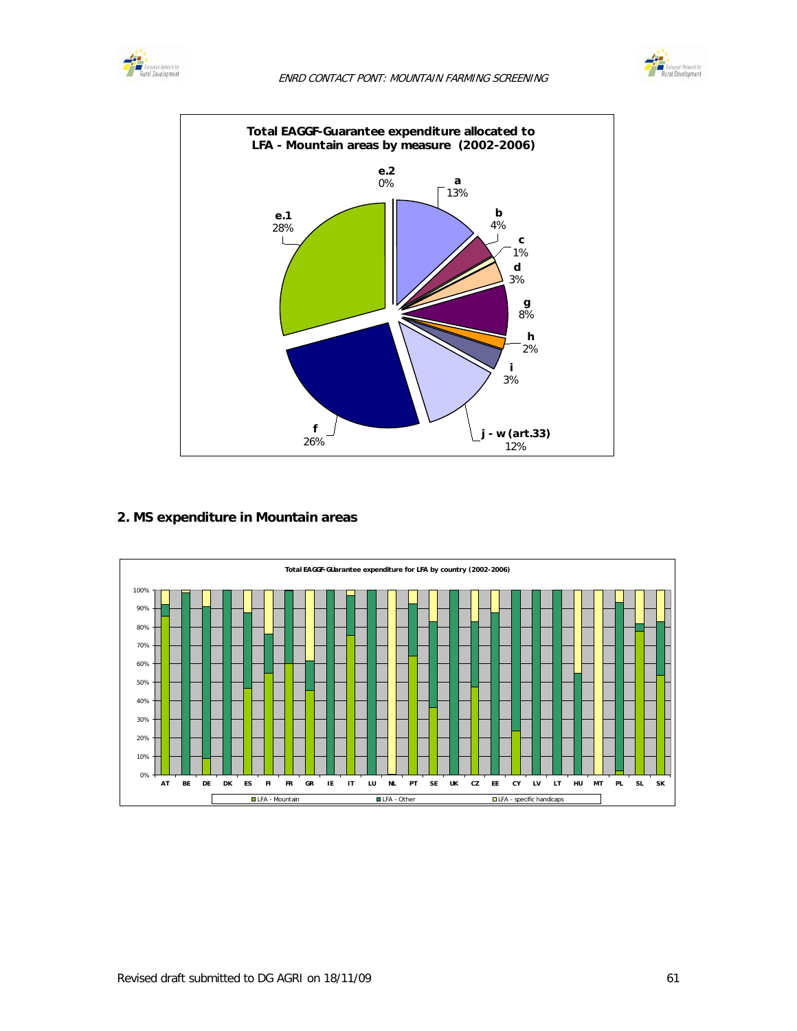**Total EAGGF-Guarantee expenditure allocated to LFA - Mountain areas by measure (2002-2006)**

| Measure | Share |
|---|---|
| a | 13% |
| b | 4% |
| c | 1% |
| d | 3% |
| g | 8% |
| h | 2% |
| i | 3% |
| j - w (art.33) | 12% |
| f | 26% |
| e.1 | 28% |
| e.2 | 0% |

## 2. MS expenditure in Mountain areas

**Total EAGGF-GUarantee expenditure for LFA by country (2002-2006)**

Countries: AT, BE, DE, DK, ES, FI, FR, GR, IE, IT, LU, NL, PT, SE, UK, CZ, EE, CY, LV, LT, HU, MT, PL, SL, SK

Legend: LFA - Mountain, LFA - Other, LFA - specific handicaps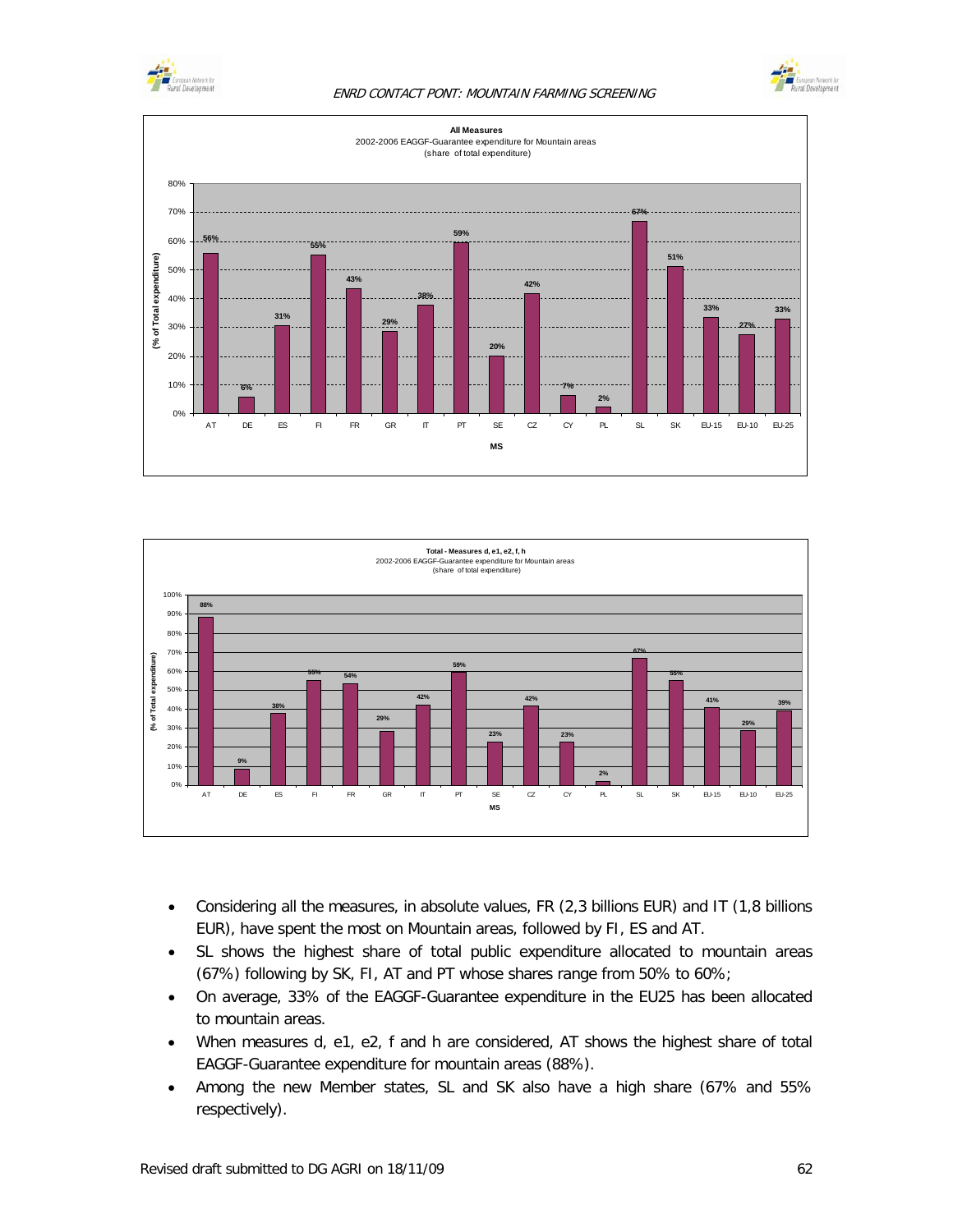**All Measures**
2002-2006 EAGGF-Guarantee expenditure for Mountain areas
(share of total expenditure)

| MS | % of Total expenditure |
|---|---|
| AT | 56% |
| DE | 6% |
| ES | 31% |
| FI | 55% |
| FR | 43% |
| GR | 29% |
| IT | 38% |
| PT | 59% |
| SE | 20% |
| CZ | 42% |
| CY | 7% |
| PL | 2% |
| SL | 67% |
| SK | 51% |
| EU-15 | 33% |
| EU-10 | 27% |
| EU-25 | 33% |

**Total - Measures d, e1, e2, f, h**
2002-2006 EAGGF-Guarantee expenditure for Mountain areas
(share of total expenditure)

| MS | % of Total expenditure |
|---|---|
| AT | 88% |
| DE | 9% |
| ES | 38% |
| FI | 55% |
| FR | 54% |
| GR | 29% |
| IT | 42% |
| PT | 59% |
| SE | 23% |
| CZ | 42% |
| CY | 23% |
| PL | 2% |
| SL | 67% |
| SK | 55% |
| EU-15 | 41% |
| EU-10 | 29% |
| EU-25 | 39% |

- Considering all the measures, in absolute values, FR (2,3 billions EUR) and IT (1,8 billions EUR), have spent the most on Mountain areas, followed by FI, ES and AT.
- SL shows the highest share of total public expenditure allocated to mountain areas (67%) following by SK, FI, AT and PT whose shares range from 50% to 60%;
- On average, 33% of the EAGGF-Guarantee expenditure in the EU25 has been allocated to mountain areas.
- When measures d, e1, e2, f and h are considered, AT shows the highest share of total EAGGF-Guarantee expenditure for mountain areas (88%).
- Among the new Member states, SL and SK also have a high share (67% and 55% respectively).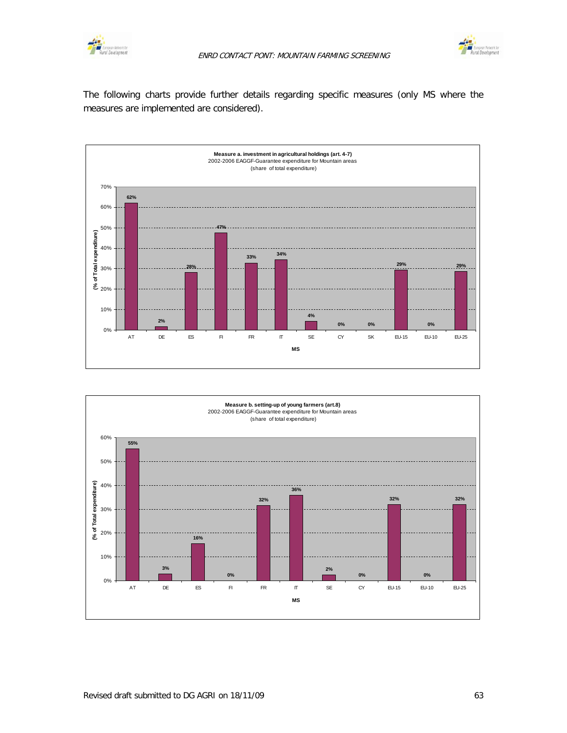The following charts provide further details regarding specific measures (only MS where the measures are implemented are considered).

**Measure a. investment in agricultural holdings (art. 4-7)**
2002-2006 EAGGF-Guarantee expenditure for Mountain areas
(share of total expenditure)

| MS | (% of Total expenditure) |
| --- | --- |
| AT | 62% |
| DE | 2% |
| ES | 28% |
| FI | 47% |
| FR | 33% |
| IT | 34% |
| SE | 4% |
| CY | 0% |
| SK | 0% |
| EU-15 | 29% |
| EU-10 | 0% |
| EU-25 | 29% |

**Measure b. setting-up of young farmers (art.8)**
2002-2006 EAGGF-Guarantee expenditure for Mountain areas
(share of total expenditure)

| MS | (% of Total expenditure) |
| --- | --- |
| AT | 55% |
| DE | 3% |
| ES | 16% |
| FI | 0% |
| FR | 32% |
| IT | 36% |
| SE | 2% |
| CY | 0% |
| EU-15 | 32% |
| EU-10 | 0% |
| EU-25 | 32% |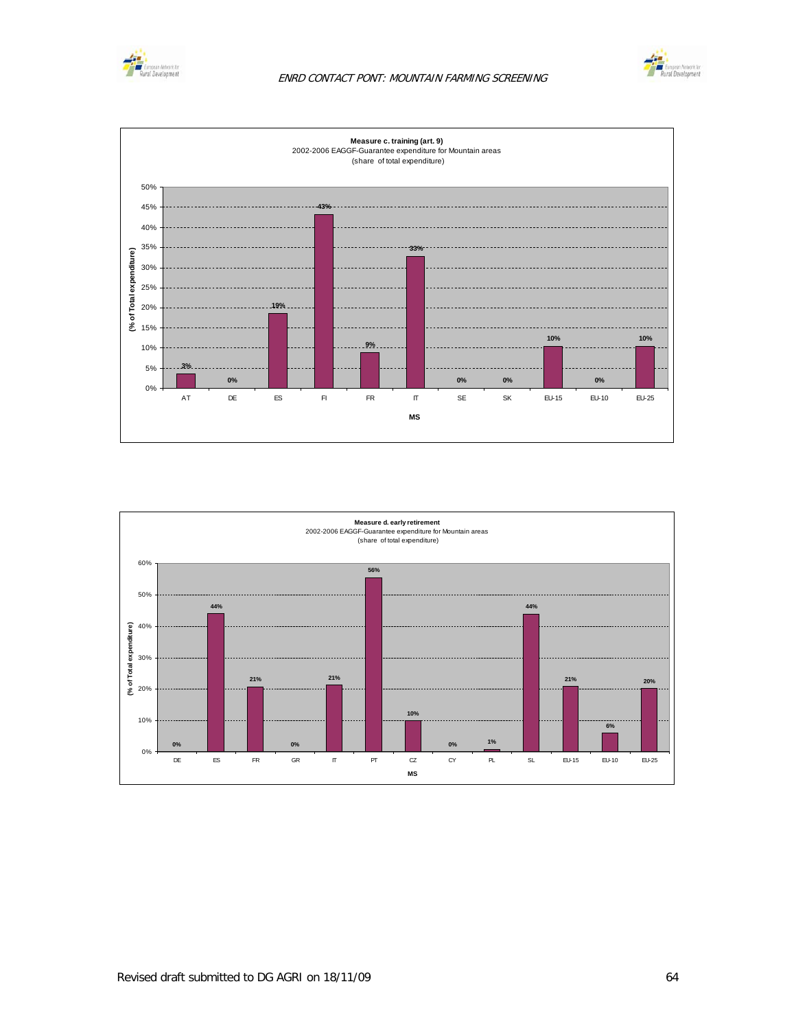**Measure c. training (art. 9)**
2002-2006 EAGGF-Guarantee expenditure for Mountain areas
(share of total expenditure)

| MS | (% of Total expenditure) |
|---|---|
| AT | 3% |
| DE | 0% |
| ES | 19% |
| FI | 43% |
| FR | 9% |
| IT | 33% |
| SE | 0% |
| SK | 0% |
| EU-15 | 10% |
| EU-10 | 0% |
| EU-25 | 10% |

**Measure d. early retirement**
2002-2006 EAGGF-Guarantee expenditure for Mountain areas
(share of total expenditure)

| MS | (% of Total expenditure) |
|---|---|
| DE | 0% |
| ES | 44% |
| FR | 21% |
| GR | 0% |
| IT | 21% |
| PT | 56% |
| CZ | 10% |
| CY | 0% |
| PL | 1% |
| SL | 44% |
| EU-15 | 21% |
| EU-10 | 6% |
| EU-25 | 20% |

Revised draft submitted to DG AGRI on 18/11/09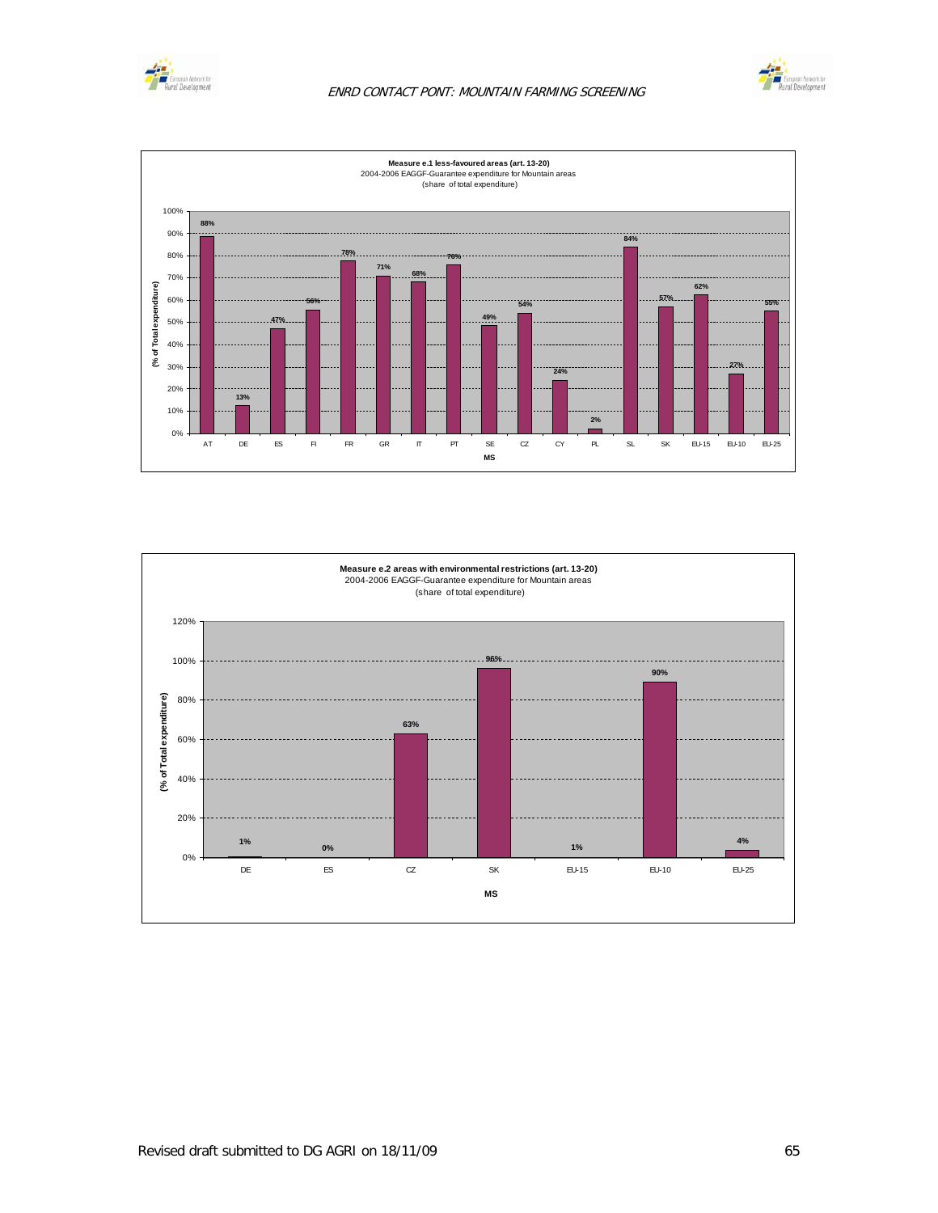**Measure e.1 less-favoured areas (art. 13-20)**
2004-2006 EAGGF-Guarantee expenditure for Mountain areas
(share of total expenditure)

| MS | (% of Total expenditure) |
|---|---|
| AT | 88% |
| DE | 13% |
| ES | 47% |
| FI | 56% |
| FR | 78% |
| GR | 71% |
| IT | 68% |
| PT | 76% |
| SE | 49% |
| CZ | 54% |
| CY | 24% |
| PL | 2% |
| SL | 84% |
| SK | 57% |
| EU-15 | 62% |
| EU-10 | 27% |
| EU-25 | 55% |

**Measure e.2 areas with environmental restrictions (art. 13-20)**
2004-2006 EAGGF-Guarantee expenditure for Mountain areas
(share of total expenditure)

| MS | (% of Total expenditure) |
|---|---|
| DE | 1% |
| ES | 0% |
| CZ | 63% |
| SK | 96% |
| EU-15 | 1% |
| EU-10 | 90% |
| EU-25 | 4% |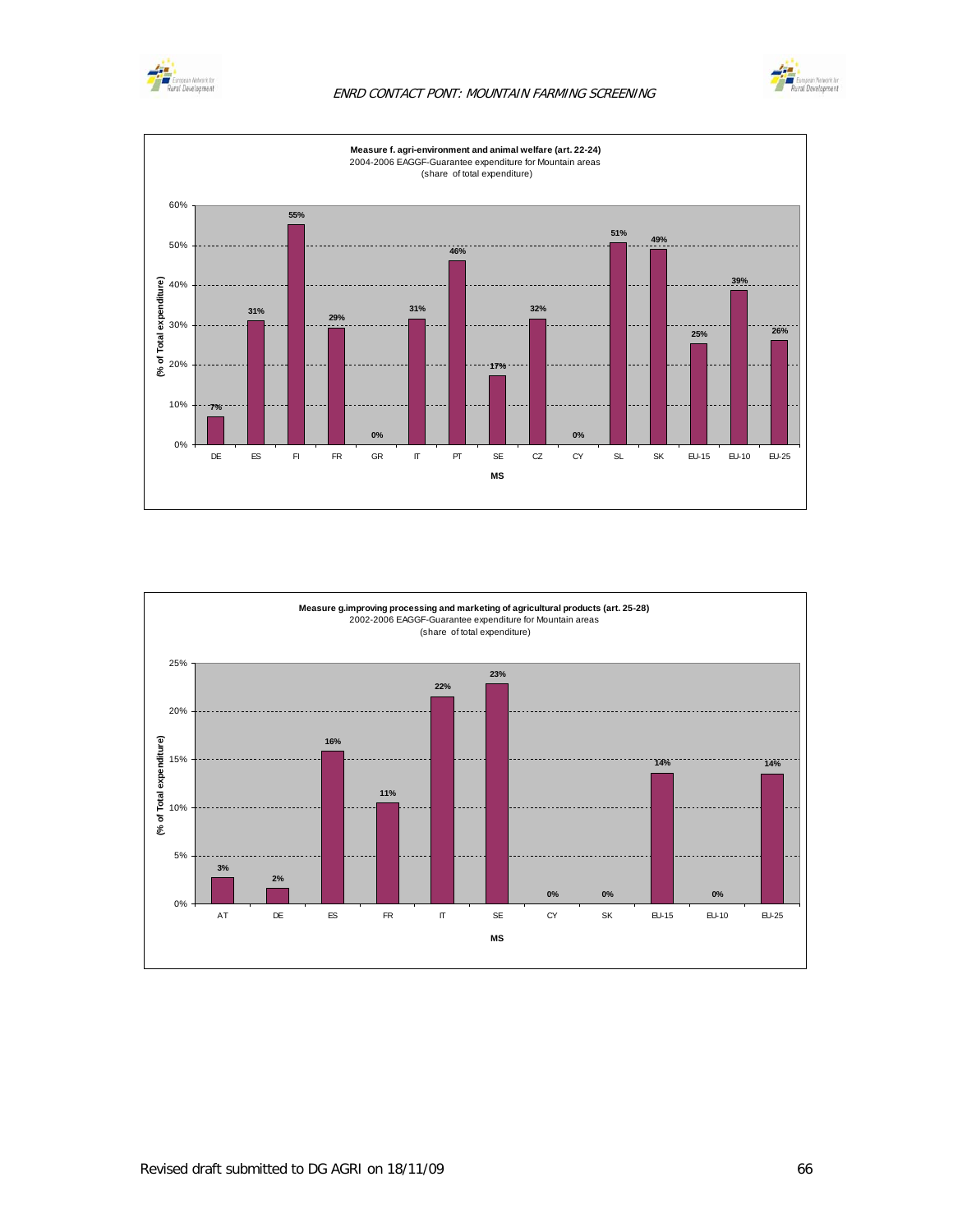**Measure f. agri-environment and animal welfare (art. 22-24)**
2004-2006 EAGGF-Guarantee expenditure for Mountain areas
(share of total expenditure)

| MS | (% of Total expenditure) |
|---|---|
| DE | 7% |
| ES | 31% |
| FI | 55% |
| FR | 29% |
| GR | 0% |
| IT | 31% |
| PT | 46% |
| SE | 17% |
| CZ | 32% |
| CY | 0% |
| SL | 51% |
| SK | 49% |
| EU-15 | 25% |
| EU-10 | 39% |
| EU-25 | 26% |

**Measure g.improving processing and marketing of agricultural products (art. 25-28)**
2002-2006 EAGGF-Guarantee expenditure for Mountain areas
(share of total expenditure)

| MS | (% of Total expenditure) |
|---|---|
| AT | 3% |
| DE | 2% |
| ES | 16% |
| FR | 11% |
| IT | 22% |
| SE | 23% |
| CY | 0% |
| SK | 0% |
| EU-15 | 14% |
| EU-10 | 0% |
| EU-25 | 14% |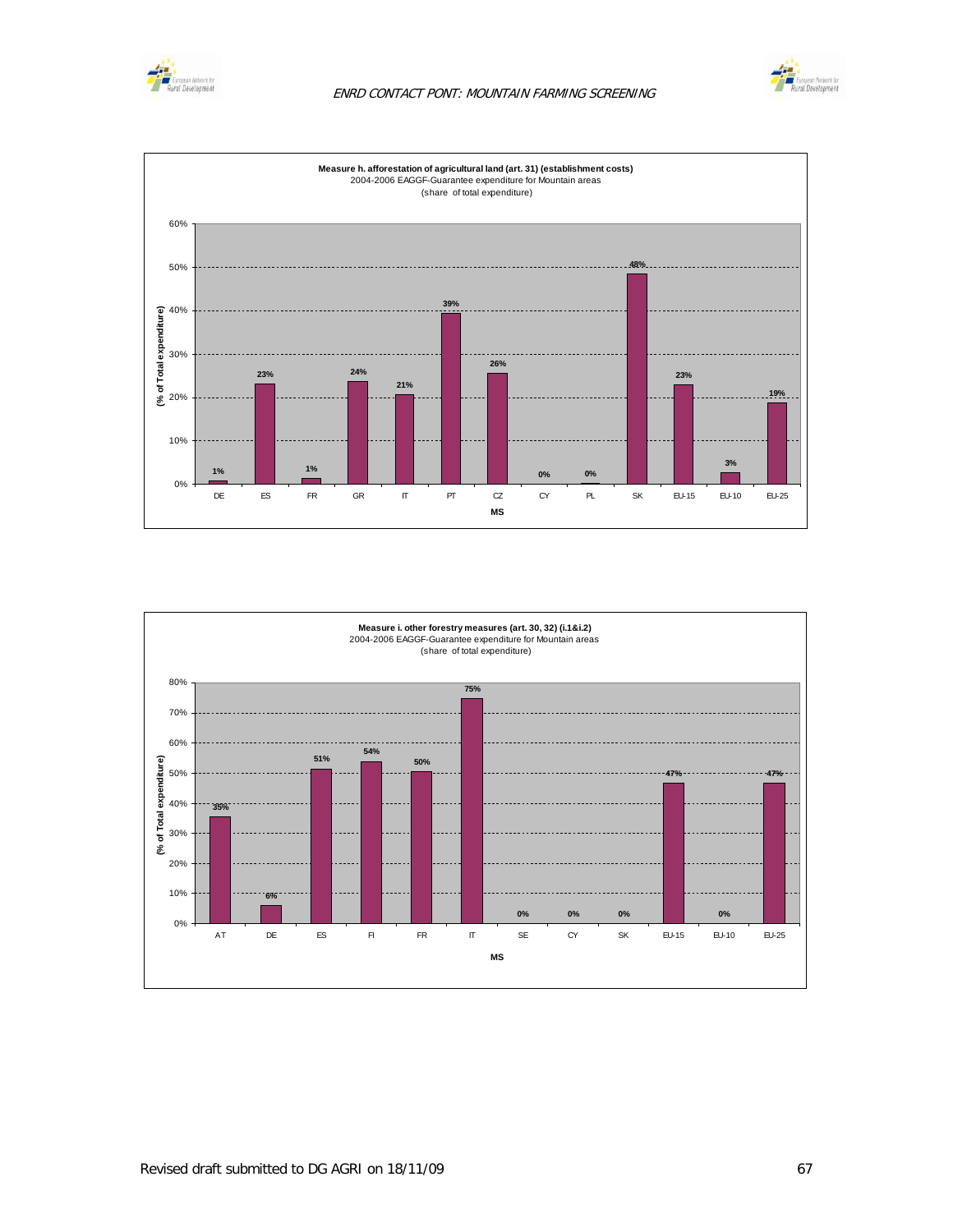**Measure h. afforestation of agricultural land (art. 31) (establishment costs)**
2004-2006 EAGGF-Guarantee expenditure for Mountain areas
(share of total expenditure)

| MS | (% of Total expenditure) |
|---|---|
| DE | 1% |
| ES | 23% |
| FR | 1% |
| GR | 24% |
| IT | 21% |
| PT | 39% |
| CZ | 26% |
| CY | 0% |
| PL | 0% |
| SK | 48% |
| EU-15 | 23% |
| EU-10 | 3% |
| EU-25 | 19% |

**Measure i. other forestry measures (art. 30, 32) (i.1&i.2)**
2004-2006 EAGGF-Guarantee expenditure for Mountain areas
(share of total expenditure)

| MS | (% of Total expenditure) |
|---|---|
| AT | 35% |
| DE | 6% |
| ES | 51% |
| FI | 54% |
| FR | 50% |
| IT | 75% |
| SE | 0% |
| CY | 0% |
| SK | 0% |
| EU-15 | 47% |
| EU-10 | 0% |
| EU-25 | 47% |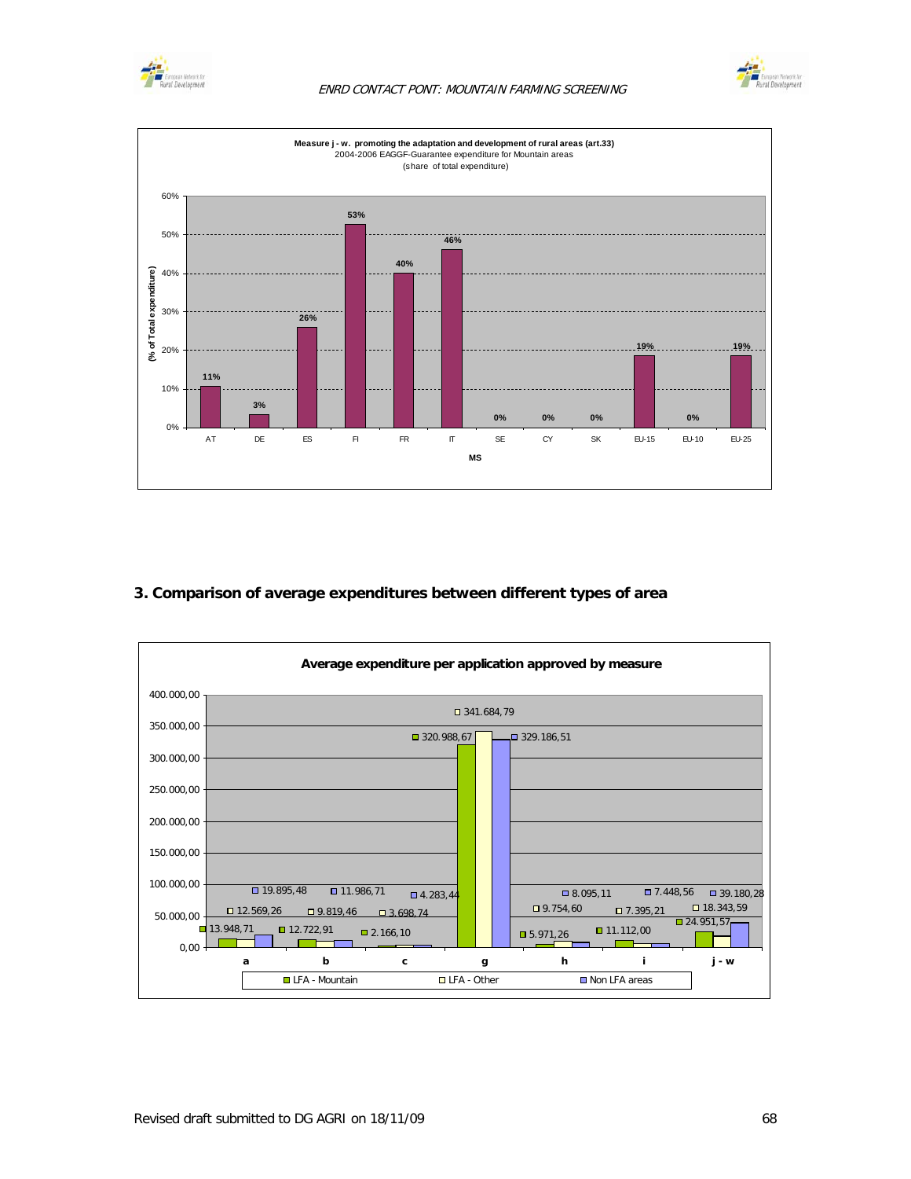**Measure j - w. promoting the adaptation and development of rural areas (art.33)**
2004-2006 EAGGF-Guarantee expenditure for Mountain areas
(share of total expenditure)

| MS | % of Total expenditure |
|---|---|
| AT | 11% |
| DE | 3% |
| ES | 26% |
| FI | 53% |
| FR | 40% |
| IT | 46% |
| SE | 0% |
| CY | 0% |
| SK | 0% |
| EU-15 | 19% |
| EU-10 | 0% |
| EU-25 | 19% |

## 3. Comparison of average expenditures between different types of area

**Average expenditure per application approved by measure**

| Measure | LFA - Mountain | LFA - Other | Non LFA areas |
|---|---|---|---|
| a | 13.948,71 | 12.569,26 | 19.895,48 |
| b | 12.722,91 | 9.819,46 | 11.986,71 |
| c | 2.166,10 | 3.698,74 | 4.283,44 |
| g | 320.988,67 | 341.684,79 | 329.186,51 |
| h | 5.971,26 | 9.754,60 | 8.095,11 |
| i | 11.112,00 | 7.395,21 | 7.448,56 |
| j - w | 24.951,57 | 18.343,59 | 39.180,28 |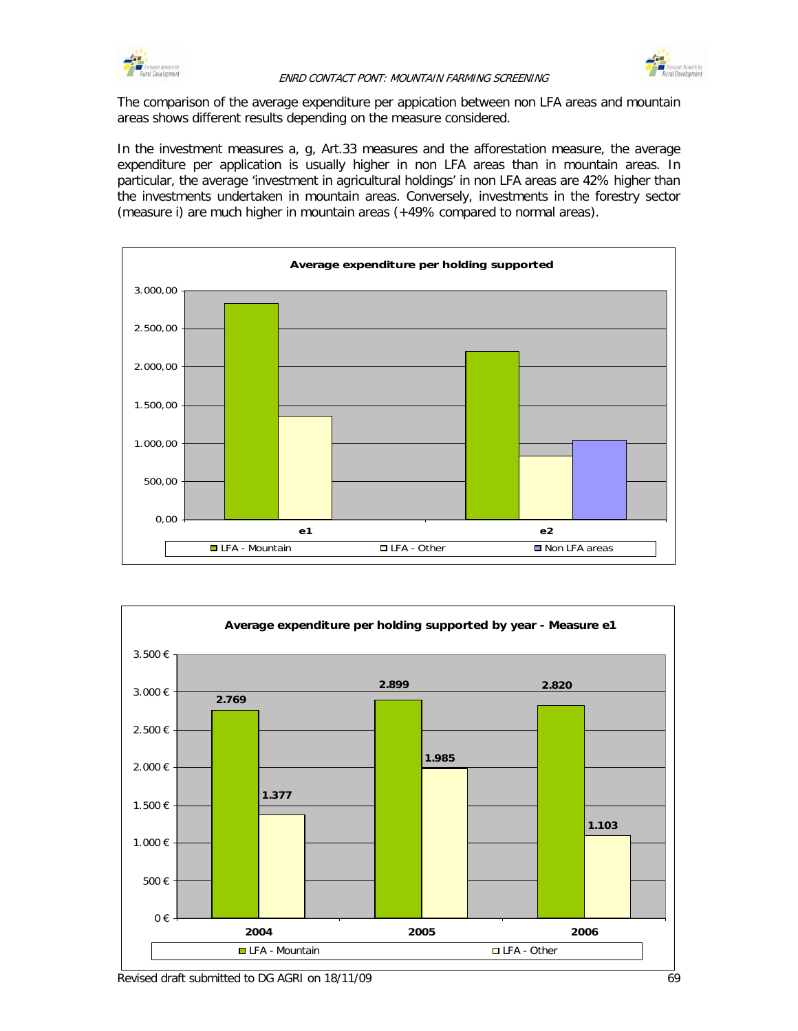The comparison of the average expenditure per appication between non LFA areas and mountain areas shows different results depending on the measure considered.

In the investment measures a, g, Art.33 measures and the afforestation measure, the average expenditure per application is usually higher in non LFA areas than in mountain areas. In particular, the average 'investment in agricultural holdings' in non LFA areas are 42% higher than the investments undertaken in mountain areas. Conversely, investments in the forestry sector (measure i) are much higher in mountain areas (+49% compared to normal areas).

**Average expenditure per holding supported**

| | LFA - Mountain | LFA - Other | Non LFA areas |
|---|---|---|---|
| e1 | ~2.830 | ~1.370 | |
| e2 | ~2.200 | ~830 | ~1.040 |

**Average expenditure per holding supported by year - Measure e1**

| | LFA - Mountain | LFA - Other |
|---|---|---|
| 2004 | 2.769 | 1.377 |
| 2005 | 2.899 | 1.985 |
| 2006 | 2.820 | 1.103 |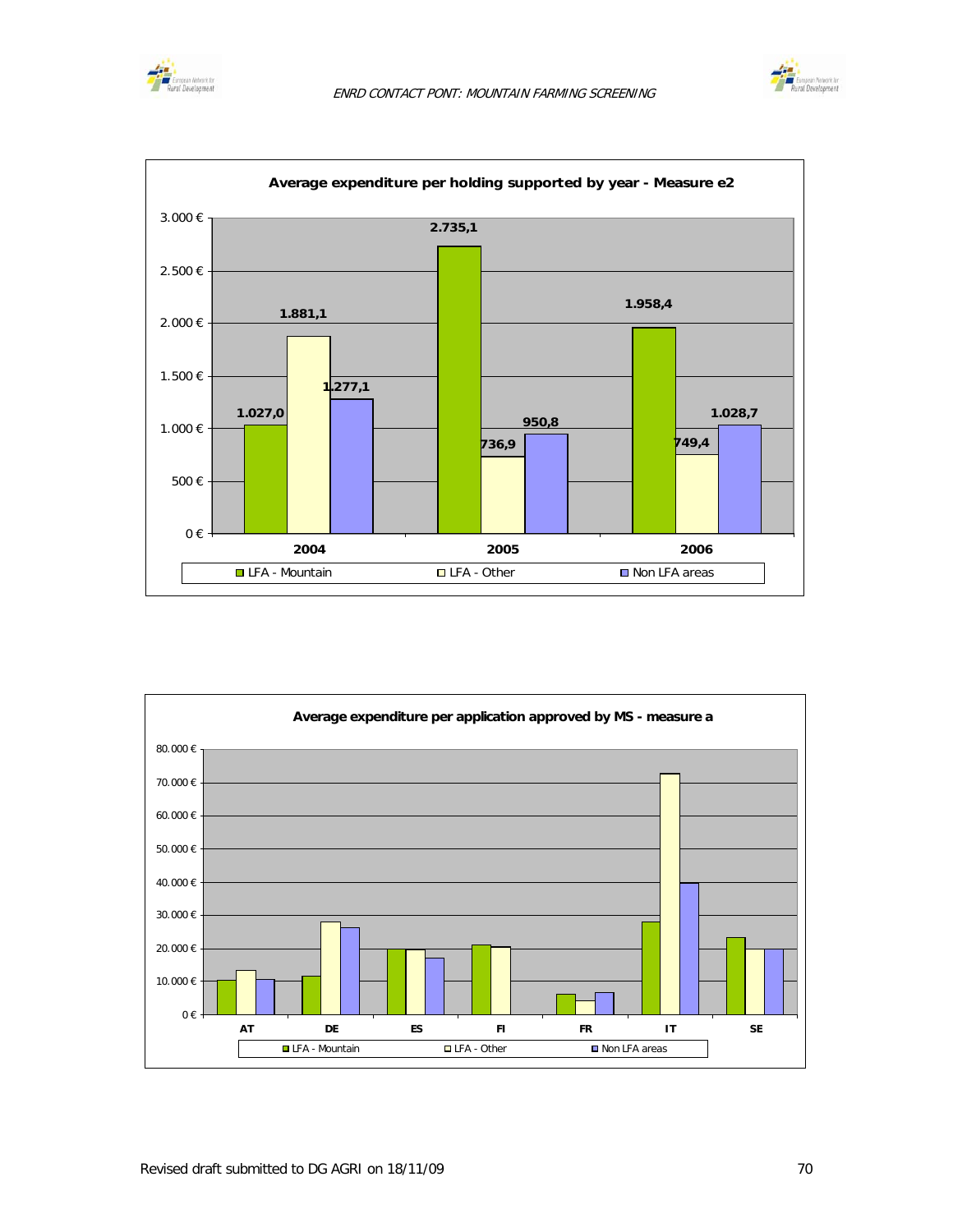**Average expenditure per holding supported by year - Measure e2**

| Year | LFA - Mountain | LFA - Other | Non LFA areas |
|---|---|---|---|
| 2004 | 1.027,0 | 1.881,1 | 1.277,1 |
| 2005 | 2.735,1 | 736,9 | 950,8 |
| 2006 | 1.958,4 | 749,4 | 1.028,7 |

**Average expenditure per application approved by MS - measure a**

Y-axis: 0 € to 80.000 €; X-axis: AT, DE, ES, FI, FR, IT, SE

Legend: LFA - Mountain, LFA - Other, Non LFA areas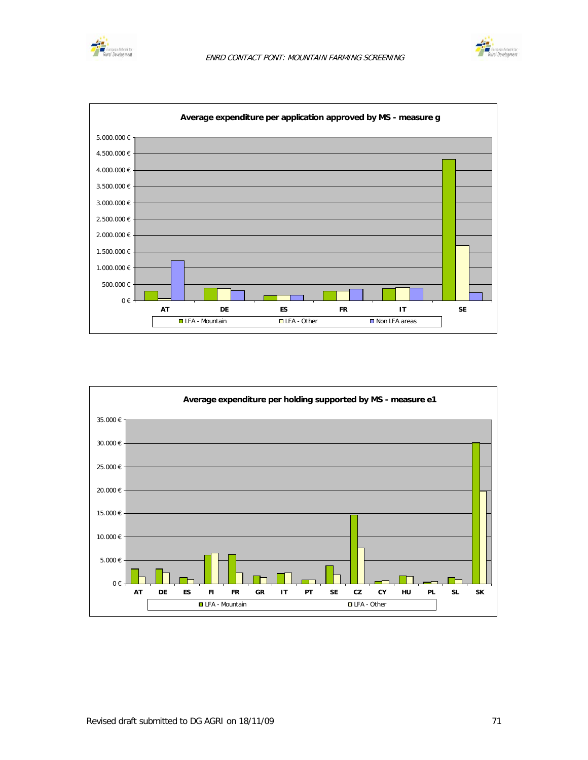**Average expenditure per application approved by MS - measure g**

5.000.000 €
4.500.000 €
4.000.000 €
3.500.000 €
3.000.000 €
2.500.000 €
2.000.000 €
1.500.000 €
1.000.000 €
500.000 €
0 €

AT DE ES FR IT SE

LFA - Mountain LFA - Other Non LFA areas

**Average expenditure per holding supported by MS - measure e1**

35.000 €
30.000 €
25.000 €
20.000 €
15.000 €
10.000 €
5.000 €
0 €

AT DE ES FI FR GR IT PT SE CZ CY HU PL SL SK

LFA - Mountain LFA - Other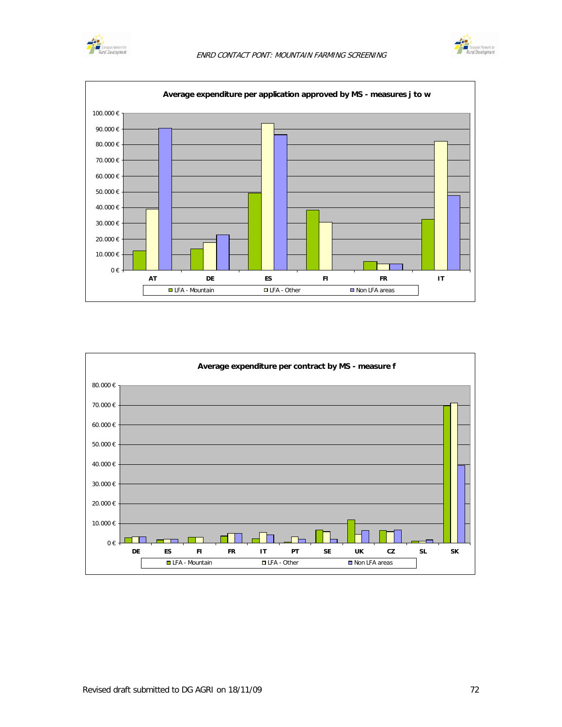**Average expenditure per application approved by MS - measures j to w**

**Average expenditure per contract by MS - measure f**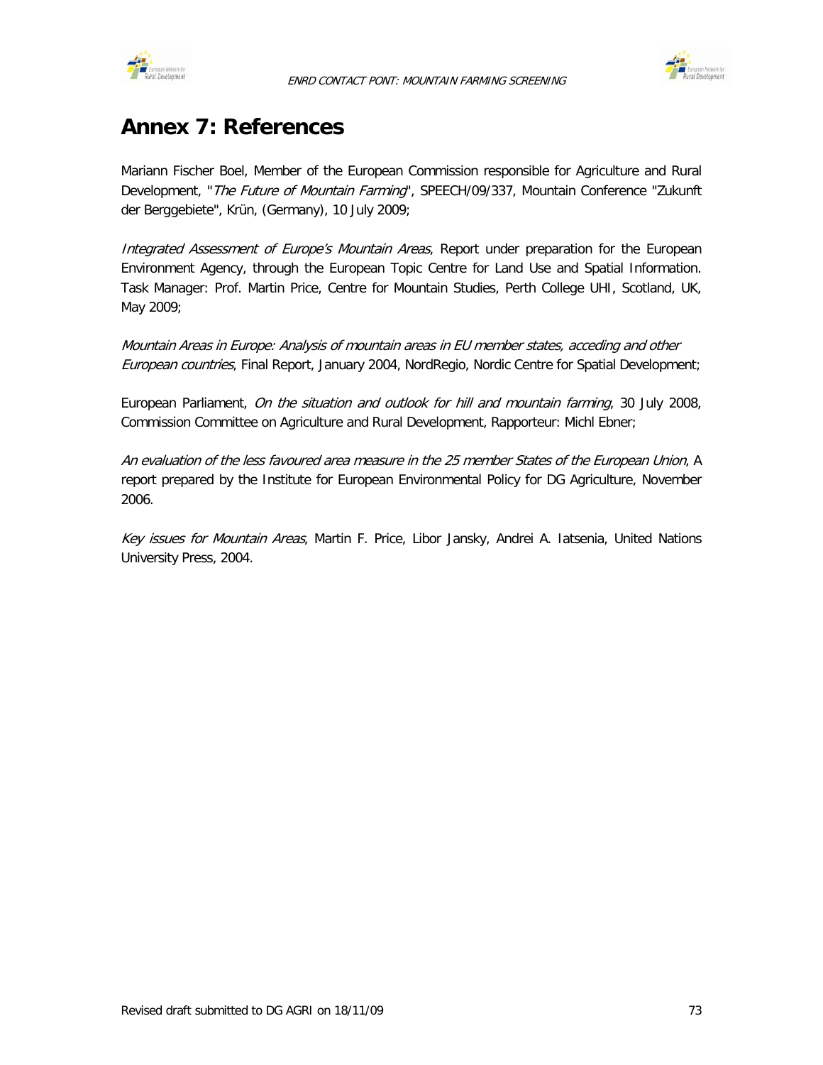# Annex 7: References

Mariann Fischer Boel, Member of the European Commission responsible for Agriculture and Rural Development, "*The Future of Mountain Farming*", SPEECH/09/337, Mountain Conference "Zukunft der Berggebiete", Krün, (Germany), 10 July 2009;

*Integrated Assessment of Europe's Mountain Areas*, Report under preparation for the European Environment Agency, through the European Topic Centre for Land Use and Spatial Information. Task Manager: Prof. Martin Price, Centre for Mountain Studies, Perth College UHI, Scotland, UK, May 2009;

*Mountain Areas in Europe: Analysis of mountain areas in EU member states, acceding and other European countries*, Final Report, January 2004, NordRegio, Nordic Centre for Spatial Development;

European Parliament, *On the situation and outlook for hill and mountain farming*, 30 July 2008, Commission Committee on Agriculture and Rural Development, Rapporteur: Michl Ebner;

*An evaluation of the less favoured area measure in the 25 member States of the European Union*, A report prepared by the Institute for European Environmental Policy for DG Agriculture, November 2006.

*Key issues for Mountain Areas*, Martin F. Price, Libor Jansky, Andrei A. Iatsenia, United Nations University Press, 2004.